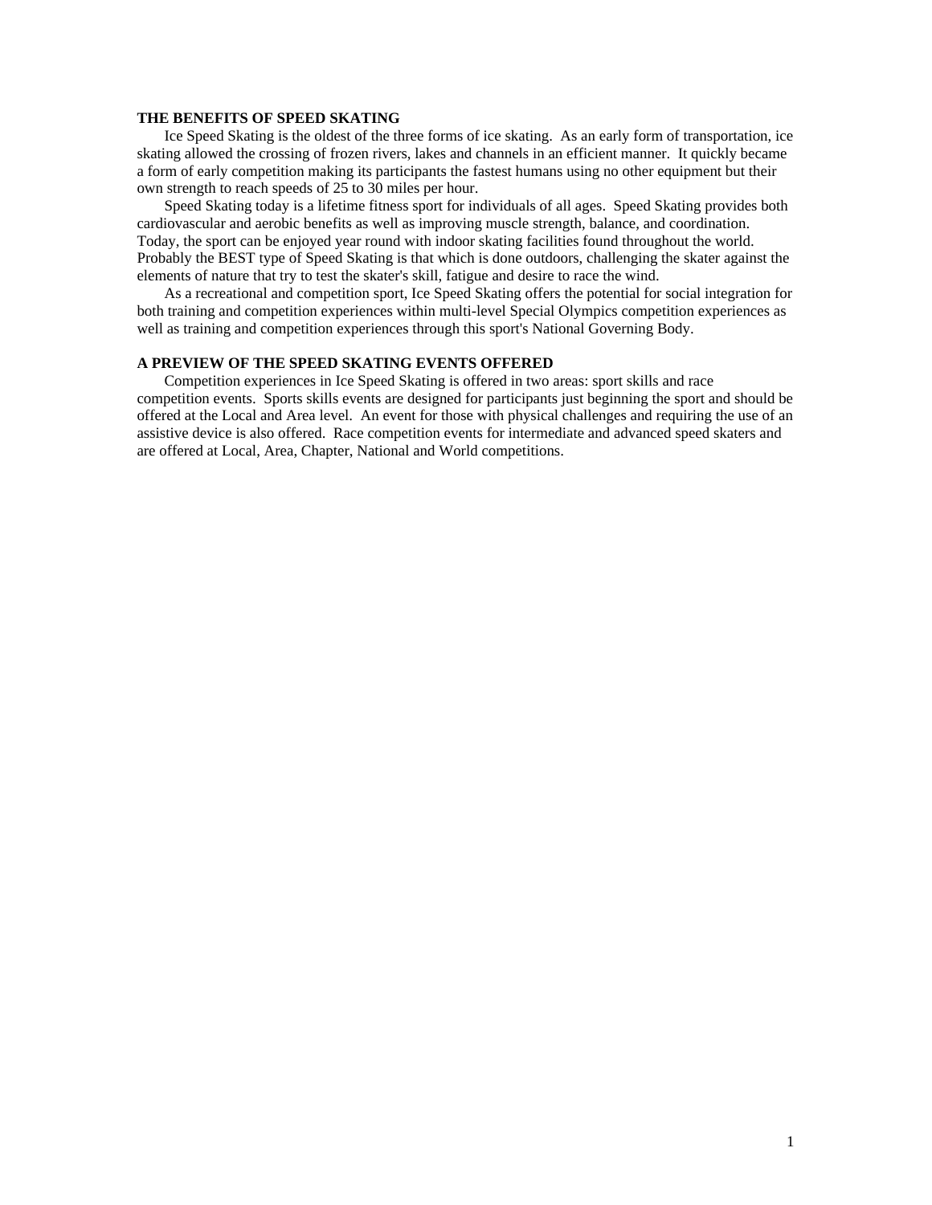## THE BENEFITS OF SPEED SKATING

Ice Speed Skating is the oldest of the three forms of ice skating. As an early form of transportation, ice skating allowed the crossing of frozen rivers, lakes and channels in an efficient manner. It quickly became a form of early competition making its participants the fastest humans using no other equipment but their own strength to reach speeds of 25 to 30 miles per hour.

Speed Skating today is a lifetime fitness sport for individuals of all ages. Speed Skating provides both cardiovascular and aerobic benefits as well as improving muscle strength, balance, and coordination. Today, the sport can be enjoyed year round with indoor skating facilities found throughout the world. Probably the BEST type of Speed Skating is that which is done outdoors, challenging the skater against the elements of nature that try to test the skater's skill, fatigue and desire to race the wind.

As a recreational and competition sport, Ice Speed Skating offers the potential for social integration for both training and competition experiences within multi-level Special Olympics competition experiences as well as training and competition experiences through this sport's National Governing Body.

## A PREVIEW OF THE SPEED SKATING EVENTS OFFERED

Competition experiences in Ice Speed Skating is offered in two areas: sport skills and race competition events. Sports skills events are designed for participants just beginning the sport and should be offered at the Local and Area level. An event for those with physical challenges and requiring the use of an assistive device is also offered. Race competition events for intermediate and advanced speed skaters and are offered at Local, Area, Chapter, National and World competitions.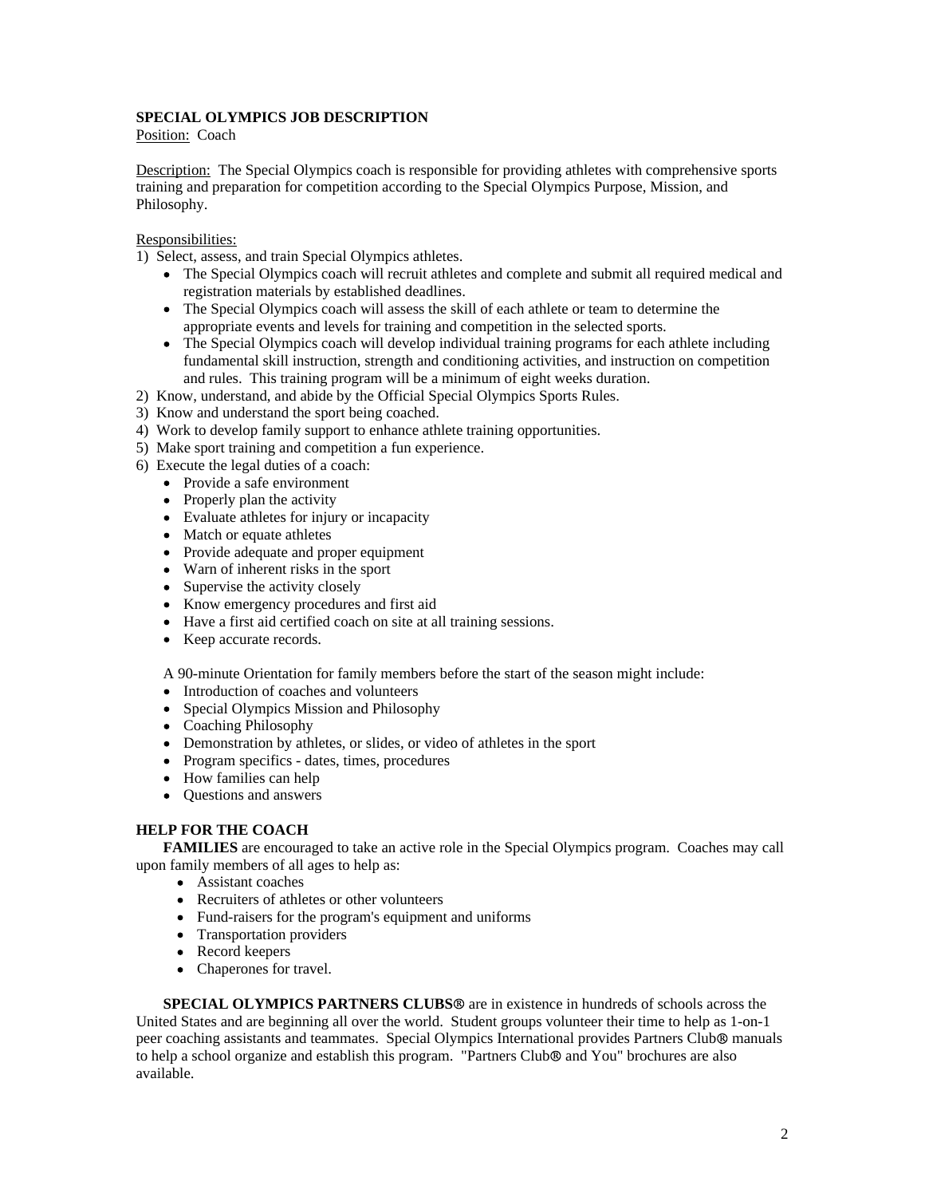**SPECIAL OLYMPICS JOB DESCRIPTION**

Position: Coach

Description: The Special Olympics coach is responsible for providing athletes with comprehensive sports training and preparation for competition according to the Special Olympics Purpose, Mission, and Philosophy.

Responsibilities:

1) Select, assess, and train Special Olympics athletes.
   - The Special Olympics coach will recruit athletes and complete and submit all required medical and registration materials by established deadlines.
   - The Special Olympics coach will assess the skill of each athlete or team to determine the appropriate events and levels for training and competition in the selected sports.
   - The Special Olympics coach will develop individual training programs for each athlete including fundamental skill instruction, strength and conditioning activities, and instruction on competition and rules. This training program will be a minimum of eight weeks duration.
2) Know, understand, and abide by the Official Special Olympics Sports Rules.
3) Know and understand the sport being coached.
4) Work to develop family support to enhance athlete training opportunities.
5) Make sport training and competition a fun experience.
6) Execute the legal duties of a coach:
   - Provide a safe environment
   - Properly plan the activity
   - Evaluate athletes for injury or incapacity
   - Match or equate athletes
   - Provide adequate and proper equipment
   - Warn of inherent risks in the sport
   - Supervise the activity closely
   - Know emergency procedures and first aid
   - Have a first aid certified coach on site at all training sessions.
   - Keep accurate records.

A 90-minute Orientation for family members before the start of the season might include:

- Introduction of coaches and volunteers
- Special Olympics Mission and Philosophy
- Coaching Philosophy
- Demonstration by athletes, or slides, or video of athletes in the sport
- Program specifics - dates, times, procedures
- How families can help
- Questions and answers

**HELP FOR THE COACH**

**FAMILIES** are encouraged to take an active role in the Special Olympics program. Coaches may call upon family members of all ages to help as:

- Assistant coaches
- Recruiters of athletes or other volunteers
- Fund-raisers for the program's equipment and uniforms
- Transportation providers
- Record keepers
- Chaperones for travel.

**SPECIAL OLYMPICS PARTNERS CLUBS®** are in existence in hundreds of schools across the United States and are beginning all over the world. Student groups volunteer their time to help as 1-on-1 peer coaching assistants and teammates. Special Olympics International provides Partners Club® manuals to help a school organize and establish this program. "Partners Club® and You" brochures are also available.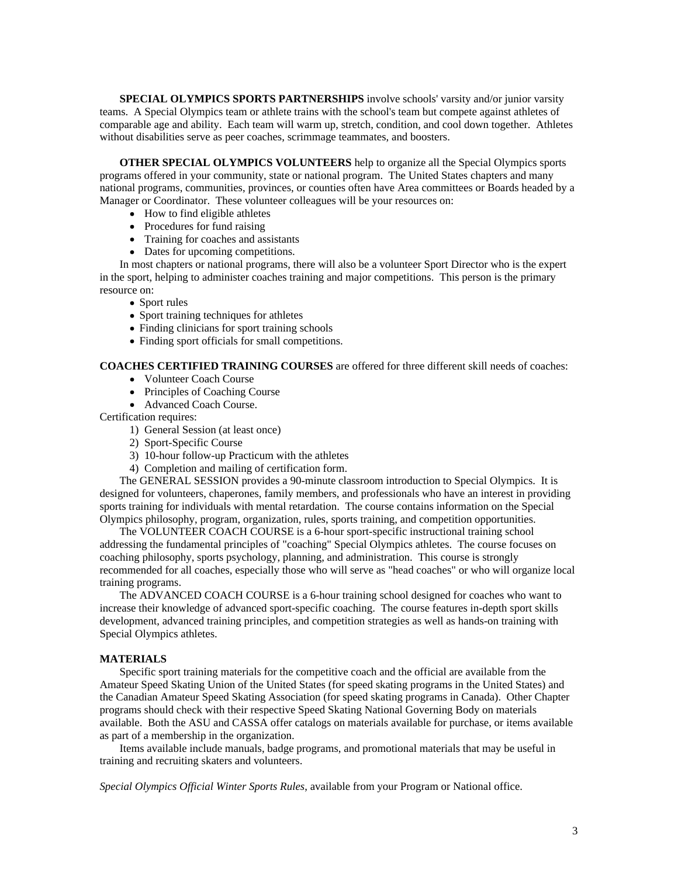**SPECIAL OLYMPICS SPORTS PARTNERSHIPS** involve schools' varsity and/or junior varsity teams. A Special Olympics team or athlete trains with the school's team but compete against athletes of comparable age and ability. Each team will warm up, stretch, condition, and cool down together. Athletes without disabilities serve as peer coaches, scrimmage teammates, and boosters.

**OTHER SPECIAL OLYMPICS VOLUNTEERS** help to organize all the Special Olympics sports programs offered in your community, state or national program. The United States chapters and many national programs, communities, provinces, or counties often have Area committees or Boards headed by a Manager or Coordinator. These volunteer colleagues will be your resources on:

- How to find eligible athletes
- Procedures for fund raising
- Training for coaches and assistants
- Dates for upcoming competitions.

In most chapters or national programs, there will also be a volunteer Sport Director who is the expert in the sport, helping to administer coaches training and major competitions. This person is the primary resource on:

- Sport rules
- Sport training techniques for athletes
- Finding clinicians for sport training schools
- Finding sport officials for small competitions.

**COACHES CERTIFIED TRAINING COURSES** are offered for three different skill needs of coaches:

- Volunteer Coach Course
- Principles of Coaching Course
- Advanced Coach Course.

Certification requires:

1) General Session (at least once)
2) Sport-Specific Course
3) 10-hour follow-up Practicum with the athletes
4) Completion and mailing of certification form.

The GENERAL SESSION provides a 90-minute classroom introduction to Special Olympics. It is designed for volunteers, chaperones, family members, and professionals who have an interest in providing sports training for individuals with mental retardation. The course contains information on the Special Olympics philosophy, program, organization, rules, sports training, and competition opportunities.

The VOLUNTEER COACH COURSE is a 6-hour sport-specific instructional training school addressing the fundamental principles of "coaching" Special Olympics athletes. The course focuses on coaching philosophy, sports psychology, planning, and administration. This course is strongly recommended for all coaches, especially those who will serve as "head coaches" or who will organize local training programs.

The ADVANCED COACH COURSE is a 6-hour training school designed for coaches who want to increase their knowledge of advanced sport-specific coaching. The course features in-depth sport skills development, advanced training principles, and competition strategies as well as hands-on training with Special Olympics athletes.

**MATERIALS**

Specific sport training materials for the competitive coach and the official are available from the Amateur Speed Skating Union of the United States (for speed skating programs in the United States) and the Canadian Amateur Speed Skating Association (for speed skating programs in Canada). Other Chapter programs should check with their respective Speed Skating National Governing Body on materials available. Both the ASU and CASSA offer catalogs on materials available for purchase, or items available as part of a membership in the organization.

Items available include manuals, badge programs, and promotional materials that may be useful in training and recruiting skaters and volunteers.

*Special Olympics Official Winter Sports Rules*, available from your Program or National office.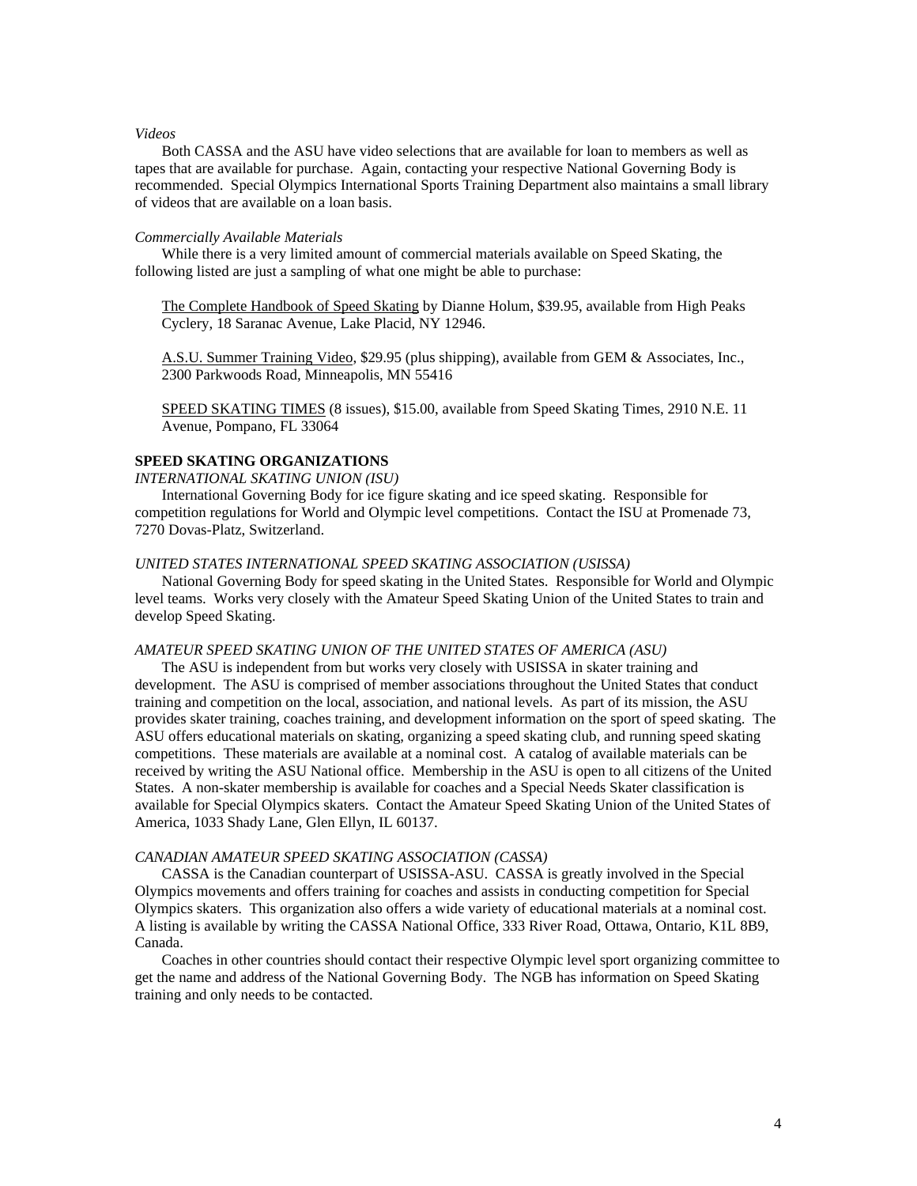*Videos*

Both CASSA and the ASU have video selections that are available for loan to members as well as tapes that are available for purchase. Again, contacting your respective National Governing Body is recommended. Special Olympics International Sports Training Department also maintains a small library of videos that are available on a loan basis.

*Commercially Available Materials*

While there is a very limited amount of commercial materials available on Speed Skating, the following listed are just a sampling of what one might be able to purchase:

<u>The Complete Handbook of Speed Skating</u> by Dianne Holum, $39.95, available from High Peaks Cyclery, 18 Saranac Avenue, Lake Placid, NY 12946.

<u>A.S.U. Summer Training Video</u>, $29.95 (plus shipping), available from GEM & Associates, Inc., 2300 Parkwoods Road, Minneapolis, MN 55416

<u>SPEED SKATING TIMES</u> (8 issues), $15.00, available from Speed Skating Times, 2910 N.E. 11 Avenue, Pompano, FL 33064

**SPEED SKATING ORGANIZATIONS**

*INTERNATIONAL SKATING UNION (ISU)*

International Governing Body for ice figure skating and ice speed skating. Responsible for competition regulations for World and Olympic level competitions. Contact the ISU at Promenade 73, 7270 Dovas-Platz, Switzerland.

*UNITED STATES INTERNATIONAL SPEED SKATING ASSOCIATION (USISSA)*

National Governing Body for speed skating in the United States. Responsible for World and Olympic level teams. Works very closely with the Amateur Speed Skating Union of the United States to train and develop Speed Skating.

*AMATEUR SPEED SKATING UNION OF THE UNITED STATES OF AMERICA (ASU)*

The ASU is independent from but works very closely with USISSA in skater training and development. The ASU is comprised of member associations throughout the United States that conduct training and competition on the local, association, and national levels. As part of its mission, the ASU provides skater training, coaches training, and development information on the sport of speed skating. The ASU offers educational materials on skating, organizing a speed skating club, and running speed skating competitions. These materials are available at a nominal cost. A catalog of available materials can be received by writing the ASU National office. Membership in the ASU is open to all citizens of the United States. A non-skater membership is available for coaches and a Special Needs Skater classification is available for Special Olympics skaters. Contact the Amateur Speed Skating Union of the United States of America, 1033 Shady Lane, Glen Ellyn, IL 60137.

*CANADIAN AMATEUR SPEED SKATING ASSOCIATION (CASSA)*

CASSA is the Canadian counterpart of USISSA-ASU. CASSA is greatly involved in the Special Olympics movements and offers training for coaches and assists in conducting competition for Special Olympics skaters. This organization also offers a wide variety of educational materials at a nominal cost. A listing is available by writing the CASSA National Office, 333 River Road, Ottawa, Ontario, K1L 8B9, Canada.

Coaches in other countries should contact their respective Olympic level sport organizing committee to get the name and address of the National Governing Body. The NGB has information on Speed Skating training and only needs to be contacted.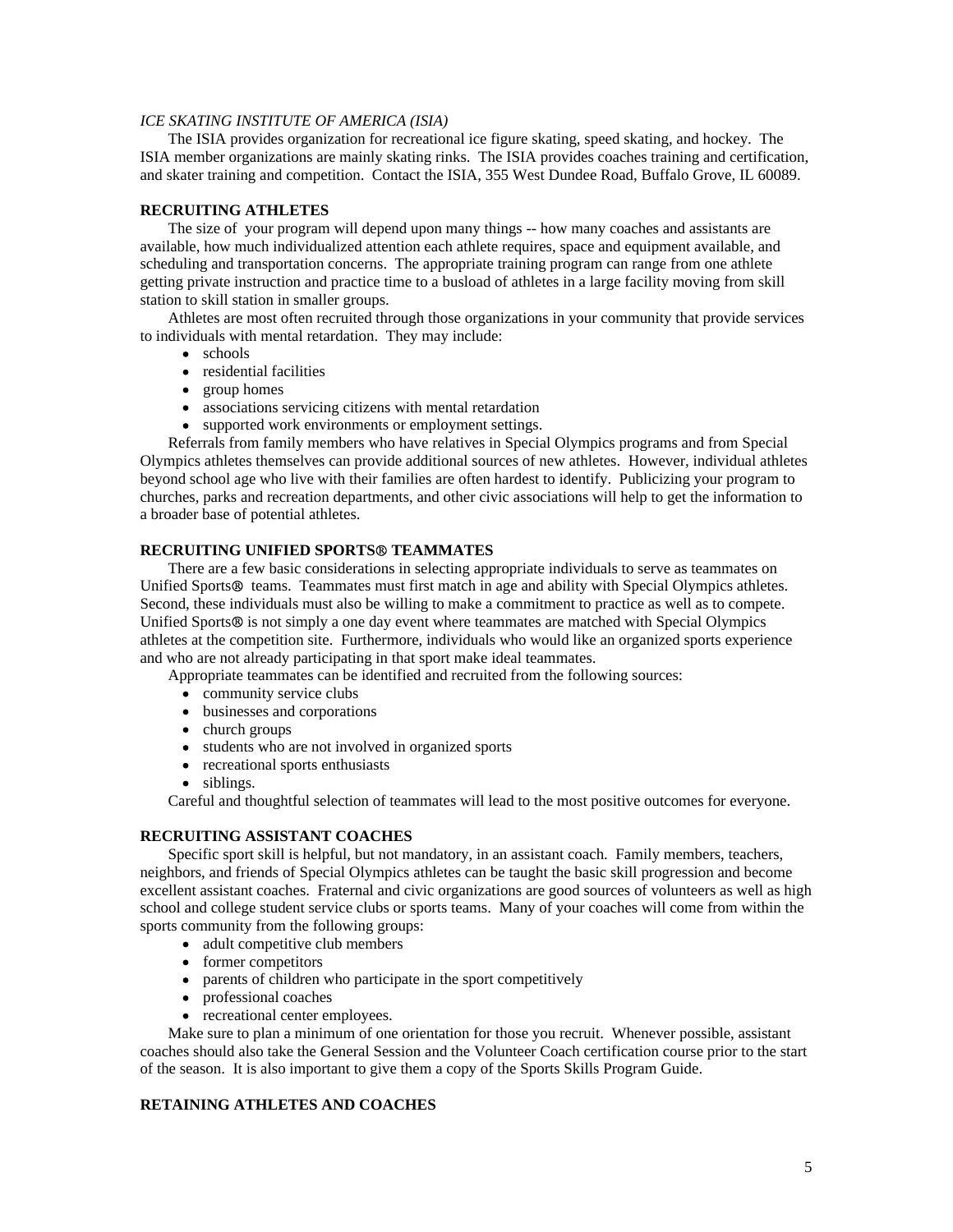*ICE SKATING INSTITUTE OF AMERICA (ISIA)*

The ISIA provides organization for recreational ice figure skating, speed skating, and hockey. The ISIA member organizations are mainly skating rinks. The ISIA provides coaches training and certification, and skater training and competition. Contact the ISIA, 355 West Dundee Road, Buffalo Grove, IL 60089.

**RECRUITING ATHLETES**

The size of your program will depend upon many things -- how many coaches and assistants are available, how much individualized attention each athlete requires, space and equipment available, and scheduling and transportation concerns. The appropriate training program can range from one athlete getting private instruction and practice time to a busload of athletes in a large facility moving from skill station to skill station in smaller groups.

Athletes are most often recruited through those organizations in your community that provide services to individuals with mental retardation. They may include:

- schools
- residential facilities
- group homes
- associations servicing citizens with mental retardation
- supported work environments or employment settings.

Referrals from family members who have relatives in Special Olympics programs and from Special Olympics athletes themselves can provide additional sources of new athletes. However, individual athletes beyond school age who live with their families are often hardest to identify. Publicizing your program to churches, parks and recreation departments, and other civic associations will help to get the information to a broader base of potential athletes.

**RECRUITING UNIFIED SPORTS® TEAMMATES**

There are a few basic considerations in selecting appropriate individuals to serve as teammates on Unified Sports® teams. Teammates must first match in age and ability with Special Olympics athletes. Second, these individuals must also be willing to make a commitment to practice as well as to compete. Unified Sports® is not simply a one day event where teammates are matched with Special Olympics athletes at the competition site. Furthermore, individuals who would like an organized sports experience and who are not already participating in that sport make ideal teammates.

Appropriate teammates can be identified and recruited from the following sources:

- community service clubs
- businesses and corporations
- church groups
- students who are not involved in organized sports
- recreational sports enthusiasts
- siblings.

Careful and thoughtful selection of teammates will lead to the most positive outcomes for everyone.

**RECRUITING ASSISTANT COACHES**

Specific sport skill is helpful, but not mandatory, in an assistant coach. Family members, teachers, neighbors, and friends of Special Olympics athletes can be taught the basic skill progression and become excellent assistant coaches. Fraternal and civic organizations are good sources of volunteers as well as high school and college student service clubs or sports teams. Many of your coaches will come from within the sports community from the following groups:

- adult competitive club members
- former competitors
- parents of children who participate in the sport competitively
- professional coaches
- recreational center employees.

Make sure to plan a minimum of one orientation for those you recruit. Whenever possible, assistant coaches should also take the General Session and the Volunteer Coach certification course prior to the start of the season. It is also important to give them a copy of the Sports Skills Program Guide.

**RETAINING ATHLETES AND COACHES**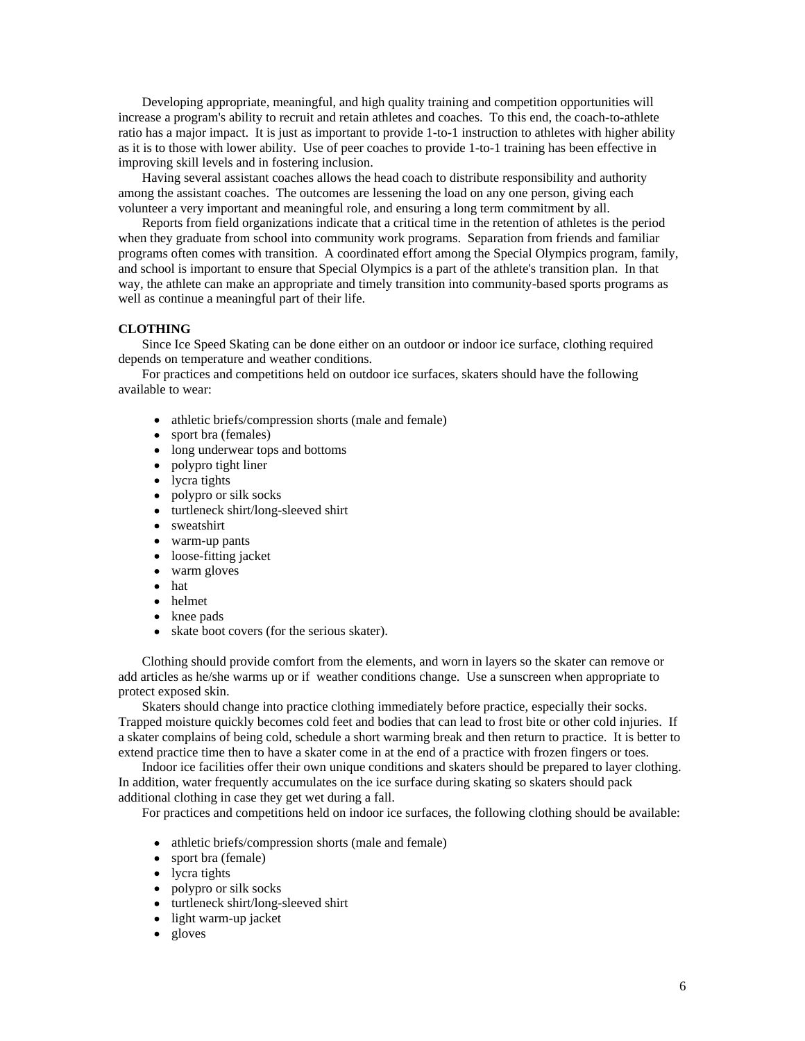Developing appropriate, meaningful, and high quality training and competition opportunities will increase a program's ability to recruit and retain athletes and coaches. To this end, the coach-to-athlete ratio has a major impact. It is just as important to provide 1-to-1 instruction to athletes with higher ability as it is to those with lower ability. Use of peer coaches to provide 1-to-1 training has been effective in improving skill levels and in fostering inclusion.

Having several assistant coaches allows the head coach to distribute responsibility and authority among the assistant coaches. The outcomes are lessening the load on any one person, giving each volunteer a very important and meaningful role, and ensuring a long term commitment by all.

Reports from field organizations indicate that a critical time in the retention of athletes is the period when they graduate from school into community work programs. Separation from friends and familiar programs often comes with transition. A coordinated effort among the Special Olympics program, family, and school is important to ensure that Special Olympics is a part of the athlete's transition plan. In that way, the athlete can make an appropriate and timely transition into community-based sports programs as well as continue a meaningful part of their life.

**CLOTHING**

Since Ice Speed Skating can be done either on an outdoor or indoor ice surface, clothing required depends on temperature and weather conditions.

For practices and competitions held on outdoor ice surfaces, skaters should have the following available to wear:

- athletic briefs/compression shorts (male and female)
- sport bra (females)
- long underwear tops and bottoms
- polypro tight liner
- lycra tights
- polypro or silk socks
- turtleneck shirt/long-sleeved shirt
- sweatshirt
- warm-up pants
- loose-fitting jacket
- warm gloves
- hat
- helmet
- knee pads
- skate boot covers (for the serious skater).

Clothing should provide comfort from the elements, and worn in layers so the skater can remove or add articles as he/she warms up or if weather conditions change. Use a sunscreen when appropriate to protect exposed skin.

Skaters should change into practice clothing immediately before practice, especially their socks. Trapped moisture quickly becomes cold feet and bodies that can lead to frost bite or other cold injuries. If a skater complains of being cold, schedule a short warming break and then return to practice. It is better to extend practice time then to have a skater come in at the end of a practice with frozen fingers or toes.

Indoor ice facilities offer their own unique conditions and skaters should be prepared to layer clothing. In addition, water frequently accumulates on the ice surface during skating so skaters should pack additional clothing in case they get wet during a fall.

For practices and competitions held on indoor ice surfaces, the following clothing should be available:

- athletic briefs/compression shorts (male and female)
- sport bra (female)
- lycra tights
- polypro or silk socks
- turtleneck shirt/long-sleeved shirt
- light warm-up jacket
- gloves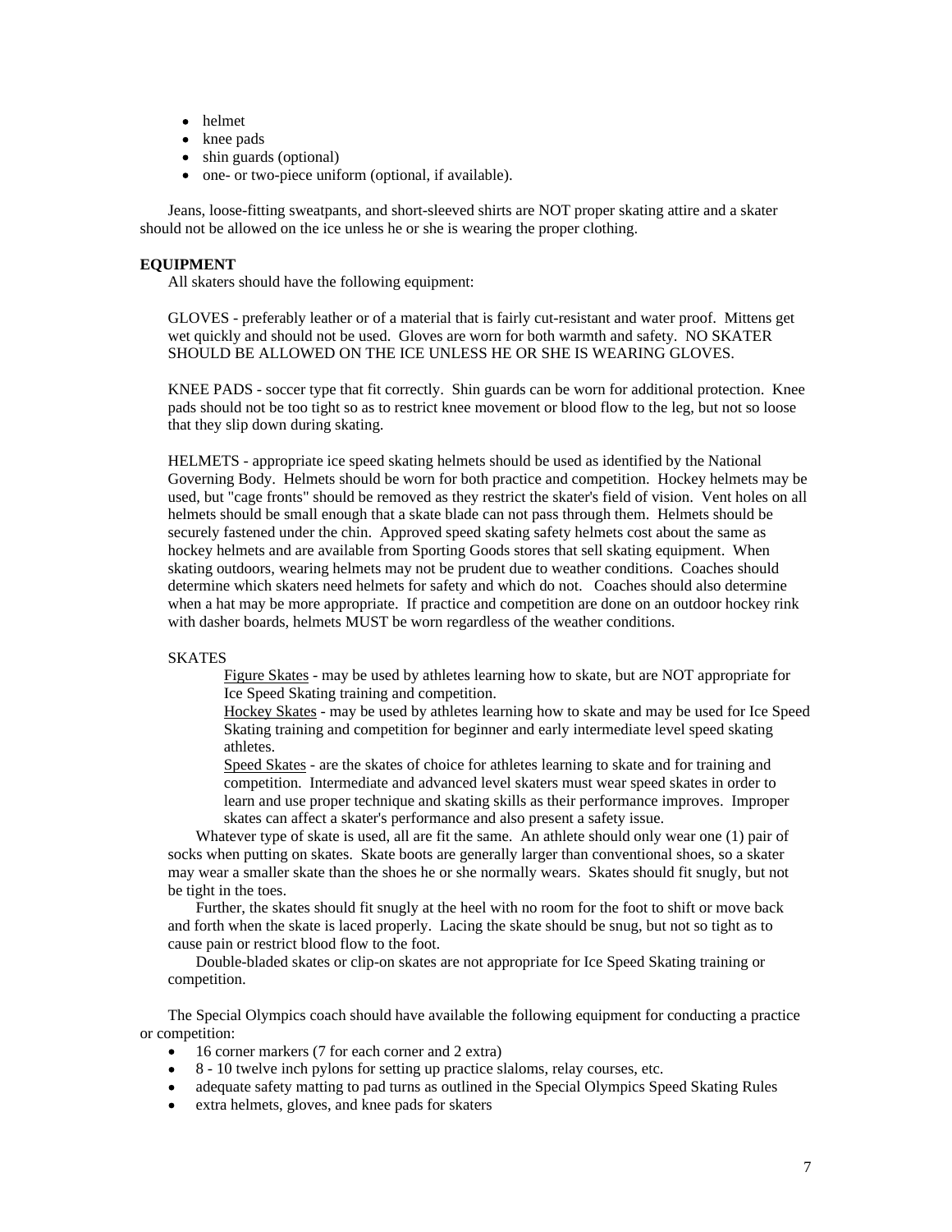- helmet
- knee pads
- shin guards (optional)
- one- or two-piece uniform (optional, if available).

Jeans, loose-fitting sweatpants, and short-sleeved shirts are NOT proper skating attire and a skater should not be allowed on the ice unless he or she is wearing the proper clothing.

**EQUIPMENT**

All skaters should have the following equipment:

GLOVES - preferably leather or of a material that is fairly cut-resistant and water proof. Mittens get wet quickly and should not be used. Gloves are worn for both warmth and safety. NO SKATER SHOULD BE ALLOWED ON THE ICE UNLESS HE OR SHE IS WEARING GLOVES.

KNEE PADS - soccer type that fit correctly. Shin guards can be worn for additional protection. Knee pads should not be too tight so as to restrict knee movement or blood flow to the leg, but not so loose that they slip down during skating.

HELMETS - appropriate ice speed skating helmets should be used as identified by the National Governing Body. Helmets should be worn for both practice and competition. Hockey helmets may be used, but "cage fronts" should be removed as they restrict the skater's field of vision. Vent holes on all helmets should be small enough that a skate blade can not pass through them. Helmets should be securely fastened under the chin. Approved speed skating safety helmets cost about the same as hockey helmets and are available from Sporting Goods stores that sell skating equipment. When skating outdoors, wearing helmets may not be prudent due to weather conditions. Coaches should determine which skaters need helmets for safety and which do not. Coaches should also determine when a hat may be more appropriate. If practice and competition are done on an outdoor hockey rink with dasher boards, helmets MUST be worn regardless of the weather conditions.

SKATES

Figure Skates - may be used by athletes learning how to skate, but are NOT appropriate for Ice Speed Skating training and competition.

Hockey Skates - may be used by athletes learning how to skate and may be used for Ice Speed Skating training and competition for beginner and early intermediate level speed skating athletes.

Speed Skates - are the skates of choice for athletes learning to skate and for training and competition. Intermediate and advanced level skaters must wear speed skates in order to learn and use proper technique and skating skills as their performance improves. Improper skates can affect a skater's performance and also present a safety issue.

Whatever type of skate is used, all are fit the same. An athlete should only wear one (1) pair of socks when putting on skates. Skate boots are generally larger than conventional shoes, so a skater may wear a smaller skate than the shoes he or she normally wears. Skates should fit snugly, but not be tight in the toes.

Further, the skates should fit snugly at the heel with no room for the foot to shift or move back and forth when the skate is laced properly. Lacing the skate should be snug, but not so tight as to cause pain or restrict blood flow to the foot.

Double-bladed skates or clip-on skates are not appropriate for Ice Speed Skating training or competition.

The Special Olympics coach should have available the following equipment for conducting a practice or competition:

- 16 corner markers (7 for each corner and 2 extra)
- 8 - 10 twelve inch pylons for setting up practice slaloms, relay courses, etc.
- adequate safety matting to pad turns as outlined in the Special Olympics Speed Skating Rules
- extra helmets, gloves, and knee pads for skaters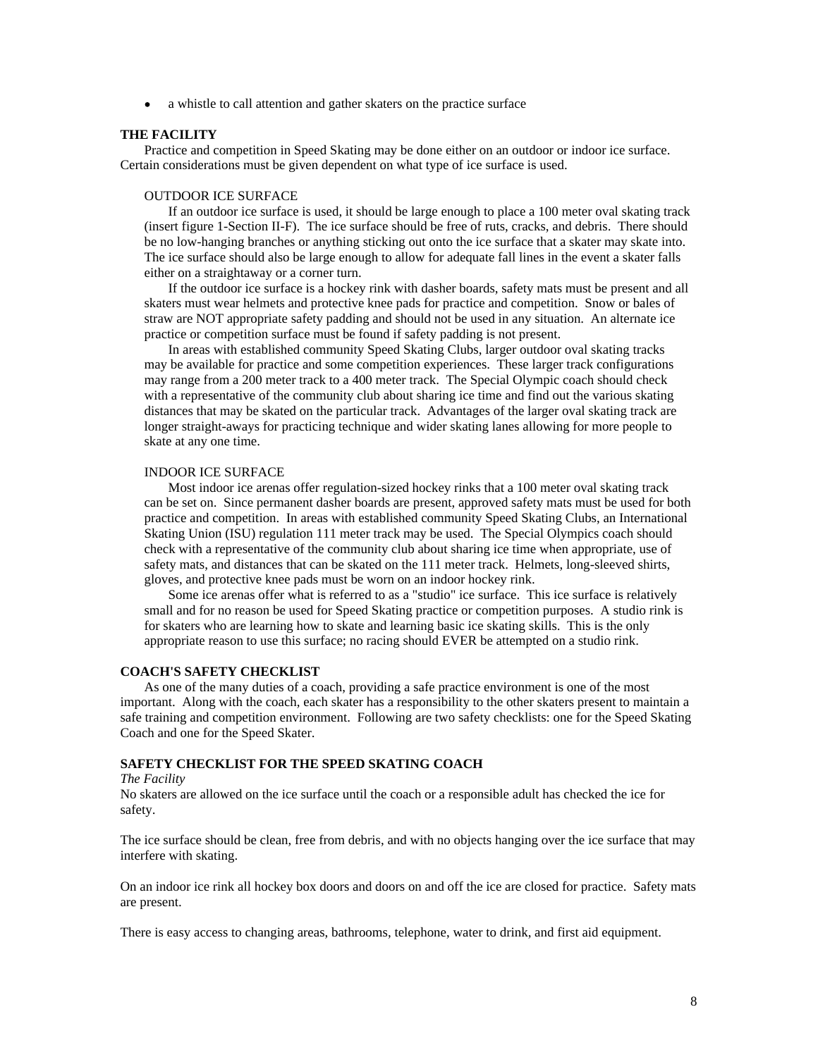- a whistle to call attention and gather skaters on the practice surface

## THE FACILITY

Practice and competition in Speed Skating may be done either on an outdoor or indoor ice surface. Certain considerations must be given dependent on what type of ice surface is used.

### OUTDOOR ICE SURFACE

If an outdoor ice surface is used, it should be large enough to place a 100 meter oval skating track (insert figure 1-Section II-F). The ice surface should be free of ruts, cracks, and debris. There should be no low-hanging branches or anything sticking out onto the ice surface that a skater may skate into. The ice surface should also be large enough to allow for adequate fall lines in the event a skater falls either on a straightaway or a corner turn.

If the outdoor ice surface is a hockey rink with dasher boards, safety mats must be present and all skaters must wear helmets and protective knee pads for practice and competition. Snow or bales of straw are NOT appropriate safety padding and should not be used in any situation. An alternate ice practice or competition surface must be found if safety padding is not present.

In areas with established community Speed Skating Clubs, larger outdoor oval skating tracks may be available for practice and some competition experiences. These larger track configurations may range from a 200 meter track to a 400 meter track. The Special Olympic coach should check with a representative of the community club about sharing ice time and find out the various skating distances that may be skated on the particular track. Advantages of the larger oval skating track are longer straight-aways for practicing technique and wider skating lanes allowing for more people to skate at any one time.

### INDOOR ICE SURFACE

Most indoor ice arenas offer regulation-sized hockey rinks that a 100 meter oval skating track can be set on. Since permanent dasher boards are present, approved safety mats must be used for both practice and competition. In areas with established community Speed Skating Clubs, an International Skating Union (ISU) regulation 111 meter track may be used. The Special Olympics coach should check with a representative of the community club about sharing ice time when appropriate, use of safety mats, and distances that can be skated on the 111 meter track. Helmets, long-sleeved shirts, gloves, and protective knee pads must be worn on an indoor hockey rink.

Some ice arenas offer what is referred to as a "studio" ice surface. This ice surface is relatively small and for no reason be used for Speed Skating practice or competition purposes. A studio rink is for skaters who are learning how to skate and learning basic ice skating skills. This is the only appropriate reason to use this surface; no racing should EVER be attempted on a studio rink.

## COACH'S SAFETY CHECKLIST

As one of the many duties of a coach, providing a safe practice environment is one of the most important. Along with the coach, each skater has a responsibility to the other skaters present to maintain a safe training and competition environment. Following are two safety checklists: one for the Speed Skating Coach and one for the Speed Skater.

## SAFETY CHECKLIST FOR THE SPEED SKATING COACH

*The Facility*

No skaters are allowed on the ice surface until the coach or a responsible adult has checked the ice for safety.

The ice surface should be clean, free from debris, and with no objects hanging over the ice surface that may interfere with skating.

On an indoor ice rink all hockey box doors and doors on and off the ice are closed for practice. Safety mats are present.

There is easy access to changing areas, bathrooms, telephone, water to drink, and first aid equipment.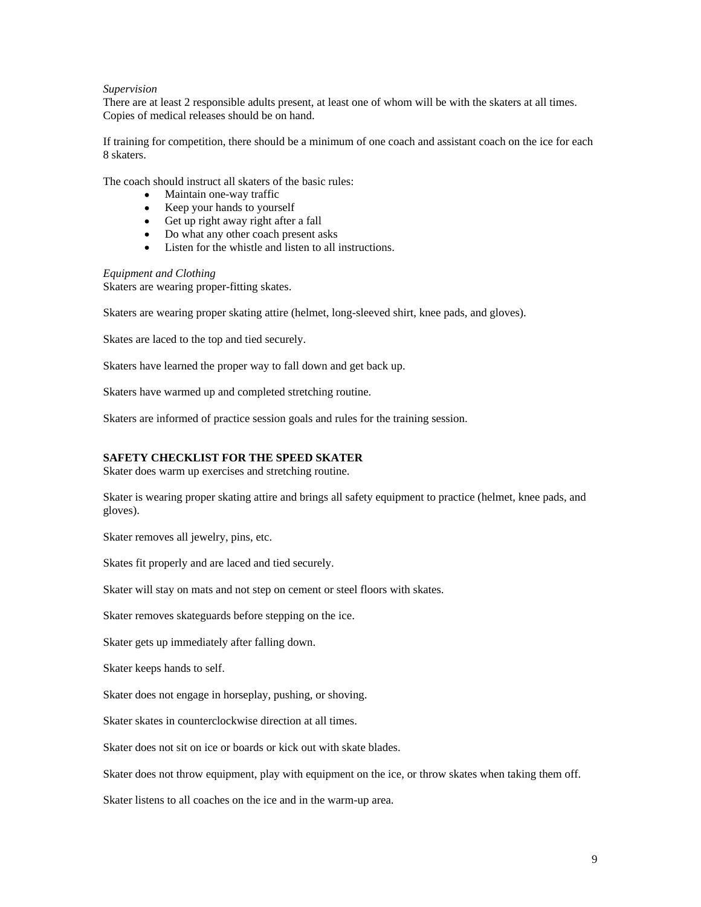*Supervision*
There are at least 2 responsible adults present, at least one of whom will be with the skaters at all times. Copies of medical releases should be on hand.

If training for competition, there should be a minimum of one coach and assistant coach on the ice for each 8 skaters.

The coach should instruct all skaters of the basic rules:

- Maintain one-way traffic
- Keep your hands to yourself
- Get up right away right after a fall
- Do what any other coach present asks
- Listen for the whistle and listen to all instructions.

*Equipment and Clothing*
Skaters are wearing proper-fitting skates.

Skaters are wearing proper skating attire (helmet, long-sleeved shirt, knee pads, and gloves).

Skates are laced to the top and tied securely.

Skaters have learned the proper way to fall down and get back up.

Skaters have warmed up and completed stretching routine.

Skaters are informed of practice session goals and rules for the training session.

**SAFETY CHECKLIST FOR THE SPEED SKATER**
Skater does warm up exercises and stretching routine.

Skater is wearing proper skating attire and brings all safety equipment to practice (helmet, knee pads, and gloves).

Skater removes all jewelry, pins, etc.

Skates fit properly and are laced and tied securely.

Skater will stay on mats and not step on cement or steel floors with skates.

Skater removes skateguards before stepping on the ice.

Skater gets up immediately after falling down.

Skater keeps hands to self.

Skater does not engage in horseplay, pushing, or shoving.

Skater skates in counterclockwise direction at all times.

Skater does not sit on ice or boards or kick out with skate blades.

Skater does not throw equipment, play with equipment on the ice, or throw skates when taking them off.

Skater listens to all coaches on the ice and in the warm-up area.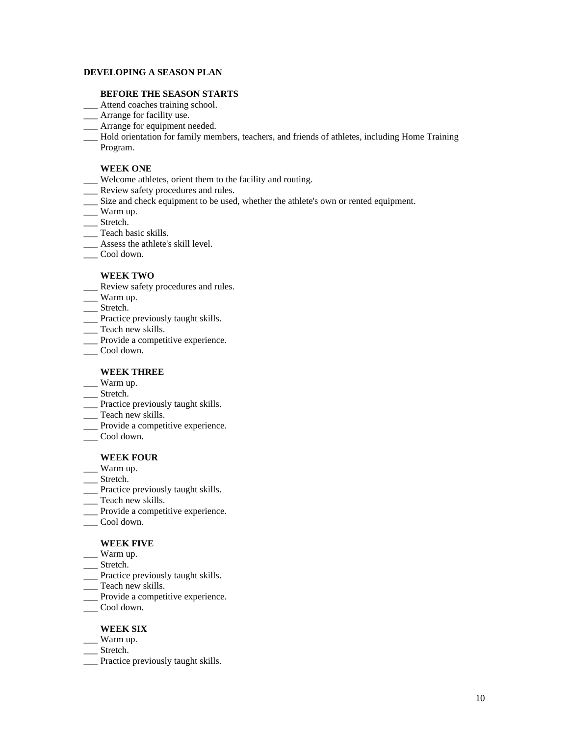## DEVELOPING A SEASON PLAN

### BEFORE THE SEASON STARTS

___ Attend coaches training school.
___ Arrange for facility use.
___ Arrange for equipment needed.
___ Hold orientation for family members, teachers, and friends of athletes, including Home Training Program.

### WEEK ONE

___ Welcome athletes, orient them to the facility and routing.
___ Review safety procedures and rules.
___ Size and check equipment to be used, whether the athlete's own or rented equipment.
___ Warm up.
___ Stretch.
___ Teach basic skills.
___ Assess the athlete's skill level.
___ Cool down.

### WEEK TWO

___ Review safety procedures and rules.
___ Warm up.
___ Stretch.
___ Practice previously taught skills.
___ Teach new skills.
___ Provide a competitive experience.
___ Cool down.

### WEEK THREE

___ Warm up.
___ Stretch.
___ Practice previously taught skills.
___ Teach new skills.
___ Provide a competitive experience.
___ Cool down.

### WEEK FOUR

___ Warm up.
___ Stretch.
___ Practice previously taught skills.
___ Teach new skills.
___ Provide a competitive experience.
___ Cool down.

### WEEK FIVE

___ Warm up.
___ Stretch.
___ Practice previously taught skills.
___ Teach new skills.
___ Provide a competitive experience.
___ Cool down.

### WEEK SIX

___ Warm up.
___ Stretch.
___ Practice previously taught skills.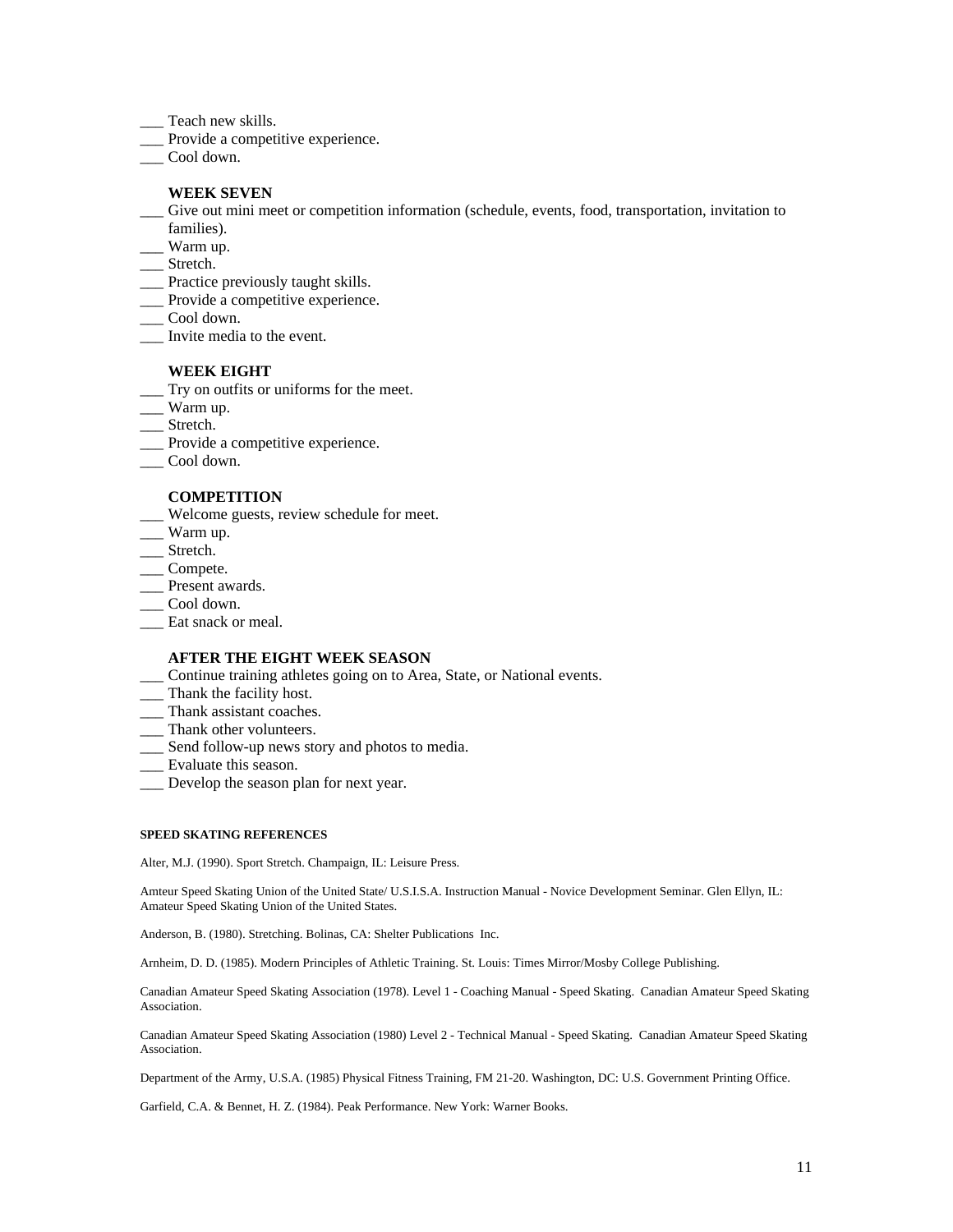___ Teach new skills.
___ Provide a competitive experience.
___ Cool down.

**WEEK SEVEN**

___ Give out mini meet or competition information (schedule, events, food, transportation, invitation to families).
___ Warm up.
___ Stretch.
___ Practice previously taught skills.
___ Provide a competitive experience.
___ Cool down.
___ Invite media to the event.

**WEEK EIGHT**

___ Try on outfits or uniforms for the meet.
___ Warm up.
___ Stretch.
___ Provide a competitive experience.
___ Cool down.

**COMPETITION**

___ Welcome guests, review schedule for meet.
___ Warm up.
___ Stretch.
___ Compete.
___ Present awards.
___ Cool down.
___ Eat snack or meal.

**AFTER THE EIGHT WEEK SEASON**

___ Continue training athletes going on to Area, State, or National events.
___ Thank the facility host.
___ Thank assistant coaches.
___ Thank other volunteers.
___ Send follow-up news story and photos to media.
___ Evaluate this season.
___ Develop the season plan for next year.

**SPEED SKATING REFERENCES**

Alter, M.J. (1990). Sport Stretch. Champaign, IL: Leisure Press.

Amteur Speed Skating Union of the United State/ U.S.I.S.A. Instruction Manual - Novice Development Seminar. Glen Ellyn, IL: Amateur Speed Skating Union of the United States.

Anderson, B. (1980). Stretching. Bolinas, CA: Shelter Publications Inc.

Arnheim, D. D. (1985). Modern Principles of Athletic Training. St. Louis: Times Mirror/Mosby College Publishing.

Canadian Amateur Speed Skating Association (1978). Level 1 - Coaching Manual - Speed Skating. Canadian Amateur Speed Skating Association.

Canadian Amateur Speed Skating Association (1980) Level 2 - Technical Manual - Speed Skating. Canadian Amateur Speed Skating Association.

Department of the Army, U.S.A. (1985) Physical Fitness Training, FM 21-20. Washington, DC: U.S. Government Printing Office.

Garfield, C.A. & Bennet, H. Z. (1984). Peak Performance. New York: Warner Books.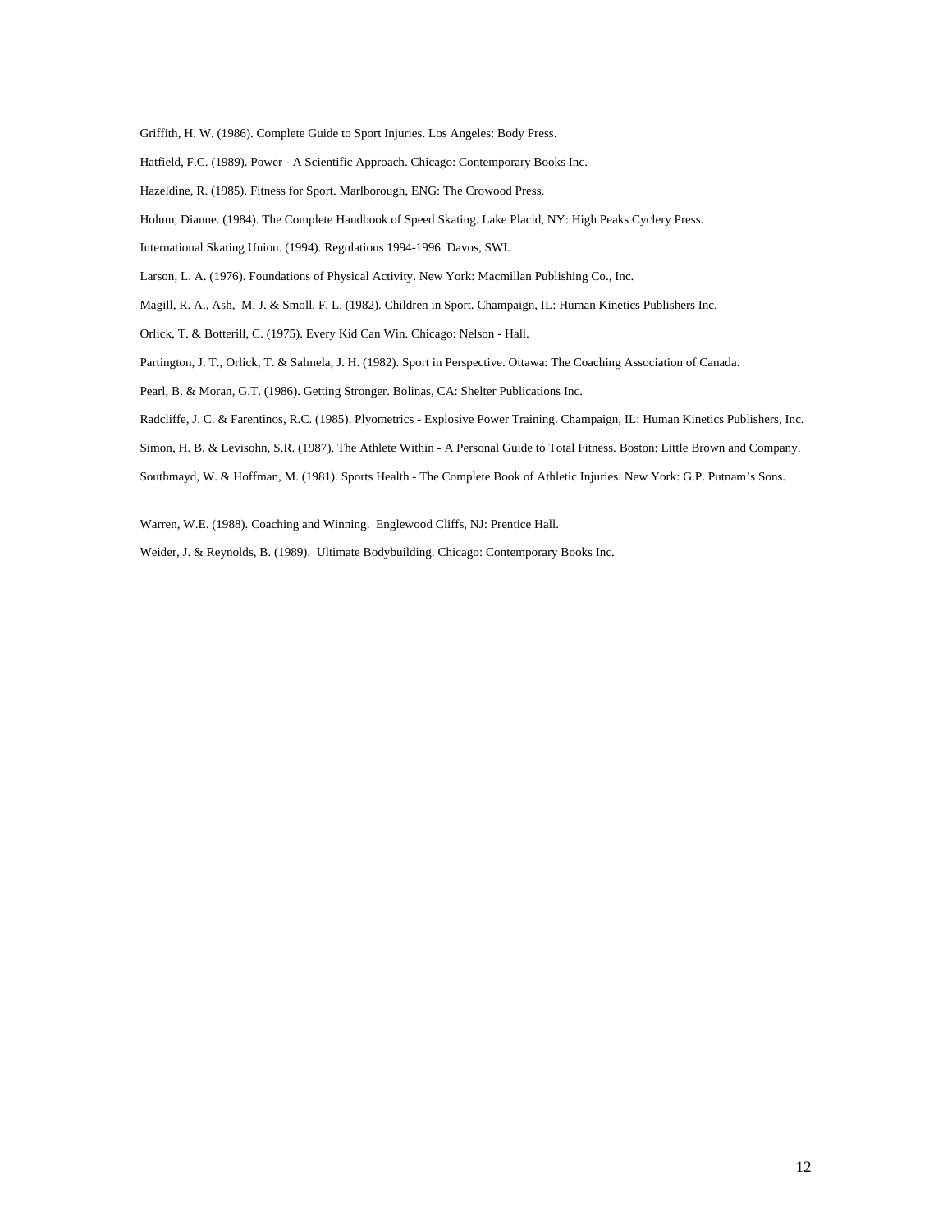Griffith, H. W. (1986). Complete Guide to Sport Injuries. Los Angeles: Body Press.

Hatfield, F.C. (1989). Power - A Scientific Approach. Chicago: Contemporary Books Inc.

Hazeldine, R. (1985). Fitness for Sport. Marlborough, ENG: The Crowood Press.

Holum, Dianne. (1984). The Complete Handbook of Speed Skating. Lake Placid, NY: High Peaks Cyclery Press.

International Skating Union. (1994). Regulations 1994-1996. Davos, SWI.

Larson, L. A. (1976). Foundations of Physical Activity. New York: Macmillan Publishing Co., Inc.

Magill, R. A., Ash, M. J. & Smoll, F. L. (1982). Children in Sport. Champaign, IL: Human Kinetics Publishers Inc.

Orlick, T. & Botterill, C. (1975). Every Kid Can Win. Chicago: Nelson - Hall.

Partington, J. T., Orlick, T. & Salmela, J. H. (1982). Sport in Perspective. Ottawa: The Coaching Association of Canada.

Pearl, B. & Moran, G.T. (1986). Getting Stronger. Bolinas, CA: Shelter Publications Inc.

Radcliffe, J. C. & Farentinos, R.C. (1985). Plyometrics - Explosive Power Training. Champaign, IL: Human Kinetics Publishers, Inc.

Simon, H. B. & Levisohn, S.R. (1987). The Athlete Within - A Personal Guide to Total Fitness. Boston: Little Brown and Company.

Southmayd, W. & Hoffman, M. (1981). Sports Health - The Complete Book of Athletic Injuries. New York: G.P. Putnam's Sons.

Warren, W.E. (1988). Coaching and Winning. Englewood Cliffs, NJ: Prentice Hall.

Weider, J. & Reynolds, B. (1989). Ultimate Bodybuilding. Chicago: Contemporary Books Inc.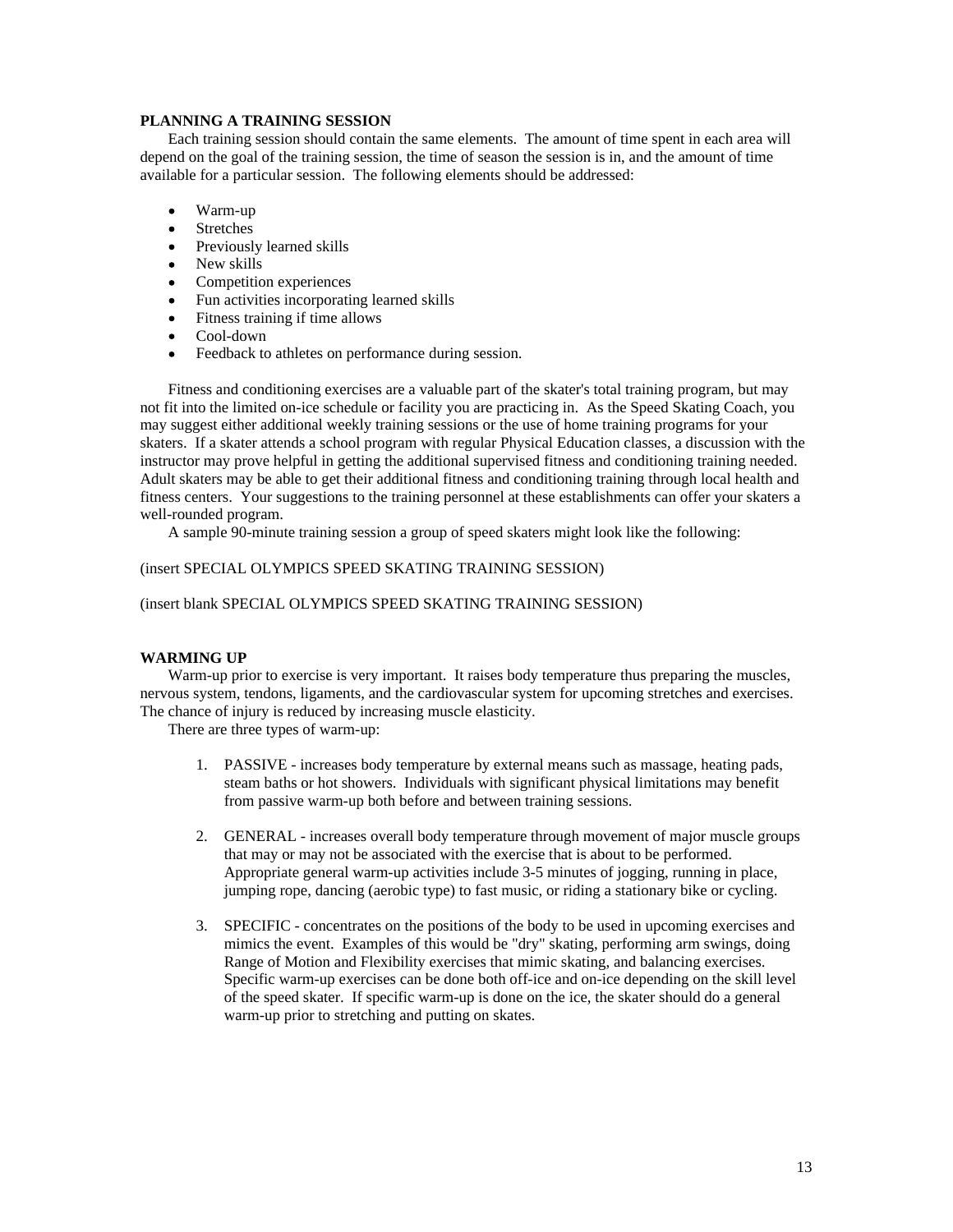**PLANNING A TRAINING SESSION**

Each training session should contain the same elements. The amount of time spent in each area will depend on the goal of the training session, the time of season the session is in, and the amount of time available for a particular session. The following elements should be addressed:

- Warm-up
- Stretches
- Previously learned skills
- New skills
- Competition experiences
- Fun activities incorporating learned skills
- Fitness training if time allows
- Cool-down
- Feedback to athletes on performance during session.

Fitness and conditioning exercises are a valuable part of the skater's total training program, but may not fit into the limited on-ice schedule or facility you are practicing in. As the Speed Skating Coach, you may suggest either additional weekly training sessions or the use of home training programs for your skaters. If a skater attends a school program with regular Physical Education classes, a discussion with the instructor may prove helpful in getting the additional supervised fitness and conditioning training needed. Adult skaters may be able to get their additional fitness and conditioning training through local health and fitness centers. Your suggestions to the training personnel at these establishments can offer your skaters a well-rounded program.

A sample 90-minute training session a group of speed skaters might look like the following:

(insert SPECIAL OLYMPICS SPEED SKATING TRAINING SESSION)

(insert blank SPECIAL OLYMPICS SPEED SKATING TRAINING SESSION)

**WARMING UP**

Warm-up prior to exercise is very important. It raises body temperature thus preparing the muscles, nervous system, tendons, ligaments, and the cardiovascular system for upcoming stretches and exercises. The chance of injury is reduced by increasing muscle elasticity.

There are three types of warm-up:

1. PASSIVE - increases body temperature by external means such as massage, heating pads, steam baths or hot showers. Individuals with significant physical limitations may benefit from passive warm-up both before and between training sessions.

2. GENERAL - increases overall body temperature through movement of major muscle groups that may or may not be associated with the exercise that is about to be performed. Appropriate general warm-up activities include 3-5 minutes of jogging, running in place, jumping rope, dancing (aerobic type) to fast music, or riding a stationary bike or cycling.

3. SPECIFIC - concentrates on the positions of the body to be used in upcoming exercises and mimics the event. Examples of this would be "dry" skating, performing arm swings, doing Range of Motion and Flexibility exercises that mimic skating, and balancing exercises. Specific warm-up exercises can be done both off-ice and on-ice depending on the skill level of the speed skater. If specific warm-up is done on the ice, the skater should do a general warm-up prior to stretching and putting on skates.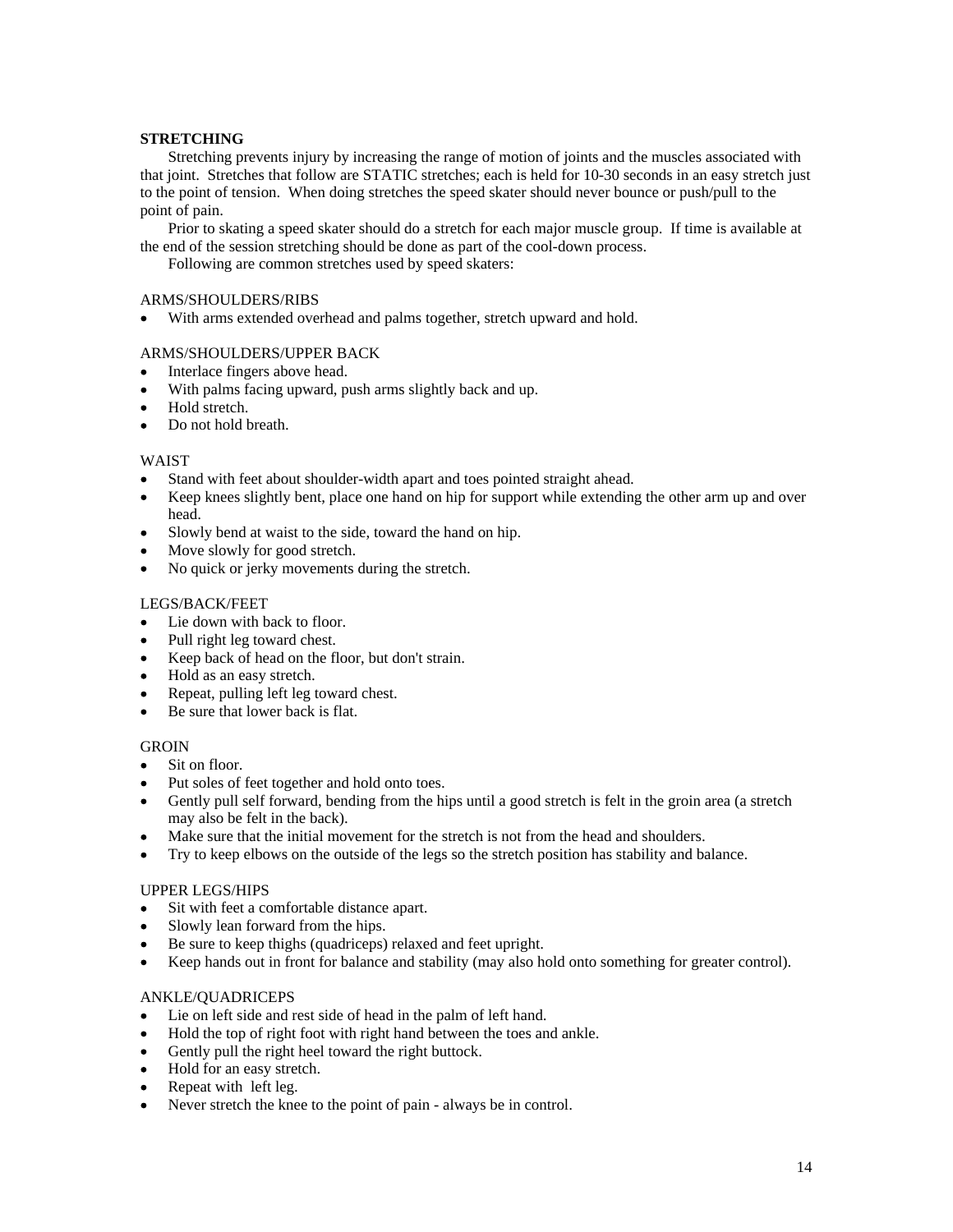**STRETCHING**

Stretching prevents injury by increasing the range of motion of joints and the muscles associated with that joint. Stretches that follow are STATIC stretches; each is held for 10-30 seconds in an easy stretch just to the point of tension. When doing stretches the speed skater should never bounce or push/pull to the point of pain.

Prior to skating a speed skater should do a stretch for each major muscle group. If time is available at the end of the session stretching should be done as part of the cool-down process.

Following are common stretches used by speed skaters:

ARMS/SHOULDERS/RIBS

- With arms extended overhead and palms together, stretch upward and hold.

ARMS/SHOULDERS/UPPER BACK

- Interlace fingers above head.
- With palms facing upward, push arms slightly back and up.
- Hold stretch.
- Do not hold breath.

WAIST

- Stand with feet about shoulder-width apart and toes pointed straight ahead.
- Keep knees slightly bent, place one hand on hip for support while extending the other arm up and over head.
- Slowly bend at waist to the side, toward the hand on hip.
- Move slowly for good stretch.
- No quick or jerky movements during the stretch.

LEGS/BACK/FEET

- Lie down with back to floor.
- Pull right leg toward chest.
- Keep back of head on the floor, but don't strain.
- Hold as an easy stretch.
- Repeat, pulling left leg toward chest.
- Be sure that lower back is flat.

GROIN

- Sit on floor.
- Put soles of feet together and hold onto toes.
- Gently pull self forward, bending from the hips until a good stretch is felt in the groin area (a stretch may also be felt in the back).
- Make sure that the initial movement for the stretch is not from the head and shoulders.
- Try to keep elbows on the outside of the legs so the stretch position has stability and balance.

UPPER LEGS/HIPS

- Sit with feet a comfortable distance apart.
- Slowly lean forward from the hips.
- Be sure to keep thighs (quadriceps) relaxed and feet upright.
- Keep hands out in front for balance and stability (may also hold onto something for greater control).

ANKLE/QUADRICEPS

- Lie on left side and rest side of head in the palm of left hand.
- Hold the top of right foot with right hand between the toes and ankle.
- Gently pull the right heel toward the right buttock.
- Hold for an easy stretch.
- Repeat with left leg.
- Never stretch the knee to the point of pain - always be in control.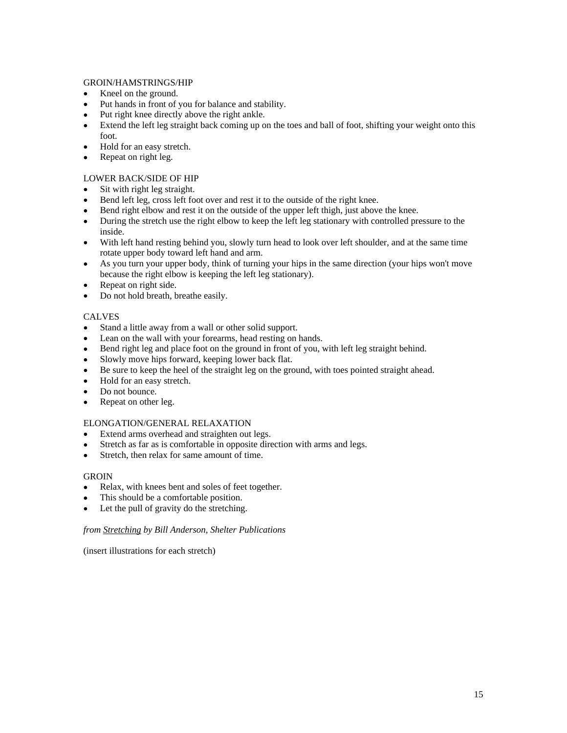GROIN/HAMSTRINGS/HIP

- Kneel on the ground.
- Put hands in front of you for balance and stability.
- Put right knee directly above the right ankle.
- Extend the left leg straight back coming up on the toes and ball of foot, shifting your weight onto this foot.
- Hold for an easy stretch.
- Repeat on right leg.

LOWER BACK/SIDE OF HIP

- Sit with right leg straight.
- Bend left leg, cross left foot over and rest it to the outside of the right knee.
- Bend right elbow and rest it on the outside of the upper left thigh, just above the knee.
- During the stretch use the right elbow to keep the left leg stationary with controlled pressure to the inside.
- With left hand resting behind you, slowly turn head to look over left shoulder, and at the same time rotate upper body toward left hand and arm.
- As you turn your upper body, think of turning your hips in the same direction (your hips won't move because the right elbow is keeping the left leg stationary).
- Repeat on right side.
- Do not hold breath, breathe easily.

CALVES

- Stand a little away from a wall or other solid support.
- Lean on the wall with your forearms, head resting on hands.
- Bend right leg and place foot on the ground in front of you, with left leg straight behind.
- Slowly move hips forward, keeping lower back flat.
- Be sure to keep the heel of the straight leg on the ground, with toes pointed straight ahead.
- Hold for an easy stretch.
- Do not bounce.
- Repeat on other leg.

ELONGATION/GENERAL RELAXATION

- Extend arms overhead and straighten out legs.
- Stretch as far as is comfortable in opposite direction with arms and legs.
- Stretch, then relax for same amount of time.

GROIN

- Relax, with knees bent and soles of feet together.
- This should be a comfortable position.
- Let the pull of gravity do the stretching.

*from <u>Stretching</u> by Bill Anderson, Shelter Publications*

(insert illustrations for each stretch)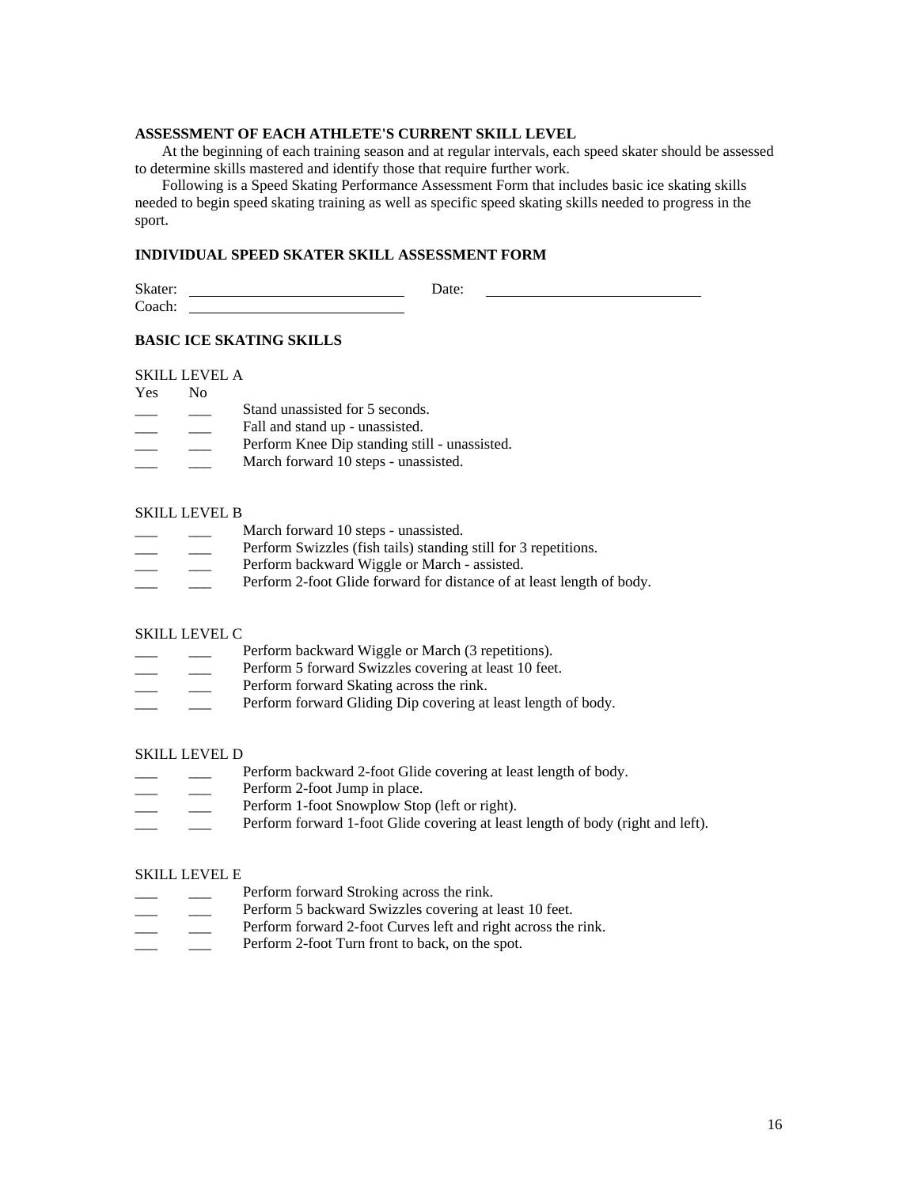**ASSESSMENT OF EACH ATHLETE'S CURRENT SKILL LEVEL**

At the beginning of each training season and at regular intervals, each speed skater should be assessed to determine skills mastered and identify those that require further work.

Following is a Speed Skating Performance Assessment Form that includes basic ice skating skills needed to begin speed skating training as well as specific speed skating skills needed to progress in the sport.

**INDIVIDUAL SPEED SKATER SKILL ASSESSMENT FORM**

Skater: ____________________________ Date: ____________________________
Coach: ____________________________

**BASIC ICE SKATING SKILLS**

SKILL LEVEL A

| Yes | No | |
|---|---|---|
| ___ | ___ | Stand unassisted for 5 seconds. |
| ___ | ___ | Fall and stand up - unassisted. |
| ___ | ___ | Perform Knee Dip standing still - unassisted. |
| ___ | ___ | March forward 10 steps - unassisted. |

SKILL LEVEL B

| Yes | No | |
|---|---|---|
| ___ | ___ | March forward 10 steps - unassisted. |
| ___ | ___ | Perform Swizzles (fish tails) standing still for 3 repetitions. |
| ___ | ___ | Perform backward Wiggle or March - assisted. |
| ___ | ___ | Perform 2-foot Glide forward for distance of at least length of body. |

SKILL LEVEL C

| Yes | No | |
|---|---|---|
| ___ | ___ | Perform backward Wiggle or March (3 repetitions). |
| ___ | ___ | Perform 5 forward Swizzles covering at least 10 feet. |
| ___ | ___ | Perform forward Skating across the rink. |
| ___ | ___ | Perform forward Gliding Dip covering at least length of body. |

SKILL LEVEL D

| Yes | No | |
|---|---|---|
| ___ | ___ | Perform backward 2-foot Glide covering at least length of body. |
| ___ | ___ | Perform 2-foot Jump in place. |
| ___ | ___ | Perform 1-foot Snowplow Stop (left or right). |
| ___ | ___ | Perform forward 1-foot Glide covering at least length of body (right and left). |

SKILL LEVEL E

| Yes | No | |
|---|---|---|
| ___ | ___ | Perform forward Stroking across the rink. |
| ___ | ___ | Perform 5 backward Swizzles covering at least 10 feet. |
| ___ | ___ | Perform forward 2-foot Curves left and right across the rink. |
| ___ | ___ | Perform 2-foot Turn front to back, on the spot. |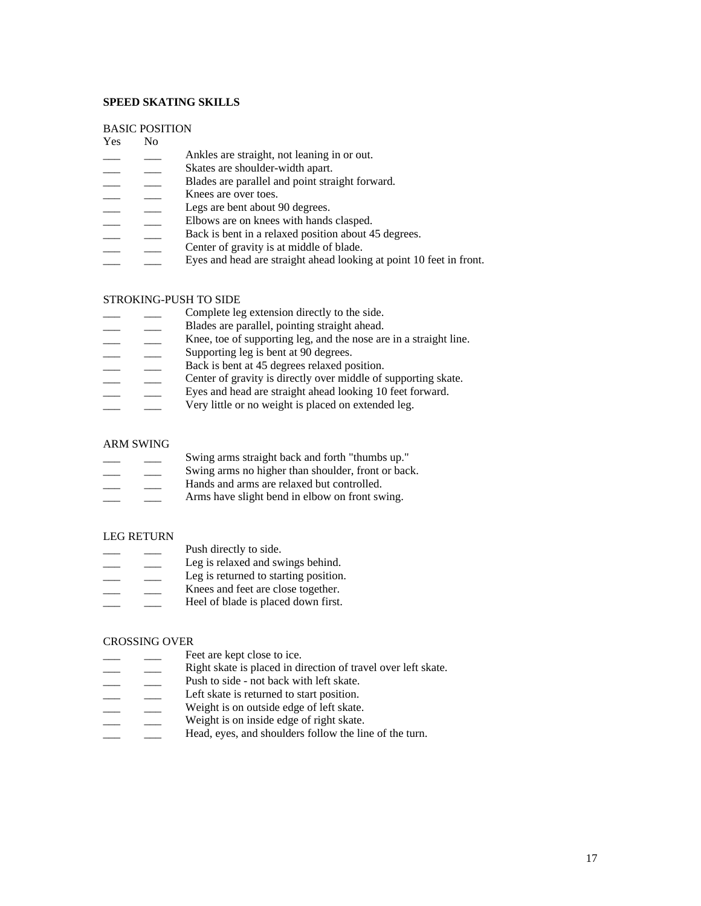## SPEED SKATING SKILLS

BASIC POSITION

| Yes | No | |
|---|---|---|
| ___ | ___ | Ankles are straight, not leaning in or out. |
| ___ | ___ | Skates are shoulder-width apart. |
| ___ | ___ | Blades are parallel and point straight forward. |
| ___ | ___ | Knees are over toes. |
| ___ | ___ | Legs are bent about 90 degrees. |
| ___ | ___ | Elbows are on knees with hands clasped. |
| ___ | ___ | Back is bent in a relaxed position about 45 degrees. |
| ___ | ___ | Center of gravity is at middle of blade. |
| ___ | ___ | Eyes and head are straight ahead looking at point 10 feet in front. |

STROKING-PUSH TO SIDE

| | | |
|---|---|---|
| ___ | ___ | Complete leg extension directly to the side. |
| ___ | ___ | Blades are parallel, pointing straight ahead. |
| ___ | ___ | Knee, toe of supporting leg, and the nose are in a straight line. |
| ___ | ___ | Supporting leg is bent at 90 degrees. |
| ___ | ___ | Back is bent at 45 degrees relaxed position. |
| ___ | ___ | Center of gravity is directly over middle of supporting skate. |
| ___ | ___ | Eyes and head are straight ahead looking 10 feet forward. |
| ___ | ___ | Very little or no weight is placed on extended leg. |

ARM SWING

| | | |
|---|---|---|
| ___ | ___ | Swing arms straight back and forth "thumbs up." |
| ___ | ___ | Swing arms no higher than shoulder, front or back. |
| ___ | ___ | Hands and arms are relaxed but controlled. |
| ___ | ___ | Arms have slight bend in elbow on front swing. |

LEG RETURN

| | | |
|---|---|---|
| ___ | ___ | Push directly to side. |
| ___ | ___ | Leg is relaxed and swings behind. |
| ___ | ___ | Leg is returned to starting position. |
| ___ | ___ | Knees and feet are close together. |
| ___ | ___ | Heel of blade is placed down first. |

CROSSING OVER

| | | |
|---|---|---|
| ___ | ___ | Feet are kept close to ice. |
| ___ | ___ | Right skate is placed in direction of travel over left skate. |
| ___ | ___ | Push to side - not back with left skate. |
| ___ | ___ | Left skate is returned to start position. |
| ___ | ___ | Weight is on outside edge of left skate. |
| ___ | ___ | Weight is on inside edge of right skate. |
| ___ | ___ | Head, eyes, and shoulders follow the line of the turn. |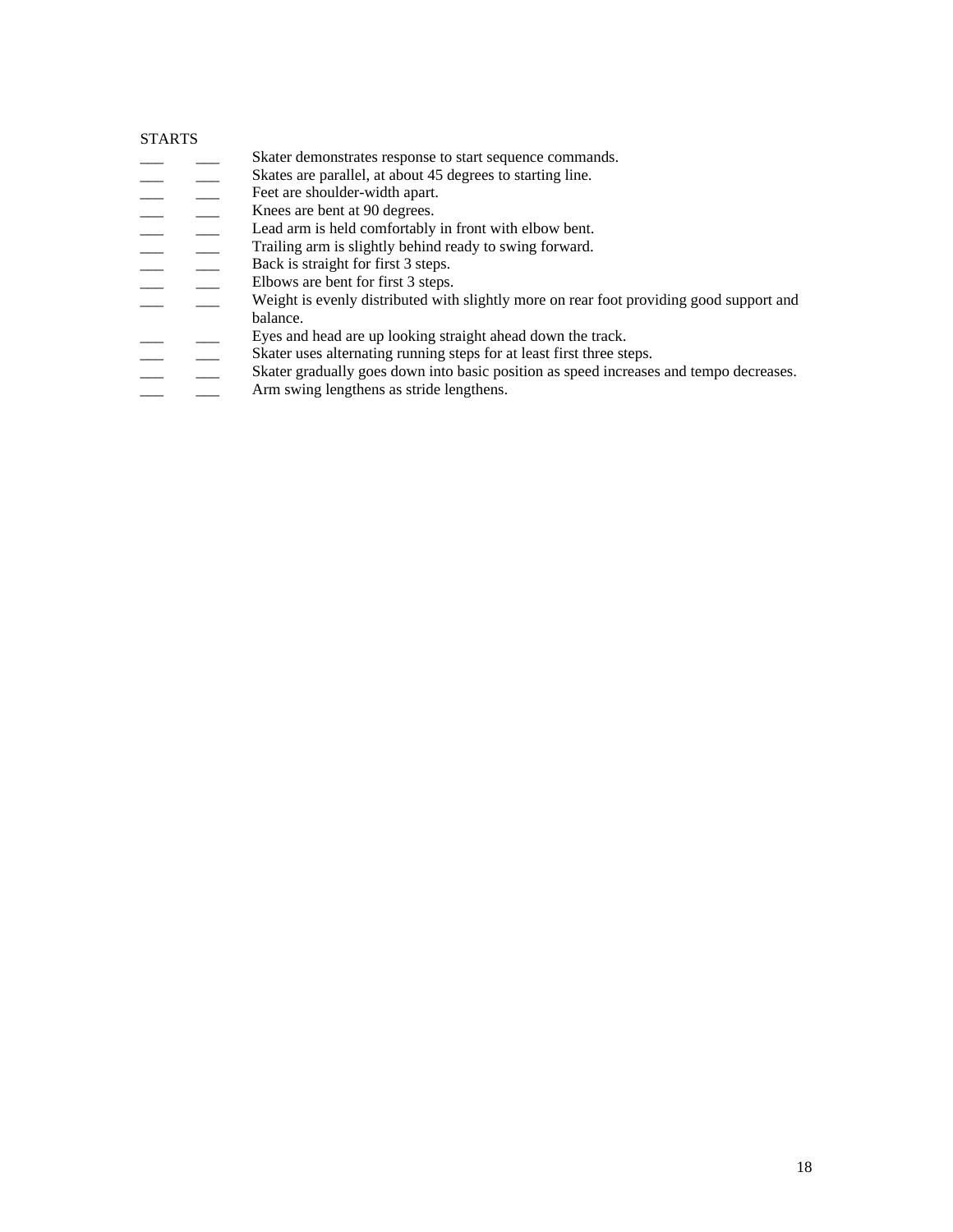STARTS

___ ___ Skater demonstrates response to start sequence commands.
___ ___ Skates are parallel, at about 45 degrees to starting line.
___ ___ Feet are shoulder-width apart.
___ ___ Knees are bent at 90 degrees.
___ ___ Lead arm is held comfortably in front with elbow bent.
___ ___ Trailing arm is slightly behind ready to swing forward.
___ ___ Back is straight for first 3 steps.
___ ___ Elbows are bent for first 3 steps.
___ ___ Weight is evenly distributed with slightly more on rear foot providing good support and balance.
___ ___ Eyes and head are up looking straight ahead down the track.
___ ___ Skater uses alternating running steps for at least first three steps.
___ ___ Skater gradually goes down into basic position as speed increases and tempo decreases.
___ ___ Arm swing lengthens as stride lengthens.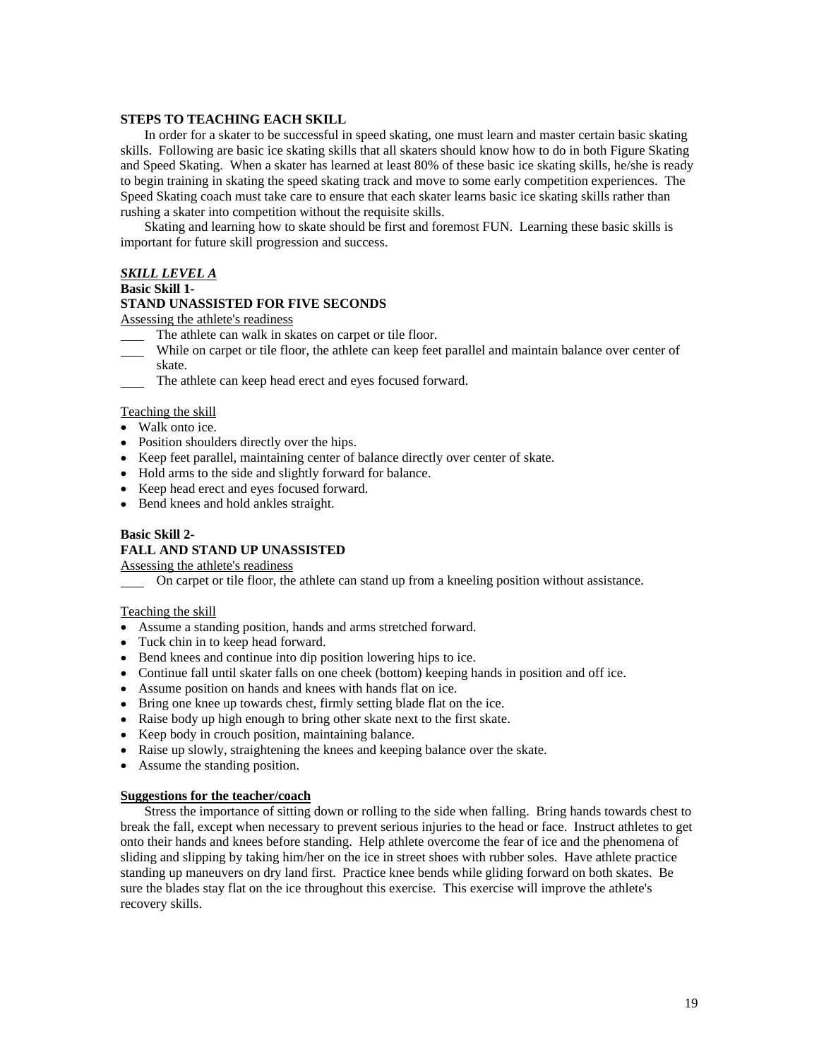**STEPS TO TEACHING EACH SKILL**

In order for a skater to be successful in speed skating, one must learn and master certain basic skating skills. Following are basic ice skating skills that all skaters should know how to do in both Figure Skating and Speed Skating. When a skater has learned at least 80% of these basic ice skating skills, he/she is ready to begin training in skating the speed skating track and move to some early competition experiences. The Speed Skating coach must take care to ensure that each skater learns basic ice skating skills rather than rushing a skater into competition without the requisite skills.

Skating and learning how to skate should be first and foremost FUN. Learning these basic skills is important for future skill progression and success.

***SKILL LEVEL A***

**Basic Skill 1-**
**STAND UNASSISTED FOR FIVE SECONDS**

Assessing the athlete's readiness

____ The athlete can walk in skates on carpet or tile floor.
____ While on carpet or tile floor, the athlete can keep feet parallel and maintain balance over center of skate.
____ The athlete can keep head erect and eyes focused forward.

Teaching the skill

- Walk onto ice.
- Position shoulders directly over the hips.
- Keep feet parallel, maintaining center of balance directly over center of skate.
- Hold arms to the side and slightly forward for balance.
- Keep head erect and eyes focused forward.
- Bend knees and hold ankles straight.

**Basic Skill 2-**
**FALL AND STAND UP UNASSISTED**

Assessing the athlete's readiness

____ On carpet or tile floor, the athlete can stand up from a kneeling position without assistance.

Teaching the skill

- Assume a standing position, hands and arms stretched forward.
- Tuck chin in to keep head forward.
- Bend knees and continue into dip position lowering hips to ice.
- Continue fall until skater falls on one cheek (bottom) keeping hands in position and off ice.
- Assume position on hands and knees with hands flat on ice.
- Bring one knee up towards chest, firmly setting blade flat on the ice.
- Raise body up high enough to bring other skate next to the first skate.
- Keep body in crouch position, maintaining balance.
- Raise up slowly, straightening the knees and keeping balance over the skate.
- Assume the standing position.

**Suggestions for the teacher/coach**

Stress the importance of sitting down or rolling to the side when falling. Bring hands towards chest to break the fall, except when necessary to prevent serious injuries to the head or face. Instruct athletes to get onto their hands and knees before standing. Help athlete overcome the fear of ice and the phenomena of sliding and slipping by taking him/her on the ice in street shoes with rubber soles. Have athlete practice standing up maneuvers on dry land first. Practice knee bends while gliding forward on both skates. Be sure the blades stay flat on the ice throughout this exercise. This exercise will improve the athlete's recovery skills.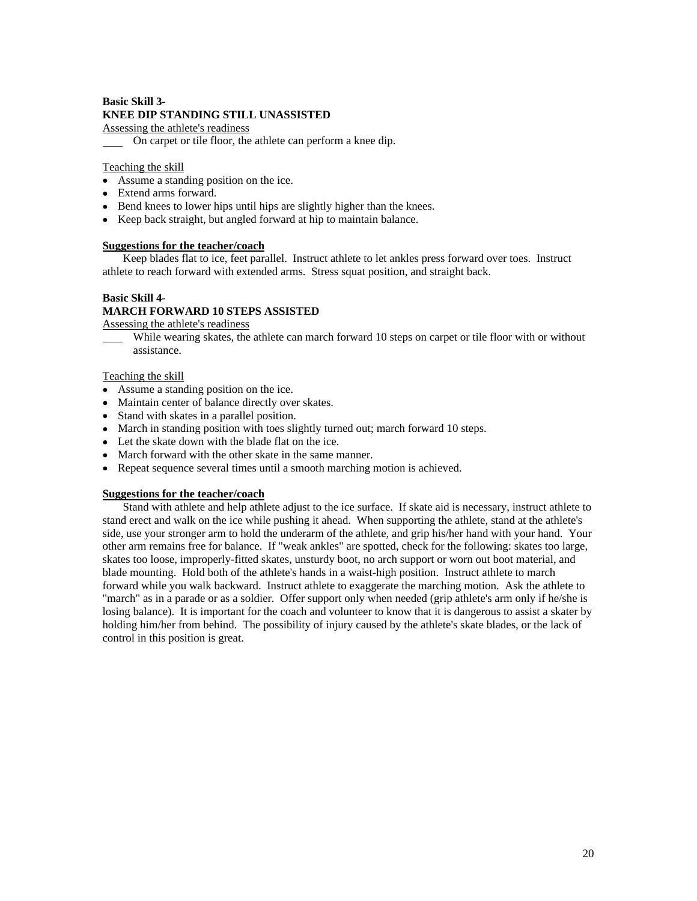**Basic Skill 3-**
**KNEE DIP STANDING STILL UNASSISTED**

Assessing the athlete's readiness

____ On carpet or tile floor, the athlete can perform a knee dip.

Teaching the skill

- Assume a standing position on the ice.
- Extend arms forward.
- Bend knees to lower hips until hips are slightly higher than the knees.
- Keep back straight, but angled forward at hip to maintain balance.

**Suggestions for the teacher/coach**

Keep blades flat to ice, feet parallel. Instruct athlete to let ankles press forward over toes. Instruct athlete to reach forward with extended arms. Stress squat position, and straight back.

**Basic Skill 4-**
**MARCH FORWARD 10 STEPS ASSISTED**

Assessing the athlete's readiness

____ While wearing skates, the athlete can march forward 10 steps on carpet or tile floor with or without assistance.

Teaching the skill

- Assume a standing position on the ice.
- Maintain center of balance directly over skates.
- Stand with skates in a parallel position.
- March in standing position with toes slightly turned out; march forward 10 steps.
- Let the skate down with the blade flat on the ice.
- March forward with the other skate in the same manner.
- Repeat sequence several times until a smooth marching motion is achieved.

**Suggestions for the teacher/coach**

Stand with athlete and help athlete adjust to the ice surface. If skate aid is necessary, instruct athlete to stand erect and walk on the ice while pushing it ahead. When supporting the athlete, stand at the athlete's side, use your stronger arm to hold the underarm of the athlete, and grip his/her hand with your hand. Your other arm remains free for balance. If "weak ankles" are spotted, check for the following: skates too large, skates too loose, improperly-fitted skates, unsturdy boot, no arch support or worn out boot material, and blade mounting. Hold both of the athlete's hands in a waist-high position. Instruct athlete to march forward while you walk backward. Instruct athlete to exaggerate the marching motion. Ask the athlete to "march" as in a parade or as a soldier. Offer support only when needed (grip athlete's arm only if he/she is losing balance). It is important for the coach and volunteer to know that it is dangerous to assist a skater by holding him/her from behind. The possibility of injury caused by the athlete's skate blades, or the lack of control in this position is great.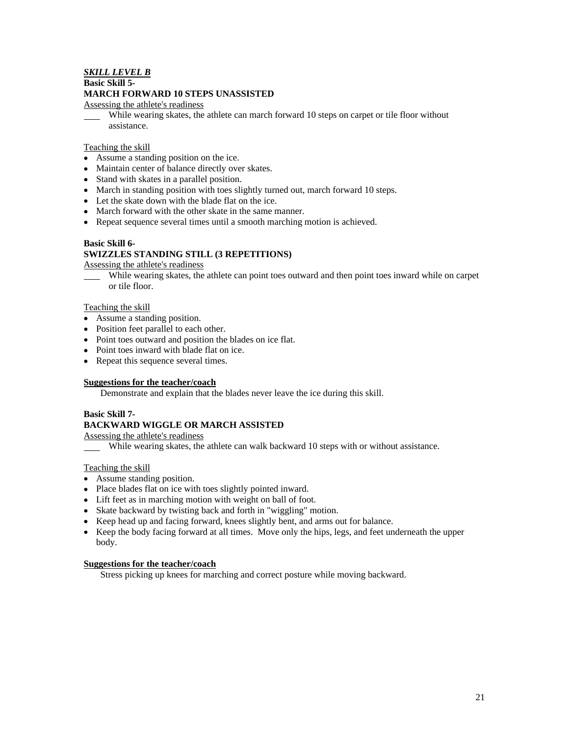***SKILL LEVEL B***

**Basic Skill 5-**

**MARCH FORWARD 10 STEPS UNASSISTED**

Assessing the athlete's readiness

____ While wearing skates, the athlete can march forward 10 steps on carpet or tile floor without assistance.

Teaching the skill

- Assume a standing position on the ice.
- Maintain center of balance directly over skates.
- Stand with skates in a parallel position.
- March in standing position with toes slightly turned out, march forward 10 steps.
- Let the skate down with the blade flat on the ice.
- March forward with the other skate in the same manner.
- Repeat sequence several times until a smooth marching motion is achieved.

**Basic Skill 6-**

**SWIZZLES STANDING STILL (3 REPETITIONS)**

Assessing the athlete's readiness

____ While wearing skates, the athlete can point toes outward and then point toes inward while on carpet or tile floor.

Teaching the skill

- Assume a standing position.
- Position feet parallel to each other.
- Point toes outward and position the blades on ice flat.
- Point toes inward with blade flat on ice.
- Repeat this sequence several times.

**Suggestions for the teacher/coach**

Demonstrate and explain that the blades never leave the ice during this skill.

**Basic Skill 7-**

**BACKWARD WIGGLE OR MARCH ASSISTED**

Assessing the athlete's readiness

____ While wearing skates, the athlete can walk backward 10 steps with or without assistance.

Teaching the skill

- Assume standing position.
- Place blades flat on ice with toes slightly pointed inward.
- Lift feet as in marching motion with weight on ball of foot.
- Skate backward by twisting back and forth in "wiggling" motion.
- Keep head up and facing forward, knees slightly bent, and arms out for balance.
- Keep the body facing forward at all times. Move only the hips, legs, and feet underneath the upper body.

**Suggestions for the teacher/coach**

Stress picking up knees for marching and correct posture while moving backward.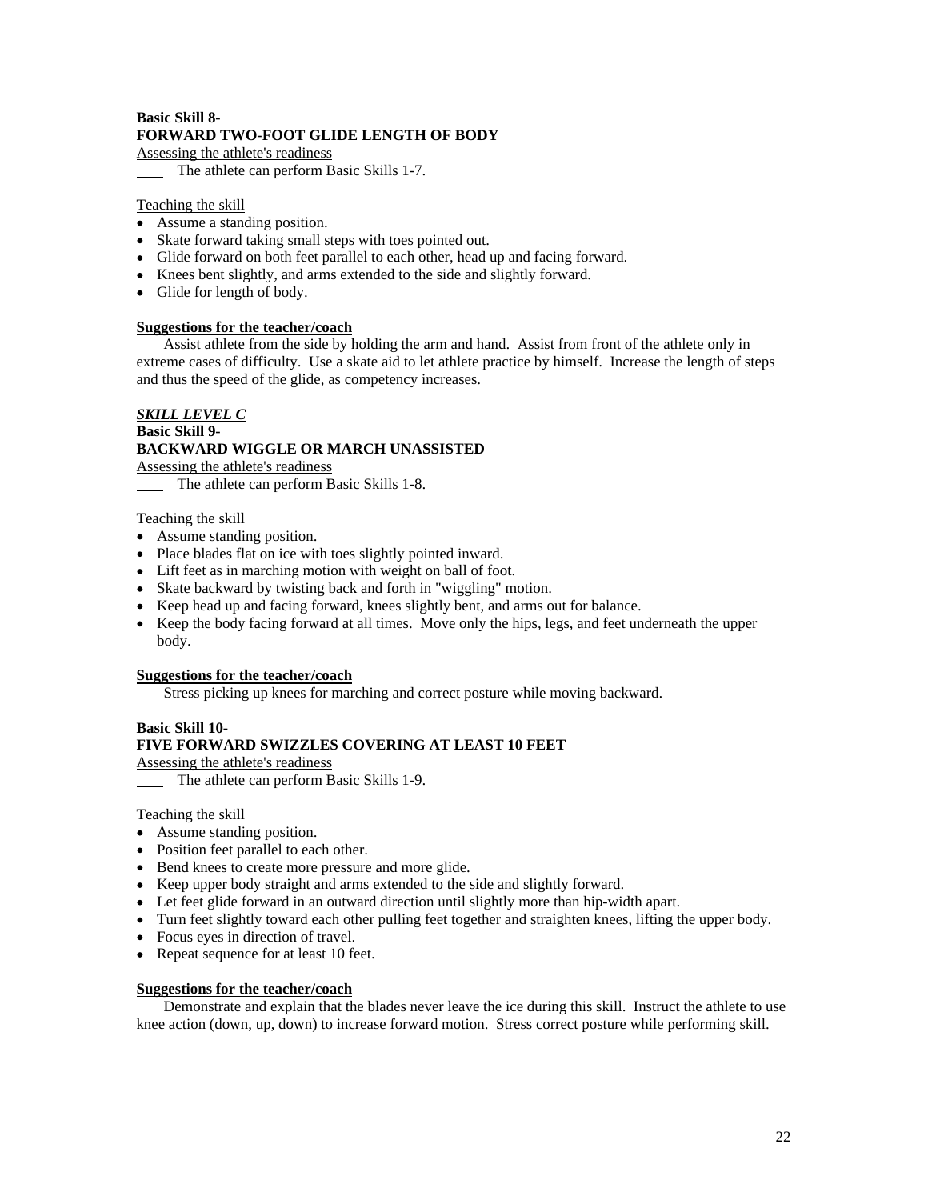**Basic Skill 8-**
**FORWARD TWO-FOOT GLIDE LENGTH OF BODY**

Assessing the athlete's readiness

____ The athlete can perform Basic Skills 1-7.

Teaching the skill

- Assume a standing position.
- Skate forward taking small steps with toes pointed out.
- Glide forward on both feet parallel to each other, head up and facing forward.
- Knees bent slightly, and arms extended to the side and slightly forward.
- Glide for length of body.

**Suggestions for the teacher/coach**

Assist athlete from the side by holding the arm and hand. Assist from front of the athlete only in extreme cases of difficulty. Use a skate aid to let athlete practice by himself. Increase the length of steps and thus the speed of the glide, as competency increases.

***SKILL LEVEL C***

**Basic Skill 9-**
**BACKWARD WIGGLE OR MARCH UNASSISTED**

Assessing the athlete's readiness

____ The athlete can perform Basic Skills 1-8.

Teaching the skill

- Assume standing position.
- Place blades flat on ice with toes slightly pointed inward.
- Lift feet as in marching motion with weight on ball of foot.
- Skate backward by twisting back and forth in "wiggling" motion.
- Keep head up and facing forward, knees slightly bent, and arms out for balance.
- Keep the body facing forward at all times. Move only the hips, legs, and feet underneath the upper body.

**Suggestions for the teacher/coach**

Stress picking up knees for marching and correct posture while moving backward.

**Basic Skill 10-**
**FIVE FORWARD SWIZZLES COVERING AT LEAST 10 FEET**

Assessing the athlete's readiness

____ The athlete can perform Basic Skills 1-9.

Teaching the skill

- Assume standing position.
- Position feet parallel to each other.
- Bend knees to create more pressure and more glide.
- Keep upper body straight and arms extended to the side and slightly forward.
- Let feet glide forward in an outward direction until slightly more than hip-width apart.
- Turn feet slightly toward each other pulling feet together and straighten knees, lifting the upper body.
- Focus eyes in direction of travel.
- Repeat sequence for at least 10 feet.

**Suggestions for the teacher/coach**

Demonstrate and explain that the blades never leave the ice during this skill. Instruct the athlete to use knee action (down, up, down) to increase forward motion. Stress correct posture while performing skill.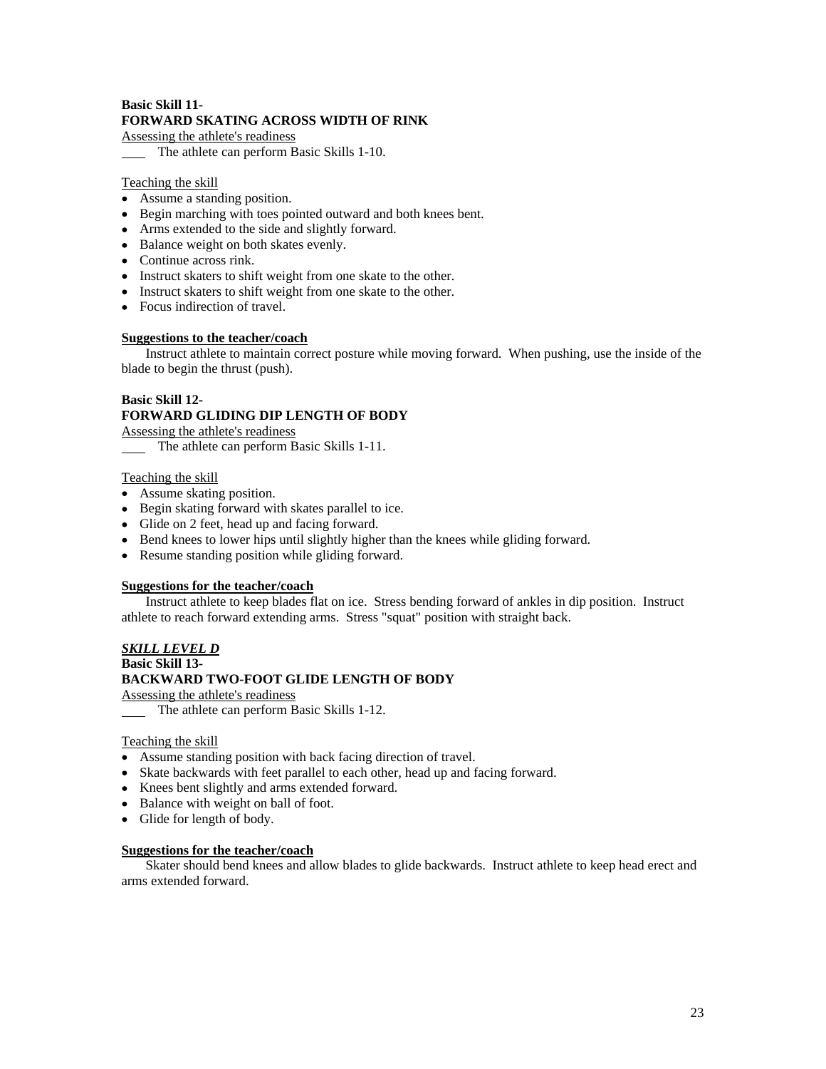**Basic Skill 11-**
**FORWARD SKATING ACROSS WIDTH OF RINK**

Assessing the athlete's readiness

____ The athlete can perform Basic Skills 1-10.

Teaching the skill

- Assume a standing position.
- Begin marching with toes pointed outward and both knees bent.
- Arms extended to the side and slightly forward.
- Balance weight on both skates evenly.
- Continue across rink.
- Instruct skaters to shift weight from one skate to the other.
- Instruct skaters to shift weight from one skate to the other.
- Focus indirection of travel.

**Suggestions to the teacher/coach**

Instruct athlete to maintain correct posture while moving forward. When pushing, use the inside of the blade to begin the thrust (push).

**Basic Skill 12-**
**FORWARD GLIDING DIP LENGTH OF BODY**

Assessing the athlete's readiness

____ The athlete can perform Basic Skills 1-11.

Teaching the skill

- Assume skating position.
- Begin skating forward with skates parallel to ice.
- Glide on 2 feet, head up and facing forward.
- Bend knees to lower hips until slightly higher than the knees while gliding forward.
- Resume standing position while gliding forward.

**Suggestions for the teacher/coach**

Instruct athlete to keep blades flat on ice. Stress bending forward of ankles in dip position. Instruct athlete to reach forward extending arms. Stress "squat" position with straight back.

***SKILL LEVEL D***

**Basic Skill 13-**
**BACKWARD TWO-FOOT GLIDE LENGTH OF BODY**

Assessing the athlete's readiness

____ The athlete can perform Basic Skills 1-12.

Teaching the skill

- Assume standing position with back facing direction of travel.
- Skate backwards with feet parallel to each other, head up and facing forward.
- Knees bent slightly and arms extended forward.
- Balance with weight on ball of foot.
- Glide for length of body.

**Suggestions for the teacher/coach**

Skater should bend knees and allow blades to glide backwards. Instruct athlete to keep head erect and arms extended forward.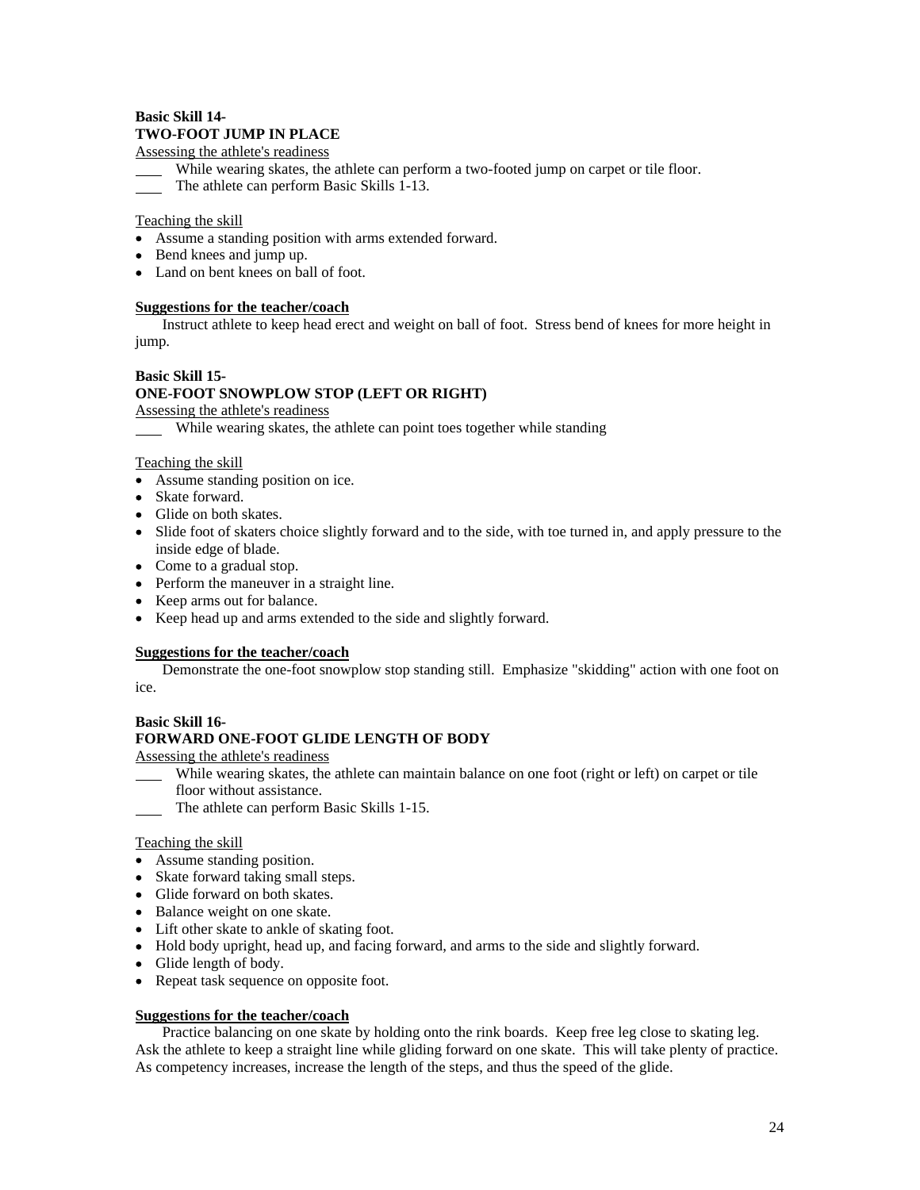**Basic Skill 14-**
**TWO-FOOT JUMP IN PLACE**

Assessing the athlete's readiness

____ While wearing skates, the athlete can perform a two-footed jump on carpet or tile floor.
____ The athlete can perform Basic Skills 1-13.

Teaching the skill

- Assume a standing position with arms extended forward.
- Bend knees and jump up.
- Land on bent knees on ball of foot.

**Suggestions for the teacher/coach**

Instruct athlete to keep head erect and weight on ball of foot. Stress bend of knees for more height in jump.

**Basic Skill 15-**
**ONE-FOOT SNOWPLOW STOP (LEFT OR RIGHT)**

Assessing the athlete's readiness

____ While wearing skates, the athlete can point toes together while standing

Teaching the skill

- Assume standing position on ice.
- Skate forward.
- Glide on both skates.
- Slide foot of skaters choice slightly forward and to the side, with toe turned in, and apply pressure to the inside edge of blade.
- Come to a gradual stop.
- Perform the maneuver in a straight line.
- Keep arms out for balance.
- Keep head up and arms extended to the side and slightly forward.

**Suggestions for the teacher/coach**

Demonstrate the one-foot snowplow stop standing still. Emphasize "skidding" action with one foot on ice.

**Basic Skill 16-**
**FORWARD ONE-FOOT GLIDE LENGTH OF BODY**

Assessing the athlete's readiness

____ While wearing skates, the athlete can maintain balance on one foot (right or left) on carpet or tile floor without assistance.
____ The athlete can perform Basic Skills 1-15.

Teaching the skill

- Assume standing position.
- Skate forward taking small steps.
- Glide forward on both skates.
- Balance weight on one skate.
- Lift other skate to ankle of skating foot.
- Hold body upright, head up, and facing forward, and arms to the side and slightly forward.
- Glide length of body.
- Repeat task sequence on opposite foot.

**Suggestions for the teacher/coach**

Practice balancing on one skate by holding onto the rink boards. Keep free leg close to skating leg. Ask the athlete to keep a straight line while gliding forward on one skate. This will take plenty of practice. As competency increases, increase the length of the steps, and thus the speed of the glide.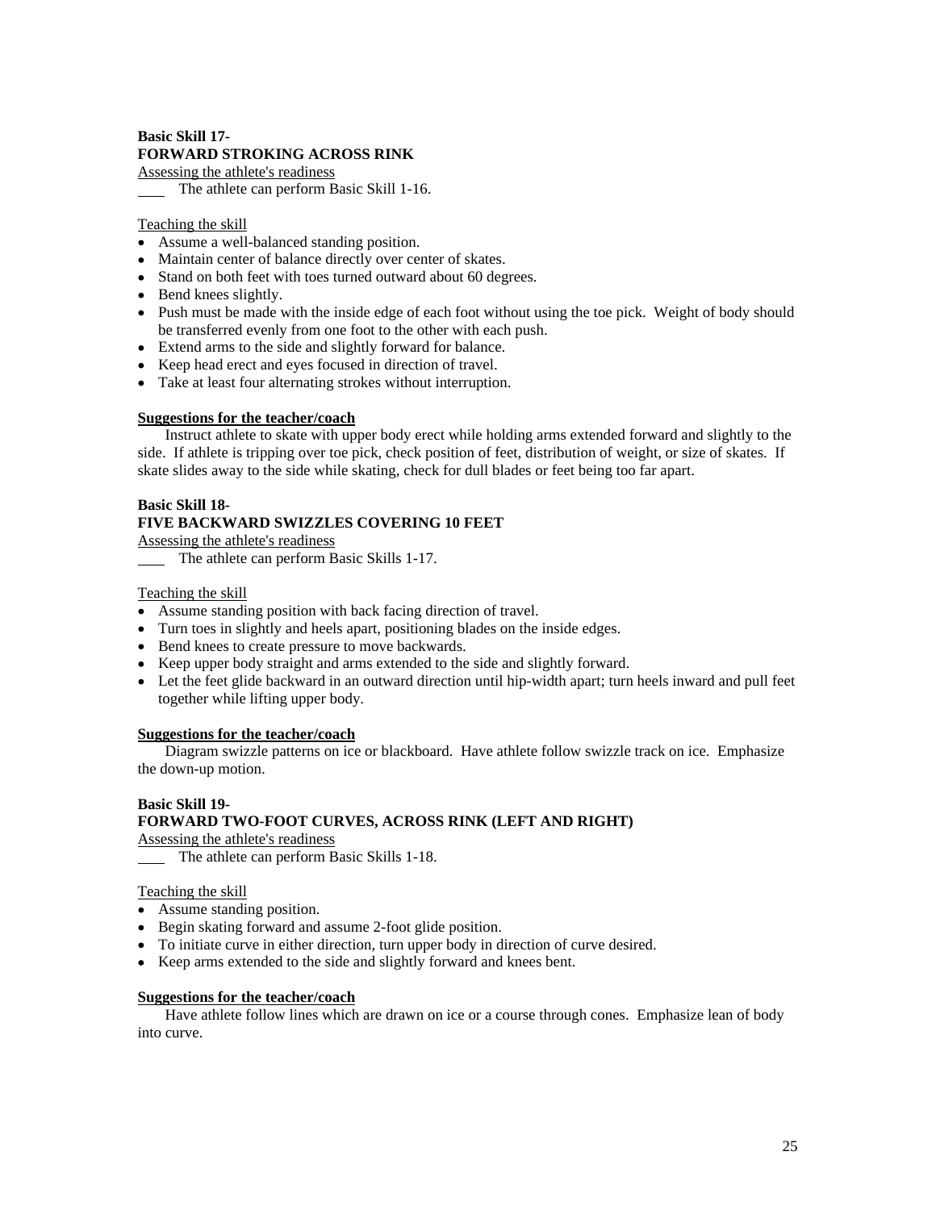**Basic Skill 17-**
**FORWARD STROKING ACROSS RINK**

Assessing the athlete's readiness

____ The athlete can perform Basic Skill 1-16.

Teaching the skill

- Assume a well-balanced standing position.
- Maintain center of balance directly over center of skates.
- Stand on both feet with toes turned outward about 60 degrees.
- Bend knees slightly.
- Push must be made with the inside edge of each foot without using the toe pick. Weight of body should be transferred evenly from one foot to the other with each push.
- Extend arms to the side and slightly forward for balance.
- Keep head erect and eyes focused in direction of travel.
- Take at least four alternating strokes without interruption.

**Suggestions for the teacher/coach**

Instruct athlete to skate with upper body erect while holding arms extended forward and slightly to the side. If athlete is tripping over toe pick, check position of feet, distribution of weight, or size of skates. If skate slides away to the side while skating, check for dull blades or feet being too far apart.

**Basic Skill 18-**
**FIVE BACKWARD SWIZZLES COVERING 10 FEET**

Assessing the athlete's readiness

____ The athlete can perform Basic Skills 1-17.

Teaching the skill

- Assume standing position with back facing direction of travel.
- Turn toes in slightly and heels apart, positioning blades on the inside edges.
- Bend knees to create pressure to move backwards.
- Keep upper body straight and arms extended to the side and slightly forward.
- Let the feet glide backward in an outward direction until hip-width apart; turn heels inward and pull feet together while lifting upper body.

**Suggestions for the teacher/coach**

Diagram swizzle patterns on ice or blackboard. Have athlete follow swizzle track on ice. Emphasize the down-up motion.

**Basic Skill 19-**
**FORWARD TWO-FOOT CURVES, ACROSS RINK (LEFT AND RIGHT)**

Assessing the athlete's readiness

____ The athlete can perform Basic Skills 1-18.

Teaching the skill

- Assume standing position.
- Begin skating forward and assume 2-foot glide position.
- To initiate curve in either direction, turn upper body in direction of curve desired.
- Keep arms extended to the side and slightly forward and knees bent.

**Suggestions for the teacher/coach**

Have athlete follow lines which are drawn on ice or a course through cones. Emphasize lean of body into curve.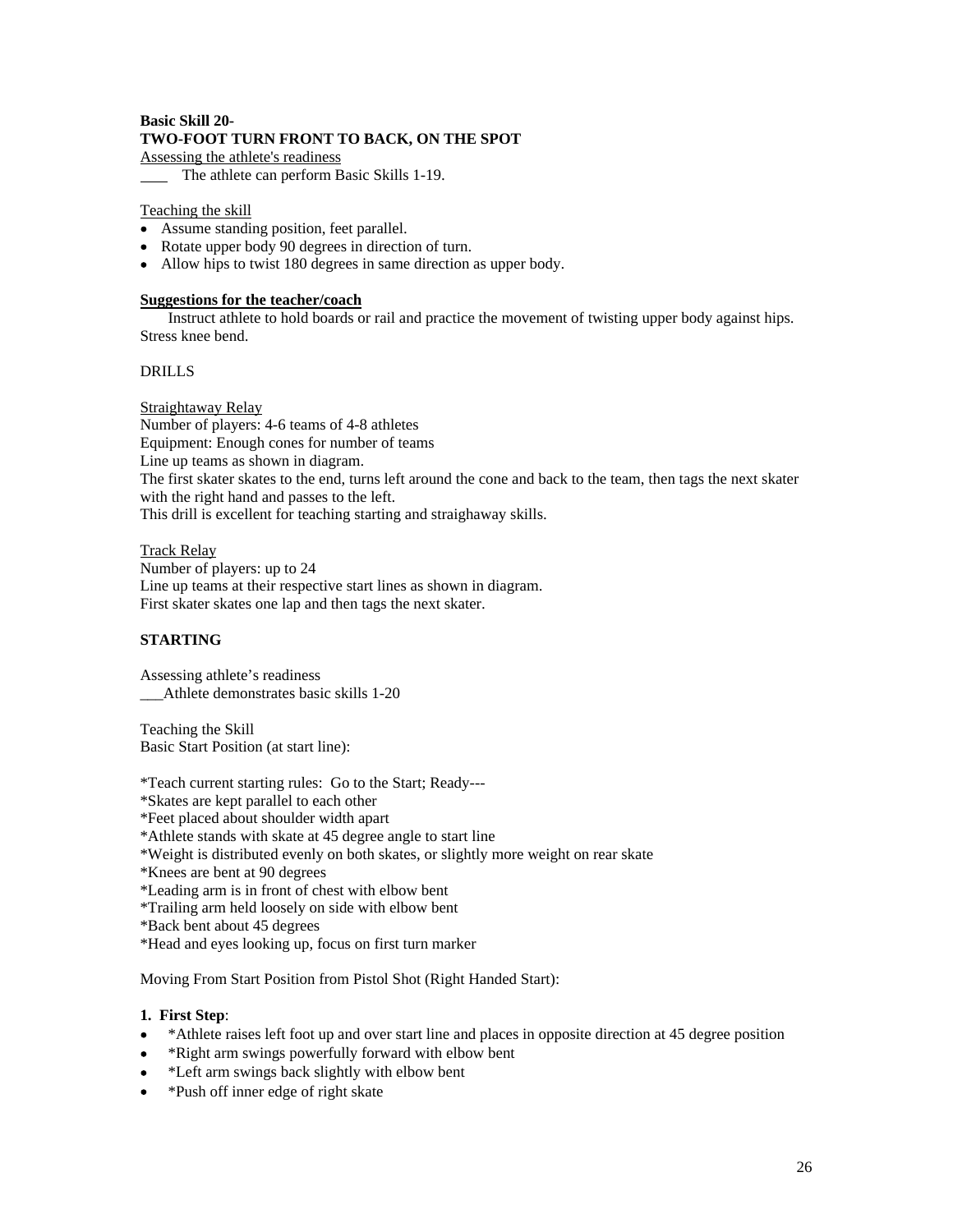**Basic Skill 20-**
**TWO-FOOT TURN FRONT TO BACK, ON THE SPOT**

Assessing the athlete's readiness

____ The athlete can perform Basic Skills 1-19.

Teaching the skill

- Assume standing position, feet parallel.
- Rotate upper body 90 degrees in direction of turn.
- Allow hips to twist 180 degrees in same direction as upper body.

**Suggestions for the teacher/coach**

Instruct athlete to hold boards or rail and practice the movement of twisting upper body against hips. Stress knee bend.

DRILLS

Straightaway Relay

Number of players: 4-6 teams of 4-8 athletes
Equipment: Enough cones for number of teams
Line up teams as shown in diagram.
The first skater skates to the end, turns left around the cone and back to the team, then tags the next skater with the right hand and passes to the left.
This drill is excellent for teaching starting and straighaway skills.

Track Relay

Number of players: up to 24
Line up teams at their respective start lines as shown in diagram.
First skater skates one lap and then tags the next skater.

**STARTING**

Assessing athlete's readiness

___Athlete demonstrates basic skills 1-20

Teaching the Skill
Basic Start Position (at start line):

*Teach current starting rules: Go to the Start; Ready---
*Skates are kept parallel to each other
*Feet placed about shoulder width apart
*Athlete stands with skate at 45 degree angle to start line
*Weight is distributed evenly on both skates, or slightly more weight on rear skate
*Knees are bent at 90 degrees
*Leading arm is in front of chest with elbow bent
*Trailing arm held loosely on side with elbow bent
*Back bent about 45 degrees
*Head and eyes looking up, focus on first turn marker

Moving From Start Position from Pistol Shot (Right Handed Start):

**1. First Step**:

- *Athlete raises left foot up and over start line and places in opposite direction at 45 degree position
- *Right arm swings powerfully forward with elbow bent
- *Left arm swings back slightly with elbow bent
- *Push off inner edge of right skate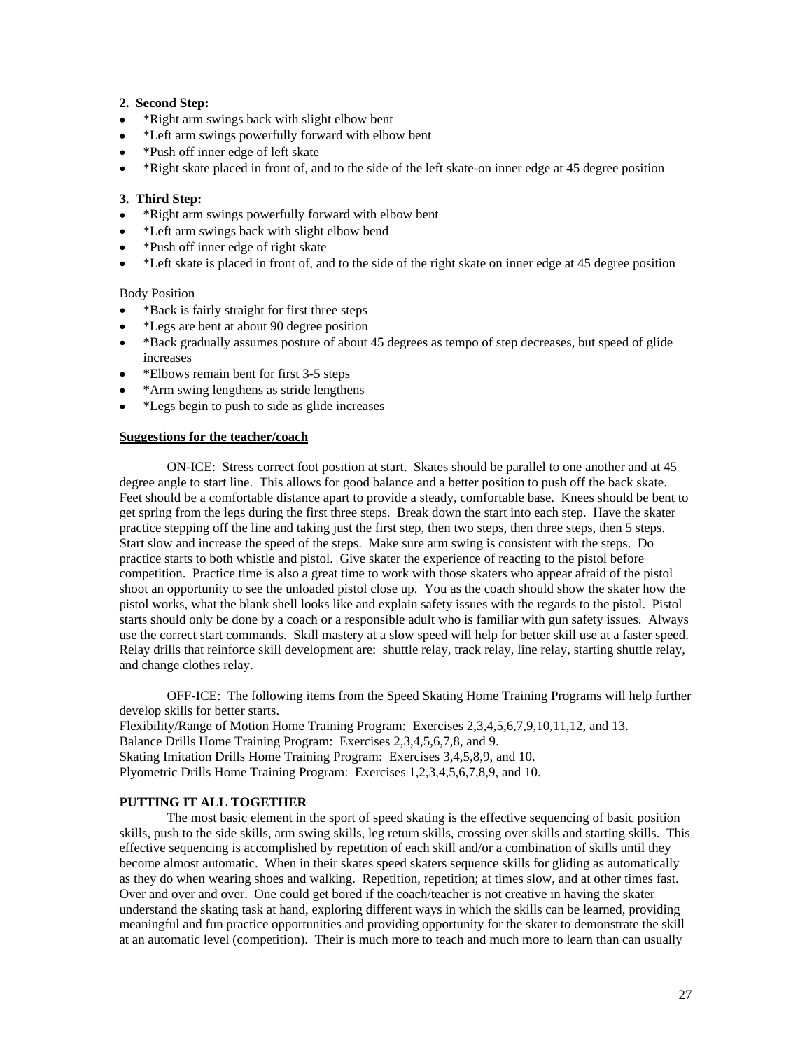**2. Second Step:**

- *Right arm swings back with slight elbow bent
- *Left arm swings powerfully forward with elbow bent
- *Push off inner edge of left skate
- *Right skate placed in front of, and to the side of the left skate-on inner edge at 45 degree position

**3. Third Step:**

- *Right arm swings powerfully forward with elbow bent
- *Left arm swings back with slight elbow bend
- *Push off inner edge of right skate
- *Left skate is placed in front of, and to the side of the right skate on inner edge at 45 degree position

Body Position

- *Back is fairly straight for first three steps
- *Legs are bent at about 90 degree position
- *Back gradually assumes posture of about 45 degrees as tempo of step decreases, but speed of glide increases
- *Elbows remain bent for first 3-5 steps
- *Arm swing lengthens as stride lengthens
- *Legs begin to push to side as glide increases

**Suggestions for the teacher/coach**

ON-ICE: Stress correct foot position at start. Skates should be parallel to one another and at 45 degree angle to start line. This allows for good balance and a better position to push off the back skate. Feet should be a comfortable distance apart to provide a steady, comfortable base. Knees should be bent to get spring from the legs during the first three steps. Break down the start into each step. Have the skater practice stepping off the line and taking just the first step, then two steps, then three steps, then 5 steps. Start slow and increase the speed of the steps. Make sure arm swing is consistent with the steps. Do practice starts to both whistle and pistol. Give skater the experience of reacting to the pistol before competition. Practice time is also a great time to work with those skaters who appear afraid of the pistol shoot an opportunity to see the unloaded pistol close up. You as the coach should show the skater how the pistol works, what the blank shell looks like and explain safety issues with the regards to the pistol. Pistol starts should only be done by a coach or a responsible adult who is familiar with gun safety issues. Always use the correct start commands. Skill mastery at a slow speed will help for better skill use at a faster speed. Relay drills that reinforce skill development are: shuttle relay, track relay, line relay, starting shuttle relay, and change clothes relay.

OFF-ICE: The following items from the Speed Skating Home Training Programs will help further develop skills for better starts.
Flexibility/Range of Motion Home Training Program: Exercises 2,3,4,5,6,7,9,10,11,12, and 13.
Balance Drills Home Training Program: Exercises 2,3,4,5,6,7,8, and 9.
Skating Imitation Drills Home Training Program: Exercises 3,4,5,8,9, and 10.
Plyometric Drills Home Training Program: Exercises 1,2,3,4,5,6,7,8,9, and 10.

**PUTTING IT ALL TOGETHER**

The most basic element in the sport of speed skating is the effective sequencing of basic position skills, push to the side skills, arm swing skills, leg return skills, crossing over skills and starting skills. This effective sequencing is accomplished by repetition of each skill and/or a combination of skills until they become almost automatic. When in their skates speed skaters sequence skills for gliding as automatically as they do when wearing shoes and walking. Repetition, repetition; at times slow, and at other times fast. Over and over and over. One could get bored if the coach/teacher is not creative in having the skater understand the skating task at hand, exploring different ways in which the skills can be learned, providing meaningful and fun practice opportunities and providing opportunity for the skater to demonstrate the skill at an automatic level (competition). Their is much more to teach and much more to learn than can usually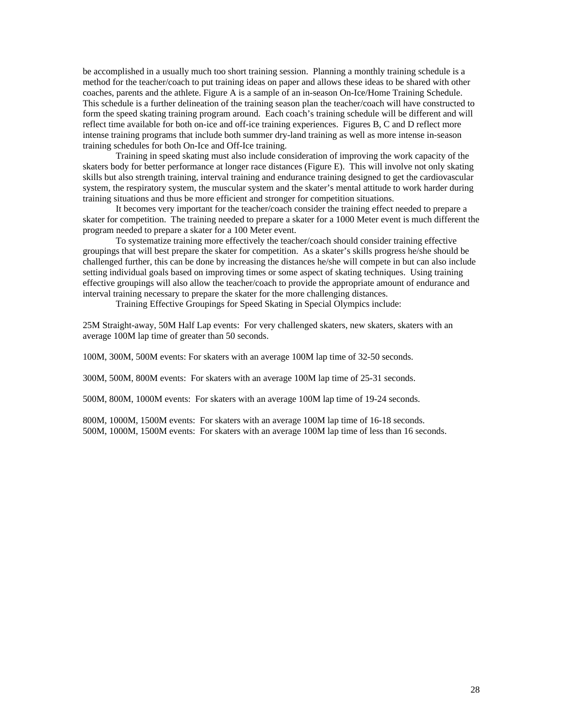be accomplished in a usually much too short training session. Planning a monthly training schedule is a method for the teacher/coach to put training ideas on paper and allows these ideas to be shared with other coaches, parents and the athlete. Figure A is a sample of an in-season On-Ice/Home Training Schedule. This schedule is a further delineation of the training season plan the teacher/coach will have constructed to form the speed skating training program around. Each coach's training schedule will be different and will reflect time available for both on-ice and off-ice training experiences. Figures B, C and D reflect more intense training programs that include both summer dry-land training as well as more intense in-season training schedules for both On-Ice and Off-Ice training.

Training in speed skating must also include consideration of improving the work capacity of the skaters body for better performance at longer race distances (Figure E). This will involve not only skating skills but also strength training, interval training and endurance training designed to get the cardiovascular system, the respiratory system, the muscular system and the skater's mental attitude to work harder during training situations and thus be more efficient and stronger for competition situations.

It becomes very important for the teacher/coach consider the training effect needed to prepare a skater for competition. The training needed to prepare a skater for a 1000 Meter event is much different the program needed to prepare a skater for a 100 Meter event.

To systematize training more effectively the teacher/coach should consider training effective groupings that will best prepare the skater for competition. As a skater's skills progress he/she should be challenged further, this can be done by increasing the distances he/she will compete in but can also include setting individual goals based on improving times or some aspect of skating techniques. Using training effective groupings will also allow the teacher/coach to provide the appropriate amount of endurance and interval training necessary to prepare the skater for the more challenging distances.

Training Effective Groupings for Speed Skating in Special Olympics include:

25M Straight-away, 50M Half Lap events: For very challenged skaters, new skaters, skaters with an average 100M lap time of greater than 50 seconds.

100M, 300M, 500M events: For skaters with an average 100M lap time of 32-50 seconds.

300M, 500M, 800M events: For skaters with an average 100M lap time of 25-31 seconds.

500M, 800M, 1000M events: For skaters with an average 100M lap time of 19-24 seconds.

800M, 1000M, 1500M events: For skaters with an average 100M lap time of 16-18 seconds.
500M, 1000M, 1500M events: For skaters with an average 100M lap time of less than 16 seconds.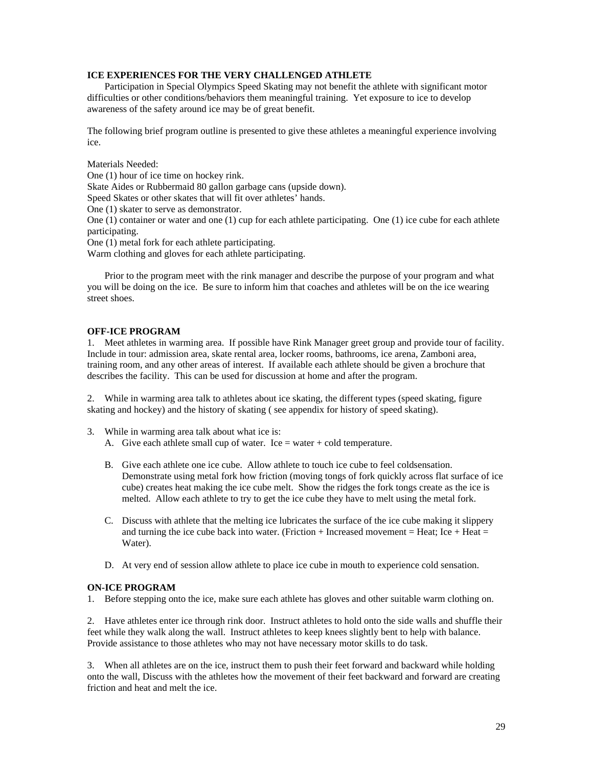**ICE EXPERIENCES FOR THE VERY CHALLENGED ATHLETE**

Participation in Special Olympics Speed Skating may not benefit the athlete with significant motor difficulties or other conditions/behaviors them meaningful training. Yet exposure to ice to develop awareness of the safety around ice may be of great benefit.

The following brief program outline is presented to give these athletes a meaningful experience involving ice.

Materials Needed:
One (1) hour of ice time on hockey rink.
Skate Aides or Rubbermaid 80 gallon garbage cans (upside down).
Speed Skates or other skates that will fit over athletes' hands.
One (1) skater to serve as demonstrator.
One (1) container or water and one (1) cup for each athlete participating. One (1) ice cube for each athlete participating.
One (1) metal fork for each athlete participating.
Warm clothing and gloves for each athlete participating.

Prior to the program meet with the rink manager and describe the purpose of your program and what you will be doing on the ice. Be sure to inform him that coaches and athletes will be on the ice wearing street shoes.

**OFF-ICE PROGRAM**

1. Meet athletes in warming area. If possible have Rink Manager greet group and provide tour of facility. Include in tour: admission area, skate rental area, locker rooms, bathrooms, ice arena, Zamboni area, training room, and any other areas of interest. If available each athlete should be given a brochure that describes the facility. This can be used for discussion at home and after the program.

2. While in warming area talk to athletes about ice skating, the different types (speed skating, figure skating and hockey) and the history of skating ( see appendix for history of speed skating).

3. While in warming area talk about what ice is:
   A. Give each athlete small cup of water. Ice = water + cold temperature.

   B. Give each athlete one ice cube. Allow athlete to touch ice cube to feel coldsensation. Demonstrate using metal fork how friction (moving tongs of fork quickly across flat surface of ice cube) creates heat making the ice cube melt. Show the ridges the fork tongs create as the ice is melted. Allow each athlete to try to get the ice cube they have to melt using the metal fork.

   C. Discuss with athlete that the melting ice lubricates the surface of the ice cube making it slippery and turning the ice cube back into water. (Friction + Increased movement = Heat; Ice + Heat = Water).

   D. At very end of session allow athlete to place ice cube in mouth to experience cold sensation.

**ON-ICE PROGRAM**

1. Before stepping onto the ice, make sure each athlete has gloves and other suitable warm clothing on.

2. Have athletes enter ice through rink door. Instruct athletes to hold onto the side walls and shuffle their feet while they walk along the wall. Instruct athletes to keep knees slightly bent to help with balance. Provide assistance to those athletes who may not have necessary motor skills to do task.

3. When all athletes are on the ice, instruct them to push their feet forward and backward while holding onto the wall, Discuss with the athletes how the movement of their feet backward and forward are creating friction and heat and melt the ice.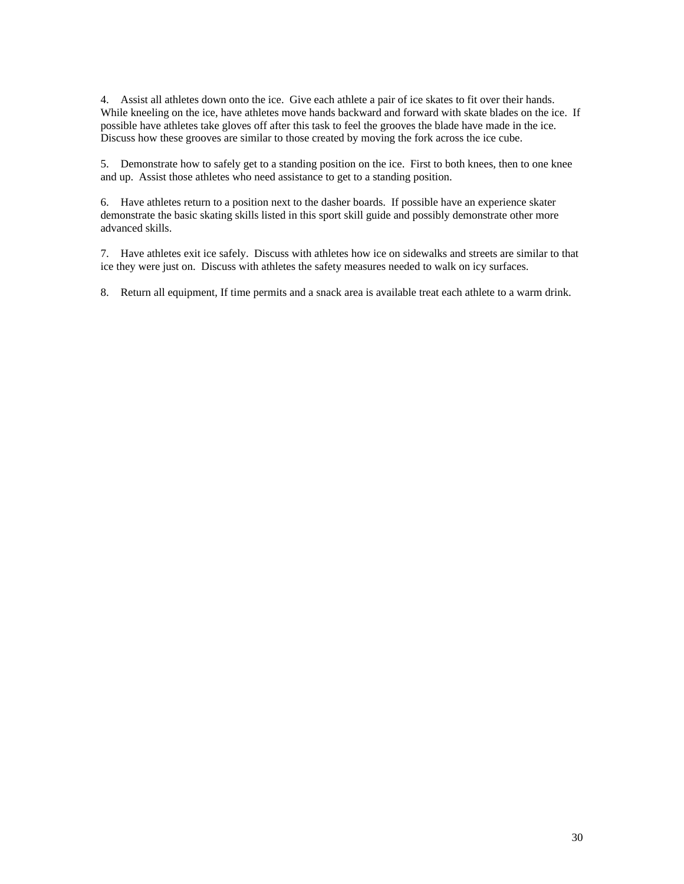4. Assist all athletes down onto the ice. Give each athlete a pair of ice skates to fit over their hands. While kneeling on the ice, have athletes move hands backward and forward with skate blades on the ice. If possible have athletes take gloves off after this task to feel the grooves the blade have made in the ice. Discuss how these grooves are similar to those created by moving the fork across the ice cube.

5. Demonstrate how to safely get to a standing position on the ice. First to both knees, then to one knee and up. Assist those athletes who need assistance to get to a standing position.

6. Have athletes return to a position next to the dasher boards. If possible have an experience skater demonstrate the basic skating skills listed in this sport skill guide and possibly demonstrate other more advanced skills.

7. Have athletes exit ice safely. Discuss with athletes how ice on sidewalks and streets are similar to that ice they were just on. Discuss with athletes the safety measures needed to walk on icy surfaces.

8. Return all equipment, If time permits and a snack area is available treat each athlete to a warm drink.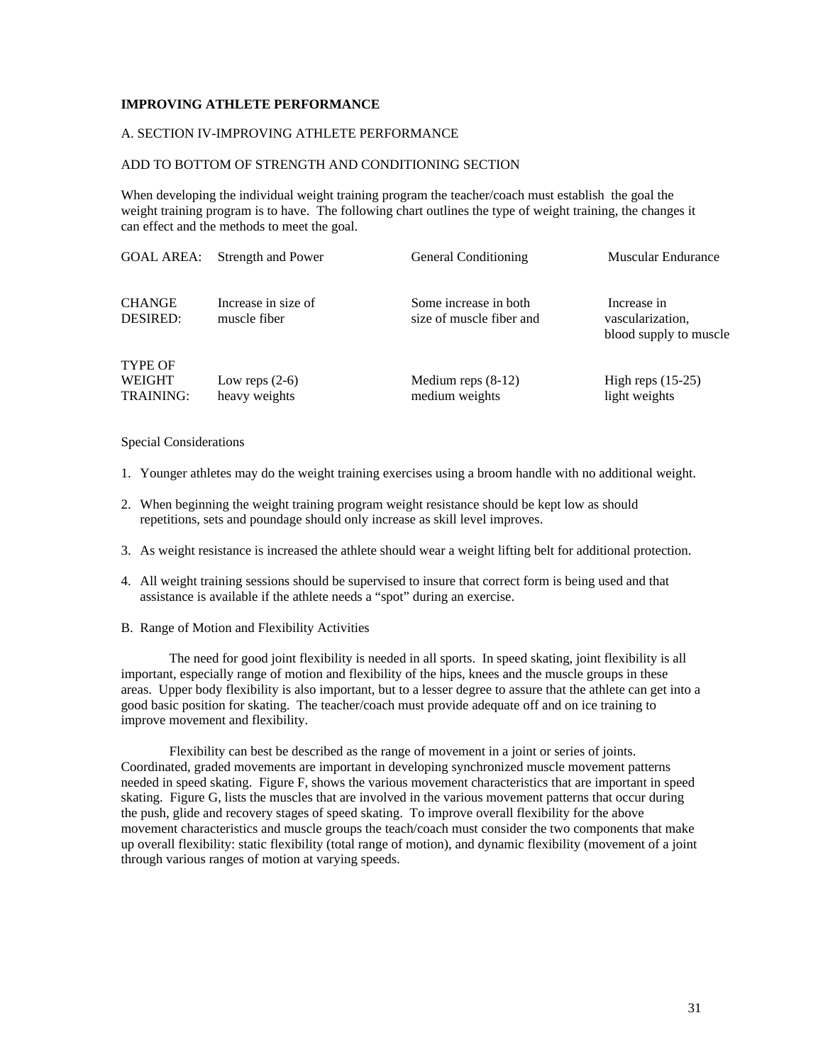**IMPROVING ATHLETE PERFORMANCE**

A. SECTION IV-IMPROVING ATHLETE PERFORMANCE

ADD TO BOTTOM OF STRENGTH AND CONDITIONING SECTION

When developing the individual weight training program the teacher/coach must establish the goal the weight training program is to have. The following chart outlines the type of weight training, the changes it can effect and the methods to meet the goal.

| GOAL AREA: | Strength and Power | General Conditioning | Muscular Endurance |
|---|---|---|---|
| CHANGE DESIRED: | Increase in size of muscle fiber | Some increase in both size of muscle fiber and | Increase in vascularization, blood supply to muscle |
| TYPE OF WEIGHT TRAINING: | Low reps (2-6) heavy weights | Medium reps (8-12) medium weights | High reps (15-25) light weights |

Special Considerations

1. Younger athletes may do the weight training exercises using a broom handle with no additional weight.
2. When beginning the weight training program weight resistance should be kept low as should repetitions, sets and poundage should only increase as skill level improves.
3. As weight resistance is increased the athlete should wear a weight lifting belt for additional protection.
4. All weight training sessions should be supervised to insure that correct form is being used and that assistance is available if the athlete needs a "spot" during an exercise.

B. Range of Motion and Flexibility Activities

The need for good joint flexibility is needed in all sports. In speed skating, joint flexibility is all important, especially range of motion and flexibility of the hips, knees and the muscle groups in these areas. Upper body flexibility is also important, but to a lesser degree to assure that the athlete can get into a good basic position for skating. The teacher/coach must provide adequate off and on ice training to improve movement and flexibility.

Flexibility can best be described as the range of movement in a joint or series of joints. Coordinated, graded movements are important in developing synchronized muscle movement patterns needed in speed skating. Figure F, shows the various movement characteristics that are important in speed skating. Figure G, lists the muscles that are involved in the various movement patterns that occur during the push, glide and recovery stages of speed skating. To improve overall flexibility for the above movement characteristics and muscle groups the teach/coach must consider the two components that make up overall flexibility: static flexibility (total range of motion), and dynamic flexibility (movement of a joint through various ranges of motion at varying speeds.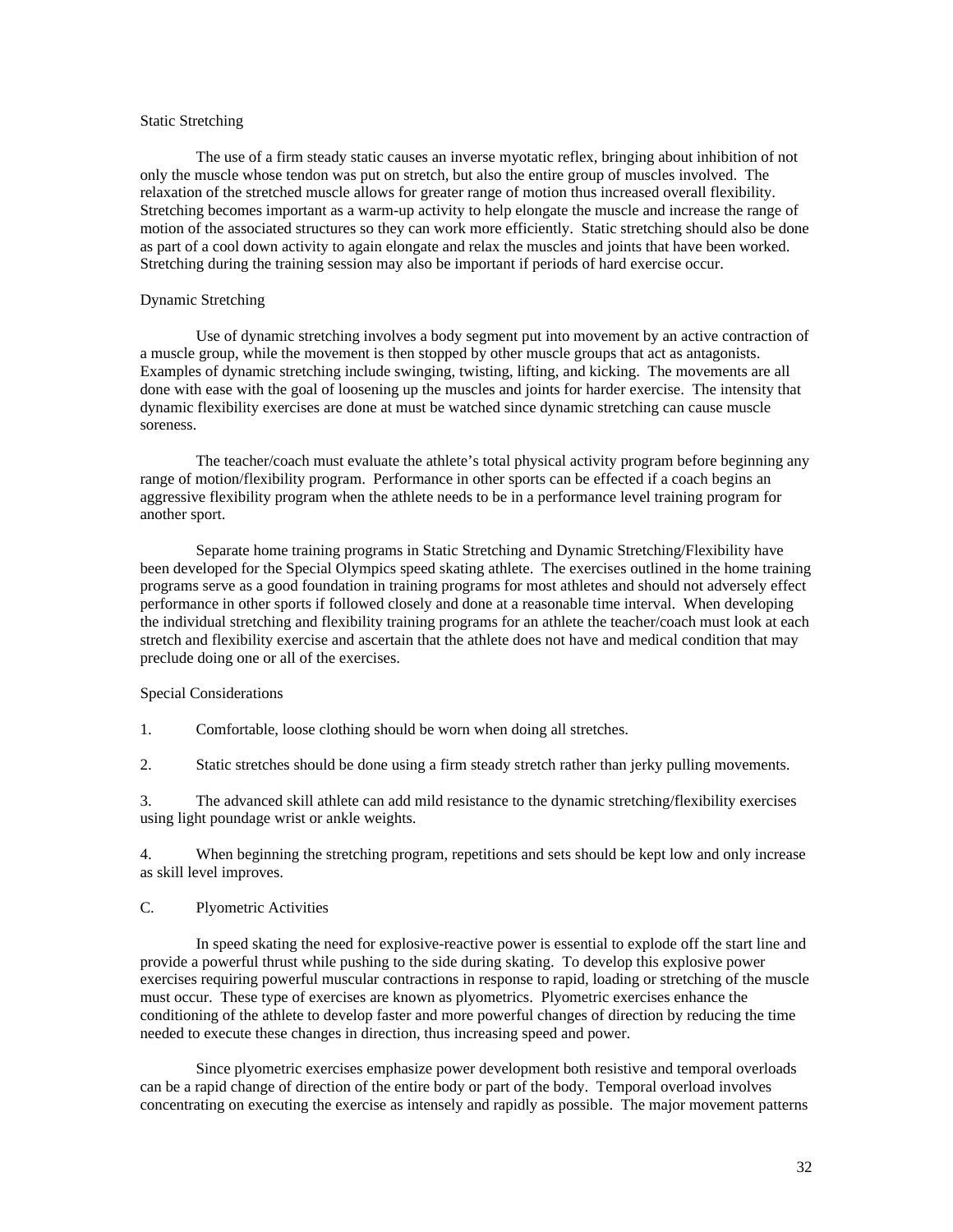Static Stretching

The use of a firm steady static causes an inverse myotatic reflex, bringing about inhibition of not only the muscle whose tendon was put on stretch, but also the entire group of muscles involved. The relaxation of the stretched muscle allows for greater range of motion thus increased overall flexibility. Stretching becomes important as a warm-up activity to help elongate the muscle and increase the range of motion of the associated structures so they can work more efficiently. Static stretching should also be done as part of a cool down activity to again elongate and relax the muscles and joints that have been worked. Stretching during the training session may also be important if periods of hard exercise occur.

Dynamic Stretching

Use of dynamic stretching involves a body segment put into movement by an active contraction of a muscle group, while the movement is then stopped by other muscle groups that act as antagonists. Examples of dynamic stretching include swinging, twisting, lifting, and kicking. The movements are all done with ease with the goal of loosening up the muscles and joints for harder exercise. The intensity that dynamic flexibility exercises are done at must be watched since dynamic stretching can cause muscle soreness.

The teacher/coach must evaluate the athlete's total physical activity program before beginning any range of motion/flexibility program. Performance in other sports can be effected if a coach begins an aggressive flexibility program when the athlete needs to be in a performance level training program for another sport.

Separate home training programs in Static Stretching and Dynamic Stretching/Flexibility have been developed for the Special Olympics speed skating athlete. The exercises outlined in the home training programs serve as a good foundation in training programs for most athletes and should not adversely effect performance in other sports if followed closely and done at a reasonable time interval. When developing the individual stretching and flexibility training programs for an athlete the teacher/coach must look at each stretch and flexibility exercise and ascertain that the athlete does not have and medical condition that may preclude doing one or all of the exercises.

Special Considerations

1. Comfortable, loose clothing should be worn when doing all stretches.

2. Static stretches should be done using a firm steady stretch rather than jerky pulling movements.

3. The advanced skill athlete can add mild resistance to the dynamic stretching/flexibility exercises using light poundage wrist or ankle weights.

4. When beginning the stretching program, repetitions and sets should be kept low and only increase as skill level improves.

C. Plyometric Activities

In speed skating the need for explosive-reactive power is essential to explode off the start line and provide a powerful thrust while pushing to the side during skating. To develop this explosive power exercises requiring powerful muscular contractions in response to rapid, loading or stretching of the muscle must occur. These type of exercises are known as plyometrics. Plyometric exercises enhance the conditioning of the athlete to develop faster and more powerful changes of direction by reducing the time needed to execute these changes in direction, thus increasing speed and power.

Since plyometric exercises emphasize power development both resistive and temporal overloads can be a rapid change of direction of the entire body or part of the body. Temporal overload involves concentrating on executing the exercise as intensely and rapidly as possible. The major movement patterns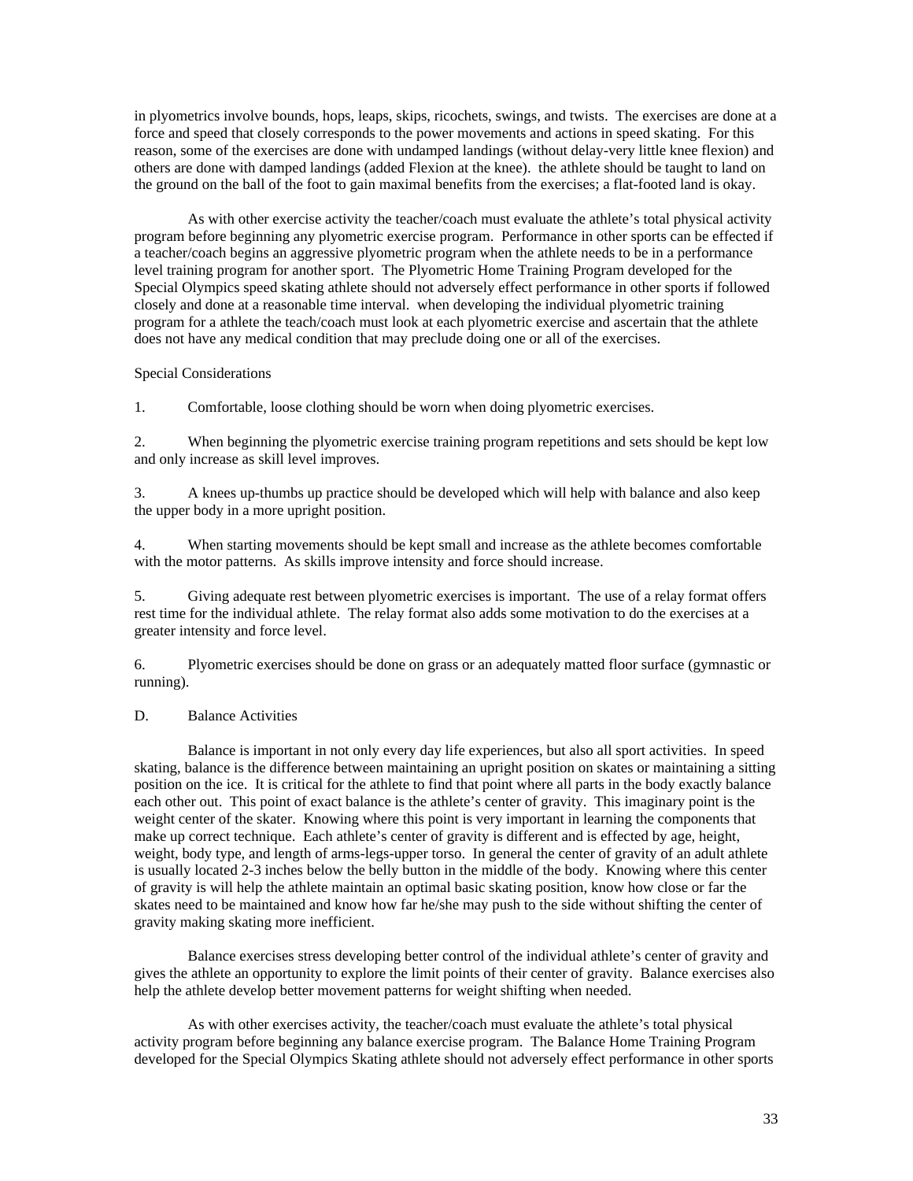in plyometrics involve bounds, hops, leaps, skips, ricochets, swings, and twists. The exercises are done at a force and speed that closely corresponds to the power movements and actions in speed skating. For this reason, some of the exercises are done with undamped landings (without delay-very little knee flexion) and others are done with damped landings (added Flexion at the knee). the athlete should be taught to land on the ground on the ball of the foot to gain maximal benefits from the exercises; a flat-footed land is okay.

As with other exercise activity the teacher/coach must evaluate the athlete's total physical activity program before beginning any plyometric exercise program. Performance in other sports can be effected if a teacher/coach begins an aggressive plyometric program when the athlete needs to be in a performance level training program for another sport. The Plyometric Home Training Program developed for the Special Olympics speed skating athlete should not adversely effect performance in other sports if followed closely and done at a reasonable time interval. when developing the individual plyometric training program for a athlete the teach/coach must look at each plyometric exercise and ascertain that the athlete does not have any medical condition that may preclude doing one or all of the exercises.

Special Considerations

1. Comfortable, loose clothing should be worn when doing plyometric exercises.

2. When beginning the plyometric exercise training program repetitions and sets should be kept low and only increase as skill level improves.

3. A knees up-thumbs up practice should be developed which will help with balance and also keep the upper body in a more upright position.

4. When starting movements should be kept small and increase as the athlete becomes comfortable with the motor patterns. As skills improve intensity and force should increase.

5. Giving adequate rest between plyometric exercises is important. The use of a relay format offers rest time for the individual athlete. The relay format also adds some motivation to do the exercises at a greater intensity and force level.

6. Plyometric exercises should be done on grass or an adequately matted floor surface (gymnastic or running).

D. Balance Activities

Balance is important in not only every day life experiences, but also all sport activities. In speed skating, balance is the difference between maintaining an upright position on skates or maintaining a sitting position on the ice. It is critical for the athlete to find that point where all parts in the body exactly balance each other out. This point of exact balance is the athlete's center of gravity. This imaginary point is the weight center of the skater. Knowing where this point is very important in learning the components that make up correct technique. Each athlete's center of gravity is different and is effected by age, height, weight, body type, and length of arms-legs-upper torso. In general the center of gravity of an adult athlete is usually located 2-3 inches below the belly button in the middle of the body. Knowing where this center of gravity is will help the athlete maintain an optimal basic skating position, know how close or far the skates need to be maintained and know how far he/she may push to the side without shifting the center of gravity making skating more inefficient.

Balance exercises stress developing better control of the individual athlete's center of gravity and gives the athlete an opportunity to explore the limit points of their center of gravity. Balance exercises also help the athlete develop better movement patterns for weight shifting when needed.

As with other exercises activity, the teacher/coach must evaluate the athlete's total physical activity program before beginning any balance exercise program. The Balance Home Training Program developed for the Special Olympics Skating athlete should not adversely effect performance in other sports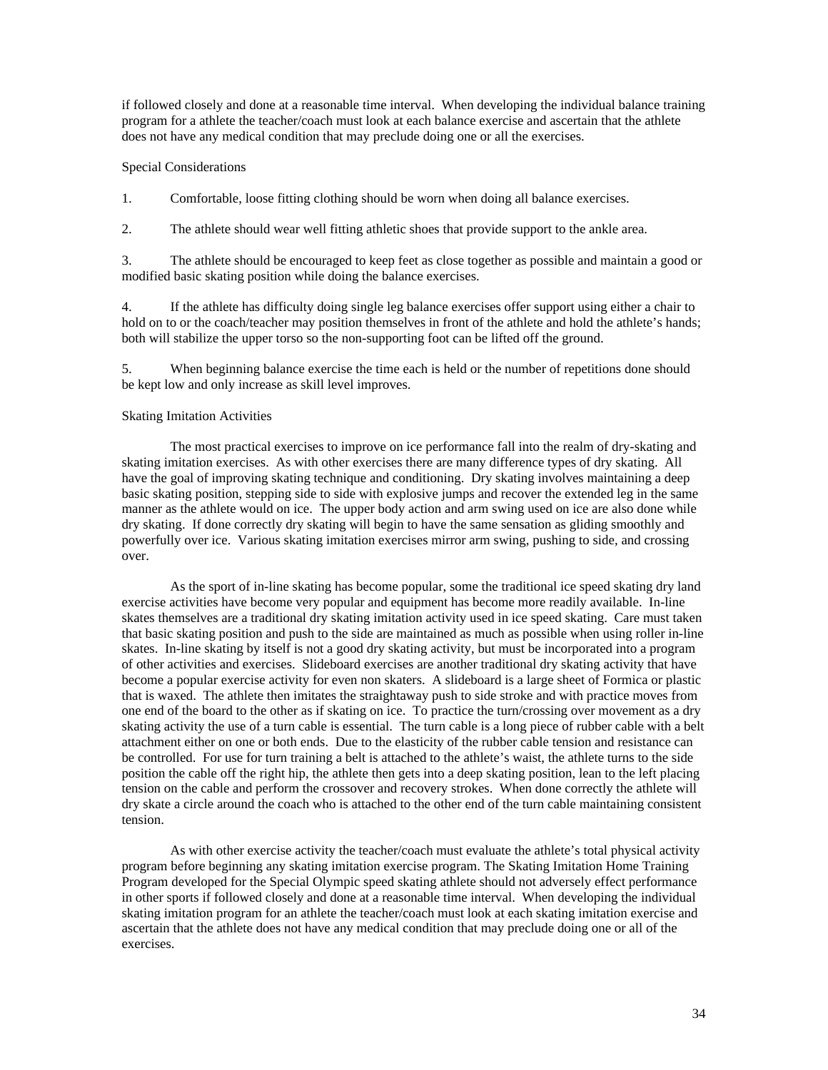if followed closely and done at a reasonable time interval. When developing the individual balance training program for a athlete the teacher/coach must look at each balance exercise and ascertain that the athlete does not have any medical condition that may preclude doing one or all the exercises.

Special Considerations

1. Comfortable, loose fitting clothing should be worn when doing all balance exercises.

2. The athlete should wear well fitting athletic shoes that provide support to the ankle area.

3. The athlete should be encouraged to keep feet as close together as possible and maintain a good or modified basic skating position while doing the balance exercises.

4. If the athlete has difficulty doing single leg balance exercises offer support using either a chair to hold on to or the coach/teacher may position themselves in front of the athlete and hold the athlete's hands; both will stabilize the upper torso so the non-supporting foot can be lifted off the ground.

5. When beginning balance exercise the time each is held or the number of repetitions done should be kept low and only increase as skill level improves.

Skating Imitation Activities

The most practical exercises to improve on ice performance fall into the realm of dry-skating and skating imitation exercises. As with other exercises there are many difference types of dry skating. All have the goal of improving skating technique and conditioning. Dry skating involves maintaining a deep basic skating position, stepping side to side with explosive jumps and recover the extended leg in the same manner as the athlete would on ice. The upper body action and arm swing used on ice are also done while dry skating. If done correctly dry skating will begin to have the same sensation as gliding smoothly and powerfully over ice. Various skating imitation exercises mirror arm swing, pushing to side, and crossing over.

As the sport of in-line skating has become popular, some the traditional ice speed skating dry land exercise activities have become very popular and equipment has become more readily available. In-line skates themselves are a traditional dry skating imitation activity used in ice speed skating. Care must taken that basic skating position and push to the side are maintained as much as possible when using roller in-line skates. In-line skating by itself is not a good dry skating activity, but must be incorporated into a program of other activities and exercises. Slideboard exercises are another traditional dry skating activity that have become a popular exercise activity for even non skaters. A slideboard is a large sheet of Formica or plastic that is waxed. The athlete then imitates the straightaway push to side stroke and with practice moves from one end of the board to the other as if skating on ice. To practice the turn/crossing over movement as a dry skating activity the use of a turn cable is essential. The turn cable is a long piece of rubber cable with a belt attachment either on one or both ends. Due to the elasticity of the rubber cable tension and resistance can be controlled. For use for turn training a belt is attached to the athlete's waist, the athlete turns to the side position the cable off the right hip, the athlete then gets into a deep skating position, lean to the left placing tension on the cable and perform the crossover and recovery strokes. When done correctly the athlete will dry skate a circle around the coach who is attached to the other end of the turn cable maintaining consistent tension.

As with other exercise activity the teacher/coach must evaluate the athlete's total physical activity program before beginning any skating imitation exercise program. The Skating Imitation Home Training Program developed for the Special Olympic speed skating athlete should not adversely effect performance in other sports if followed closely and done at a reasonable time interval. When developing the individual skating imitation program for an athlete the teacher/coach must look at each skating imitation exercise and ascertain that the athlete does not have any medical condition that may preclude doing one or all of the exercises.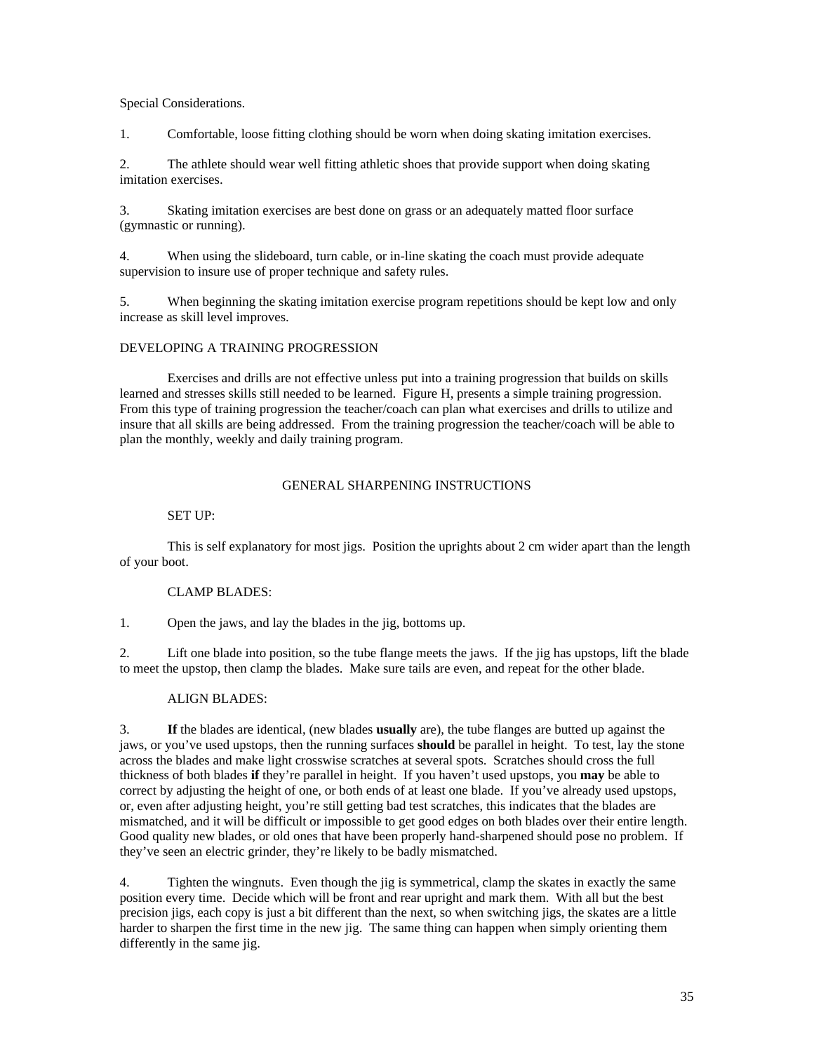Special Considerations.

1. Comfortable, loose fitting clothing should be worn when doing skating imitation exercises.

2. The athlete should wear well fitting athletic shoes that provide support when doing skating imitation exercises.

3. Skating imitation exercises are best done on grass or an adequately matted floor surface (gymnastic or running).

4. When using the slideboard, turn cable, or in-line skating the coach must provide adequate supervision to insure use of proper technique and safety rules.

5. When beginning the skating imitation exercise program repetitions should be kept low and only increase as skill level improves.

## DEVELOPING A TRAINING PROGRESSION

Exercises and drills are not effective unless put into a training progression that builds on skills learned and stresses skills still needed to be learned. Figure H, presents a simple training progression. From this type of training progression the teacher/coach can plan what exercises and drills to utilize and insure that all skills are being addressed. From the training progression the teacher/coach will be able to plan the monthly, weekly and daily training program.

## GENERAL SHARPENING INSTRUCTIONS

### SET UP:

This is self explanatory for most jigs. Position the uprights about 2 cm wider apart than the length of your boot.

### CLAMP BLADES:

1. Open the jaws, and lay the blades in the jig, bottoms up.

2. Lift one blade into position, so the tube flange meets the jaws. If the jig has upstops, lift the blade to meet the upstop, then clamp the blades. Make sure tails are even, and repeat for the other blade.

### ALIGN BLADES:

3. **If** the blades are identical, (new blades **usually** are), the tube flanges are butted up against the jaws, or you've used upstops, then the running surfaces **should** be parallel in height. To test, lay the stone across the blades and make light crosswise scratches at several spots. Scratches should cross the full thickness of both blades **if** they're parallel in height. If you haven't used upstops, you **may** be able to correct by adjusting the height of one, or both ends of at least one blade. If you've already used upstops, or, even after adjusting height, you're still getting bad test scratches, this indicates that the blades are mismatched, and it will be difficult or impossible to get good edges on both blades over their entire length. Good quality new blades, or old ones that have been properly hand-sharpened should pose no problem. If they've seen an electric grinder, they're likely to be badly mismatched.

4. Tighten the wingnuts. Even though the jig is symmetrical, clamp the skates in exactly the same position every time. Decide which will be front and rear upright and mark them. With all but the best precision jigs, each copy is just a bit different than the next, so when switching jigs, the skates are a little harder to sharpen the first time in the new jig. The same thing can happen when simply orienting them differently in the same jig.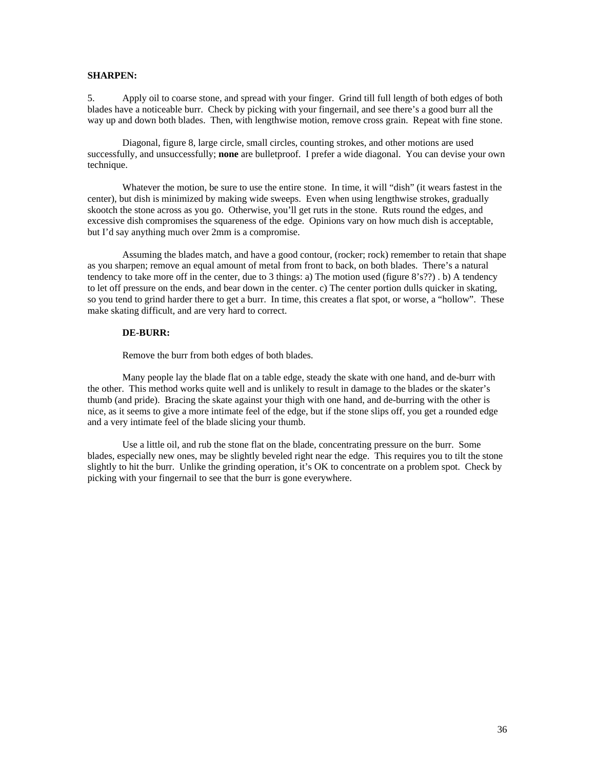**SHARPEN:**

5. Apply oil to coarse stone, and spread with your finger. Grind till full length of both edges of both blades have a noticeable burr. Check by picking with your fingernail, and see there's a good burr all the way up and down both blades. Then, with lengthwise motion, remove cross grain. Repeat with fine stone.

Diagonal, figure 8, large circle, small circles, counting strokes, and other motions are used successfully, and unsuccessfully; **none** are bulletproof. I prefer a wide diagonal. You can devise your own technique.

Whatever the motion, be sure to use the entire stone. In time, it will "dish" (it wears fastest in the center), but dish is minimized by making wide sweeps. Even when using lengthwise strokes, gradually skootch the stone across as you go. Otherwise, you'll get ruts in the stone. Ruts round the edges, and excessive dish compromises the squareness of the edge. Opinions vary on how much dish is acceptable, but I'd say anything much over 2mm is a compromise.

Assuming the blades match, and have a good contour, (rocker; rock) remember to retain that shape as you sharpen; remove an equal amount of metal from front to back, on both blades. There's a natural tendency to take more off in the center, due to 3 things: a) The motion used (figure 8's??) . b) A tendency to let off pressure on the ends, and bear down in the center. c) The center portion dulls quicker in skating, so you tend to grind harder there to get a burr. In time, this creates a flat spot, or worse, a "hollow". These make skating difficult, and are very hard to correct.

**DE-BURR:**

Remove the burr from both edges of both blades.

Many people lay the blade flat on a table edge, steady the skate with one hand, and de-burr with the other. This method works quite well and is unlikely to result in damage to the blades or the skater's thumb (and pride). Bracing the skate against your thigh with one hand, and de-burring with the other is nice, as it seems to give a more intimate feel of the edge, but if the stone slips off, you get a rounded edge and a very intimate feel of the blade slicing your thumb.

Use a little oil, and rub the stone flat on the blade, concentrating pressure on the burr. Some blades, especially new ones, may be slightly beveled right near the edge. This requires you to tilt the stone slightly to hit the burr. Unlike the grinding operation, it's OK to concentrate on a problem spot. Check by picking with your fingernail to see that the burr is gone everywhere.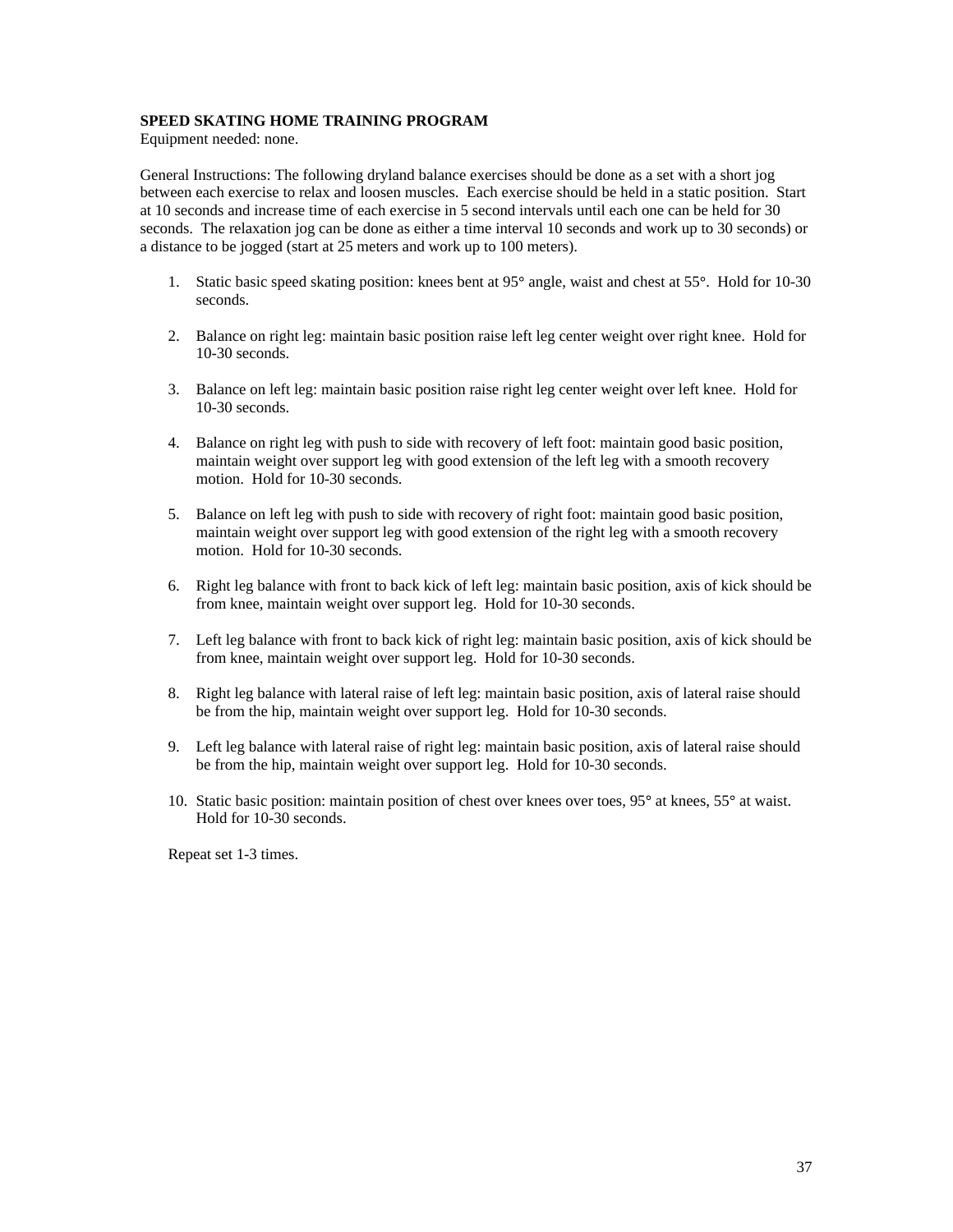**SPEED SKATING HOME TRAINING PROGRAM**
Equipment needed: none.

General Instructions: The following dryland balance exercises should be done as a set with a short jog between each exercise to relax and loosen muscles. Each exercise should be held in a static position. Start at 10 seconds and increase time of each exercise in 5 second intervals until each one can be held for 30 seconds. The relaxation jog can be done as either a time interval 10 seconds and work up to 30 seconds) or a distance to be jogged (start at 25 meters and work up to 100 meters).

1. Static basic speed skating position: knees bent at 95° angle, waist and chest at 55°. Hold for 10-30 seconds.

2. Balance on right leg: maintain basic position raise left leg center weight over right knee. Hold for 10-30 seconds.

3. Balance on left leg: maintain basic position raise right leg center weight over left knee. Hold for 10-30 seconds.

4. Balance on right leg with push to side with recovery of left foot: maintain good basic position, maintain weight over support leg with good extension of the left leg with a smooth recovery motion. Hold for 10-30 seconds.

5. Balance on left leg with push to side with recovery of right foot: maintain good basic position, maintain weight over support leg with good extension of the right leg with a smooth recovery motion. Hold for 10-30 seconds.

6. Right leg balance with front to back kick of left leg: maintain basic position, axis of kick should be from knee, maintain weight over support leg. Hold for 10-30 seconds.

7. Left leg balance with front to back kick of right leg: maintain basic position, axis of kick should be from knee, maintain weight over support leg. Hold for 10-30 seconds.

8. Right leg balance with lateral raise of left leg: maintain basic position, axis of lateral raise should be from the hip, maintain weight over support leg. Hold for 10-30 seconds.

9. Left leg balance with lateral raise of right leg: maintain basic position, axis of lateral raise should be from the hip, maintain weight over support leg. Hold for 10-30 seconds.

10. Static basic position: maintain position of chest over knees over toes, 95° at knees, 55° at waist. Hold for 10-30 seconds.

Repeat set 1-3 times.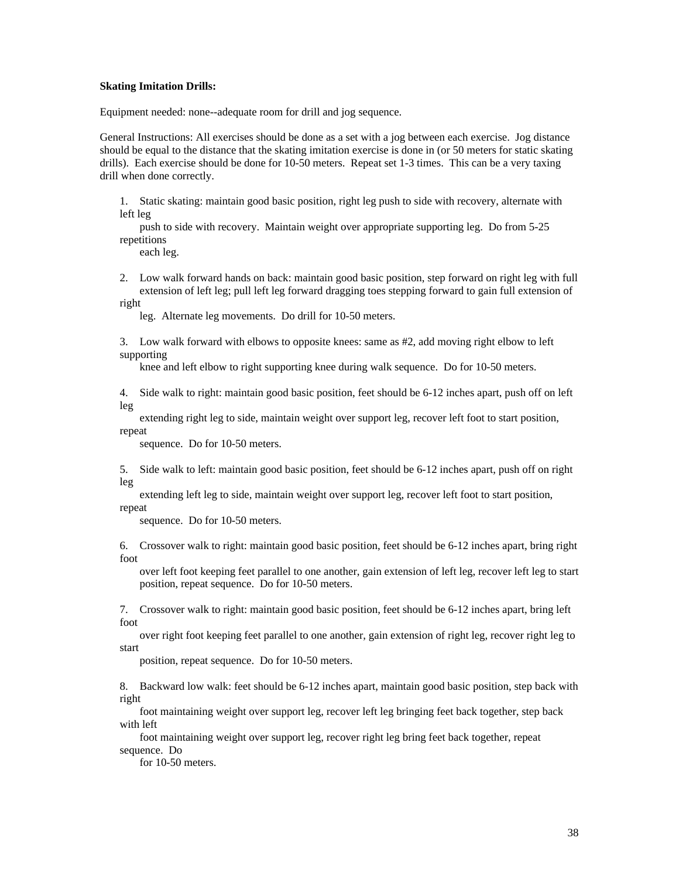**Skating Imitation Drills:**

Equipment needed: none--adequate room for drill and jog sequence.

General Instructions: All exercises should be done as a set with a jog between each exercise. Jog distance should be equal to the distance that the skating imitation exercise is done in (or 50 meters for static skating drills). Each exercise should be done for 10-50 meters. Repeat set 1-3 times. This can be a very taxing drill when done correctly.

1. Static skating: maintain good basic position, right leg push to side with recovery, alternate with left leg push to side with recovery. Maintain weight over appropriate supporting leg. Do from 5-25 repetitions each leg.

2. Low walk forward hands on back: maintain good basic position, step forward on right leg with full extension of left leg; pull left leg forward dragging toes stepping forward to gain full extension of right leg. Alternate leg movements. Do drill for 10-50 meters.

3. Low walk forward with elbows to opposite knees: same as #2, add moving right elbow to left supporting knee and left elbow to right supporting knee during walk sequence. Do for 10-50 meters.

4. Side walk to right: maintain good basic position, feet should be 6-12 inches apart, push off on left leg extending right leg to side, maintain weight over support leg, recover left foot to start position, repeat sequence. Do for 10-50 meters.

5. Side walk to left: maintain good basic position, feet should be 6-12 inches apart, push off on right leg extending left leg to side, maintain weight over support leg, recover left foot to start position, repeat sequence. Do for 10-50 meters.

6. Crossover walk to right: maintain good basic position, feet should be 6-12 inches apart, bring right foot over left foot keeping feet parallel to one another, gain extension of left leg, recover left leg to start position, repeat sequence. Do for 10-50 meters.

7. Crossover walk to right: maintain good basic position, feet should be 6-12 inches apart, bring left foot over right foot keeping feet parallel to one another, gain extension of right leg, recover right leg to start position, repeat sequence. Do for 10-50 meters.

8. Backward low walk: feet should be 6-12 inches apart, maintain good basic position, step back with right foot maintaining weight over support leg, recover left leg bringing feet back together, step back with left foot maintaining weight over support leg, recover right leg bring feet back together, repeat sequence. Do for 10-50 meters.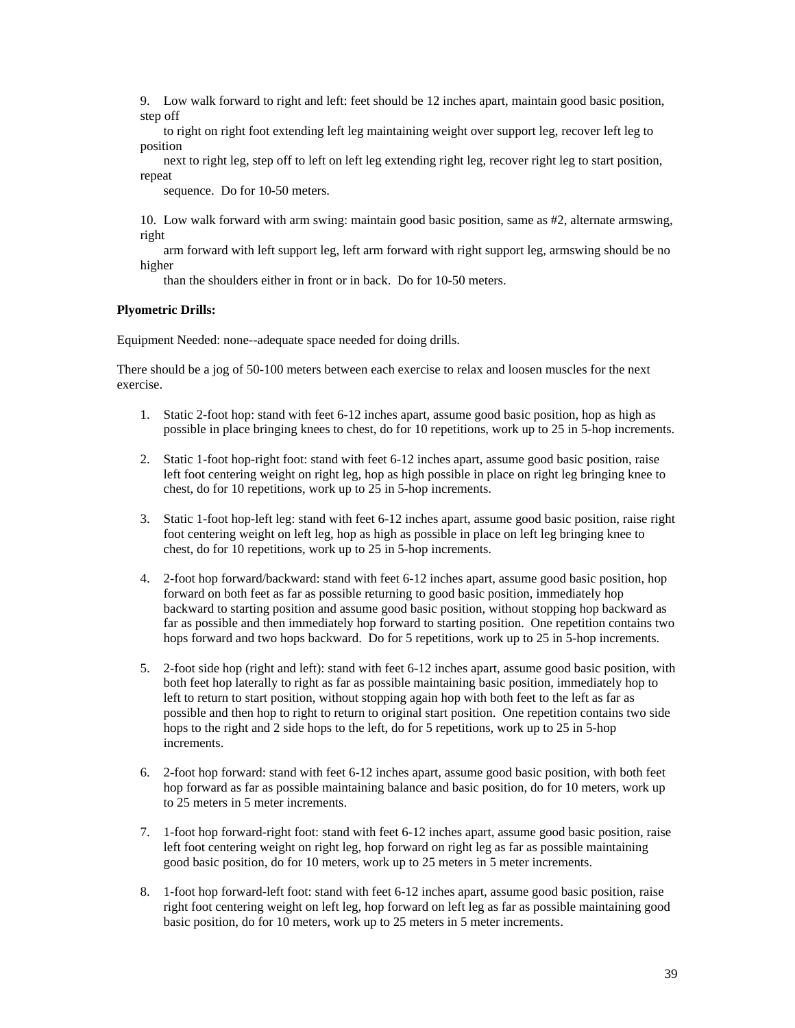9. Low walk forward to right and left: feet should be 12 inches apart, maintain good basic position, step off to right on right foot extending left leg maintaining weight over support leg, recover left leg to position next to right leg, step off to left on left leg extending right leg, recover right leg to start position, repeat sequence. Do for 10-50 meters.

10. Low walk forward with arm swing: maintain good basic position, same as #2, alternate armswing, right arm forward with left support leg, left arm forward with right support leg, armswing should be no higher than the shoulders either in front or in back. Do for 10-50 meters.

**Plyometric Drills:**

Equipment Needed: none--adequate space needed for doing drills.

There should be a jog of 50-100 meters between each exercise to relax and loosen muscles for the next exercise.

1. Static 2-foot hop: stand with feet 6-12 inches apart, assume good basic position, hop as high as possible in place bringing knees to chest, do for 10 repetitions, work up to 25 in 5-hop increments.

2. Static 1-foot hop-right foot: stand with feet 6-12 inches apart, assume good basic position, raise left foot centering weight on right leg, hop as high possible in place on right leg bringing knee to chest, do for 10 repetitions, work up to 25 in 5-hop increments.

3. Static 1-foot hop-left leg: stand with feet 6-12 inches apart, assume good basic position, raise right foot centering weight on left leg, hop as high as possible in place on left leg bringing knee to chest, do for 10 repetitions, work up to 25 in 5-hop increments.

4. 2-foot hop forward/backward: stand with feet 6-12 inches apart, assume good basic position, hop forward on both feet as far as possible returning to good basic position, immediately hop backward to starting position and assume good basic position, without stopping hop backward as far as possible and then immediately hop forward to starting position. One repetition contains two hops forward and two hops backward. Do for 5 repetitions, work up to 25 in 5-hop increments.

5. 2-foot side hop (right and left): stand with feet 6-12 inches apart, assume good basic position, with both feet hop laterally to right as far as possible maintaining basic position, immediately hop to left to return to start position, without stopping again hop with both feet to the left as far as possible and then hop to right to return to original start position. One repetition contains two side hops to the right and 2 side hops to the left, do for 5 repetitions, work up to 25 in 5-hop increments.

6. 2-foot hop forward: stand with feet 6-12 inches apart, assume good basic position, with both feet hop forward as far as possible maintaining balance and basic position, do for 10 meters, work up to 25 meters in 5 meter increments.

7. 1-foot hop forward-right foot: stand with feet 6-12 inches apart, assume good basic position, raise left foot centering weight on right leg, hop forward on right leg as far as possible maintaining good basic position, do for 10 meters, work up to 25 meters in 5 meter increments.

8. 1-foot hop forward-left foot: stand with feet 6-12 inches apart, assume good basic position, raise right foot centering weight on left leg, hop forward on left leg as far as possible maintaining good basic position, do for 10 meters, work up to 25 meters in 5 meter increments.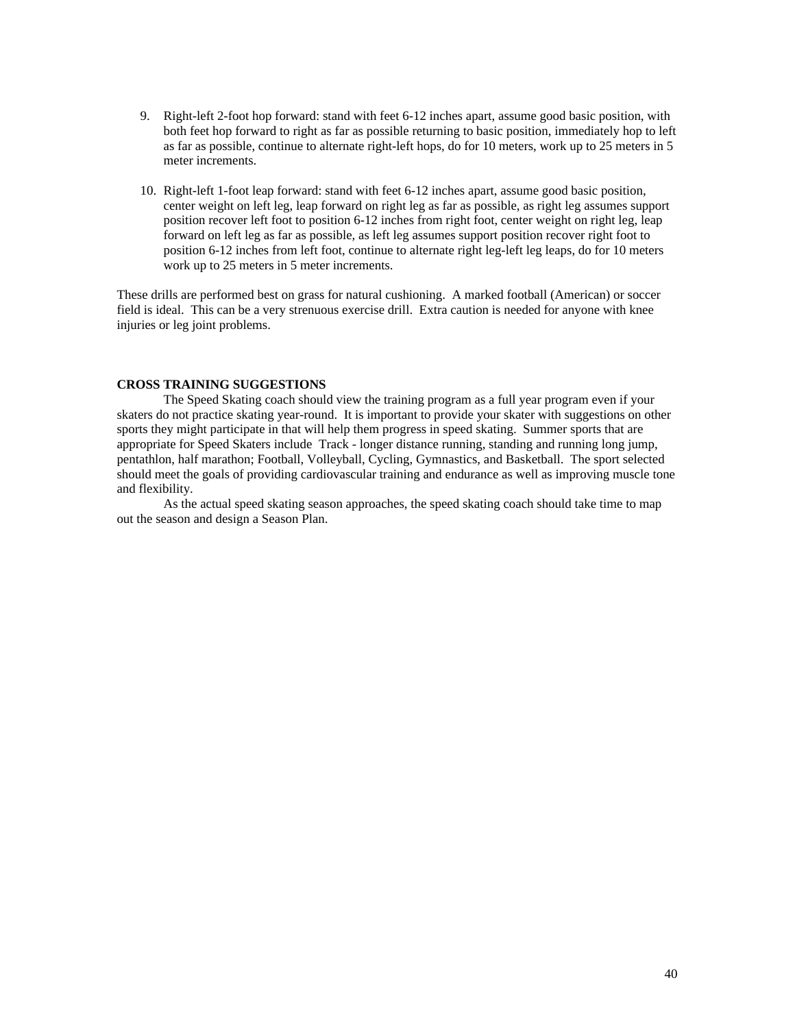9. Right-left 2-foot hop forward: stand with feet 6-12 inches apart, assume good basic position, with both feet hop forward to right as far as possible returning to basic position, immediately hop to left as far as possible, continue to alternate right-left hops, do for 10 meters, work up to 25 meters in 5 meter increments.

10. Right-left 1-foot leap forward: stand with feet 6-12 inches apart, assume good basic position, center weight on left leg, leap forward on right leg as far as possible, as right leg assumes support position recover left foot to position 6-12 inches from right foot, center weight on right leg, leap forward on left leg as far as possible, as left leg assumes support position recover right foot to position 6-12 inches from left foot, continue to alternate right leg-left leg leaps, do for 10 meters work up to 25 meters in 5 meter increments.

These drills are performed best on grass for natural cushioning. A marked football (American) or soccer field is ideal. This can be a very strenuous exercise drill. Extra caution is needed for anyone with knee injuries or leg joint problems.

**CROSS TRAINING SUGGESTIONS**

The Speed Skating coach should view the training program as a full year program even if your skaters do not practice skating year-round. It is important to provide your skater with suggestions on other sports they might participate in that will help them progress in speed skating. Summer sports that are appropriate for Speed Skaters include Track - longer distance running, standing and running long jump, pentathlon, half marathon; Football, Volleyball, Cycling, Gymnastics, and Basketball. The sport selected should meet the goals of providing cardiovascular training and endurance as well as improving muscle tone and flexibility.

As the actual speed skating season approaches, the speed skating coach should take time to map out the season and design a Season Plan.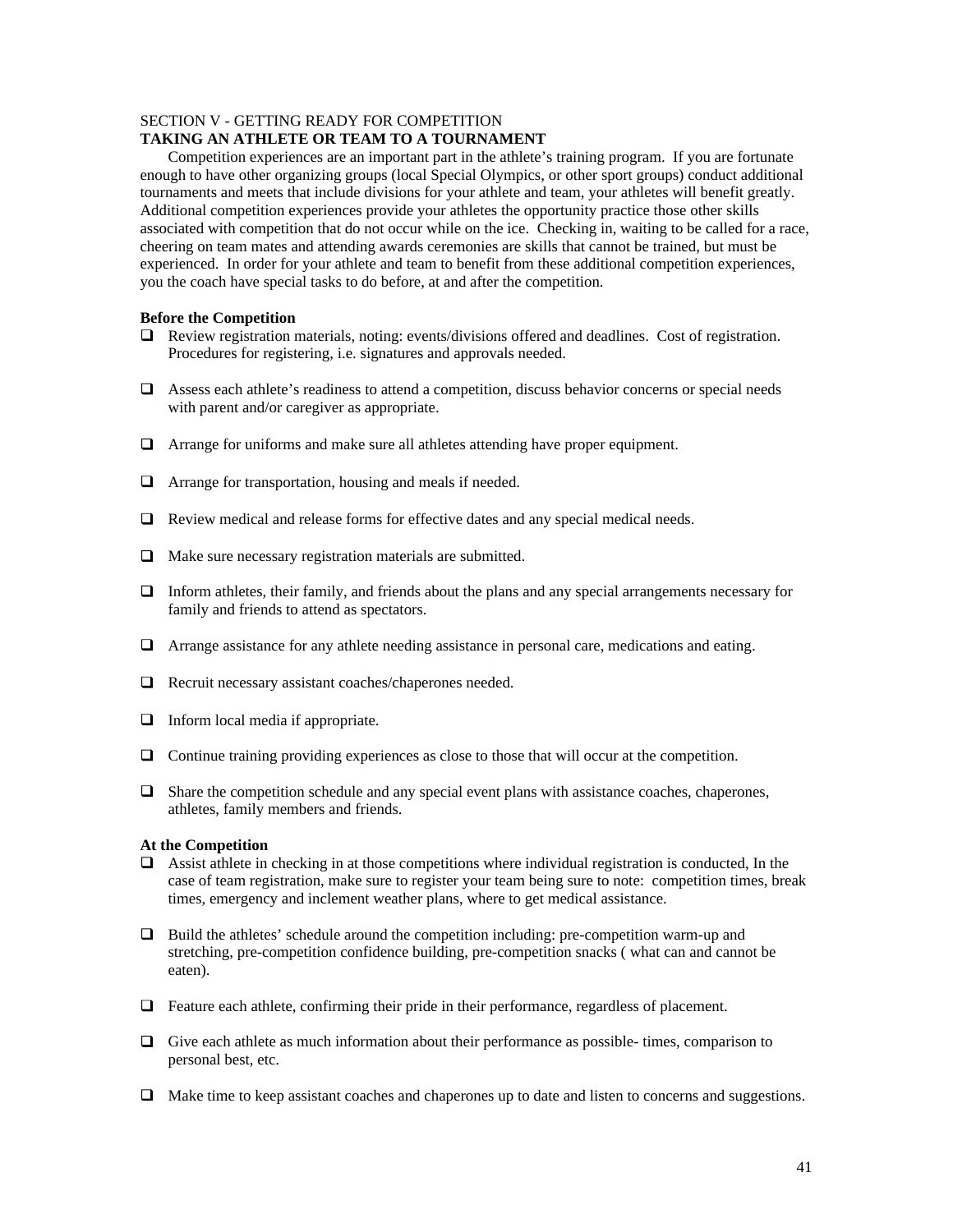SECTION V - GETTING READY FOR COMPETITION

**TAKING AN ATHLETE OR TEAM TO A TOURNAMENT**

Competition experiences are an important part in the athlete's training program. If you are fortunate enough to have other organizing groups (local Special Olympics, or other sport groups) conduct additional tournaments and meets that include divisions for your athlete and team, your athletes will benefit greatly. Additional competition experiences provide your athletes the opportunity practice those other skills associated with competition that do not occur while on the ice. Checking in, waiting to be called for a race, cheering on team mates and attending awards ceremonies are skills that cannot be trained, but must be experienced. In order for your athlete and team to benefit from these additional competition experiences, you the coach have special tasks to do before, at and after the competition.

**Before the Competition**

- ❑ Review registration materials, noting: events/divisions offered and deadlines. Cost of registration. Procedures for registering, i.e. signatures and approvals needed.
- ❑ Assess each athlete's readiness to attend a competition, discuss behavior concerns or special needs with parent and/or caregiver as appropriate.
- ❑ Arrange for uniforms and make sure all athletes attending have proper equipment.
- ❑ Arrange for transportation, housing and meals if needed.
- ❑ Review medical and release forms for effective dates and any special medical needs.
- ❑ Make sure necessary registration materials are submitted.
- ❑ Inform athletes, their family, and friends about the plans and any special arrangements necessary for family and friends to attend as spectators.
- ❑ Arrange assistance for any athlete needing assistance in personal care, medications and eating.
- ❑ Recruit necessary assistant coaches/chaperones needed.
- ❑ Inform local media if appropriate.
- ❑ Continue training providing experiences as close to those that will occur at the competition.
- ❑ Share the competition schedule and any special event plans with assistance coaches, chaperones, athletes, family members and friends.

**At the Competition**

- ❑ Assist athlete in checking in at those competitions where individual registration is conducted, In the case of team registration, make sure to register your team being sure to note: competition times, break times, emergency and inclement weather plans, where to get medical assistance.
- ❑ Build the athletes' schedule around the competition including: pre-competition warm-up and stretching, pre-competition confidence building, pre-competition snacks ( what can and cannot be eaten).
- ❑ Feature each athlete, confirming their pride in their performance, regardless of placement.
- ❑ Give each athlete as much information about their performance as possible- times, comparison to personal best, etc.
- ❑ Make time to keep assistant coaches and chaperones up to date and listen to concerns and suggestions.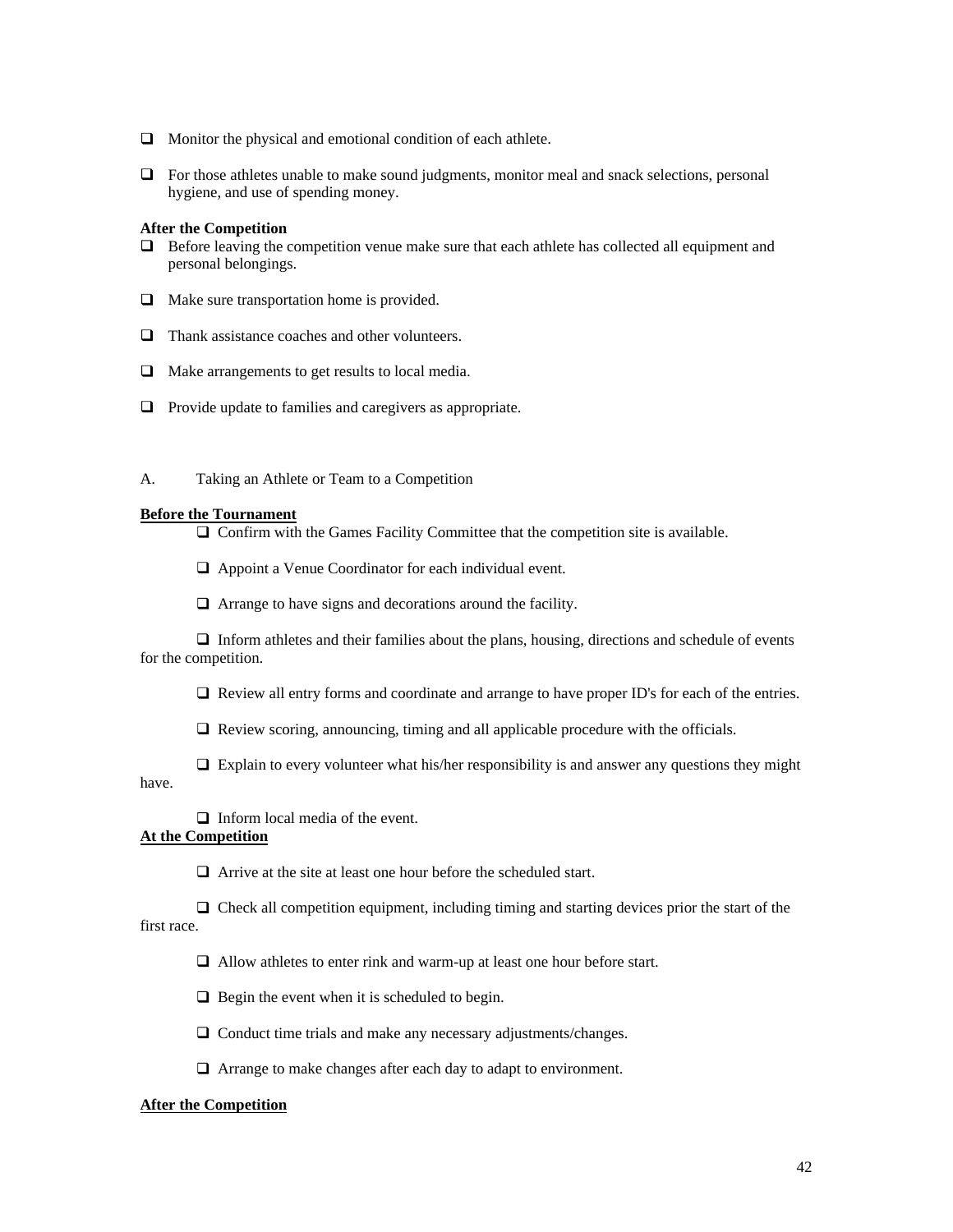- ❑ Monitor the physical and emotional condition of each athlete.

- ❑ For those athletes unable to make sound judgments, monitor meal and snack selections, personal hygiene, and use of spending money.

**After the Competition**

- ❑ Before leaving the competition venue make sure that each athlete has collected all equipment and personal belongings.

- ❑ Make sure transportation home is provided.

- ❑ Thank assistance coaches and other volunteers.

- ❑ Make arrangements to get results to local media.

- ❑ Provide update to families and caregivers as appropriate.

A. Taking an Athlete or Team to a Competition

**Before the Tournament**

- ❑ Confirm with the Games Facility Committee that the competition site is available.

- ❑ Appoint a Venue Coordinator for each individual event.

- ❑ Arrange to have signs and decorations around the facility.

- ❑ Inform athletes and their families about the plans, housing, directions and schedule of events for the competition.

- ❑ Review all entry forms and coordinate and arrange to have proper ID's for each of the entries.

- ❑ Review scoring, announcing, timing and all applicable procedure with the officials.

- ❑ Explain to every volunteer what his/her responsibility is and answer any questions they might have.

- ❑ Inform local media of the event.

**At the Competition**

- ❑ Arrive at the site at least one hour before the scheduled start.

- ❑ Check all competition equipment, including timing and starting devices prior the start of the first race.

- ❑ Allow athletes to enter rink and warm-up at least one hour before start.

- ❑ Begin the event when it is scheduled to begin.

- ❑ Conduct time trials and make any necessary adjustments/changes.

- ❑ Arrange to make changes after each day to adapt to environment.

**After the Competition**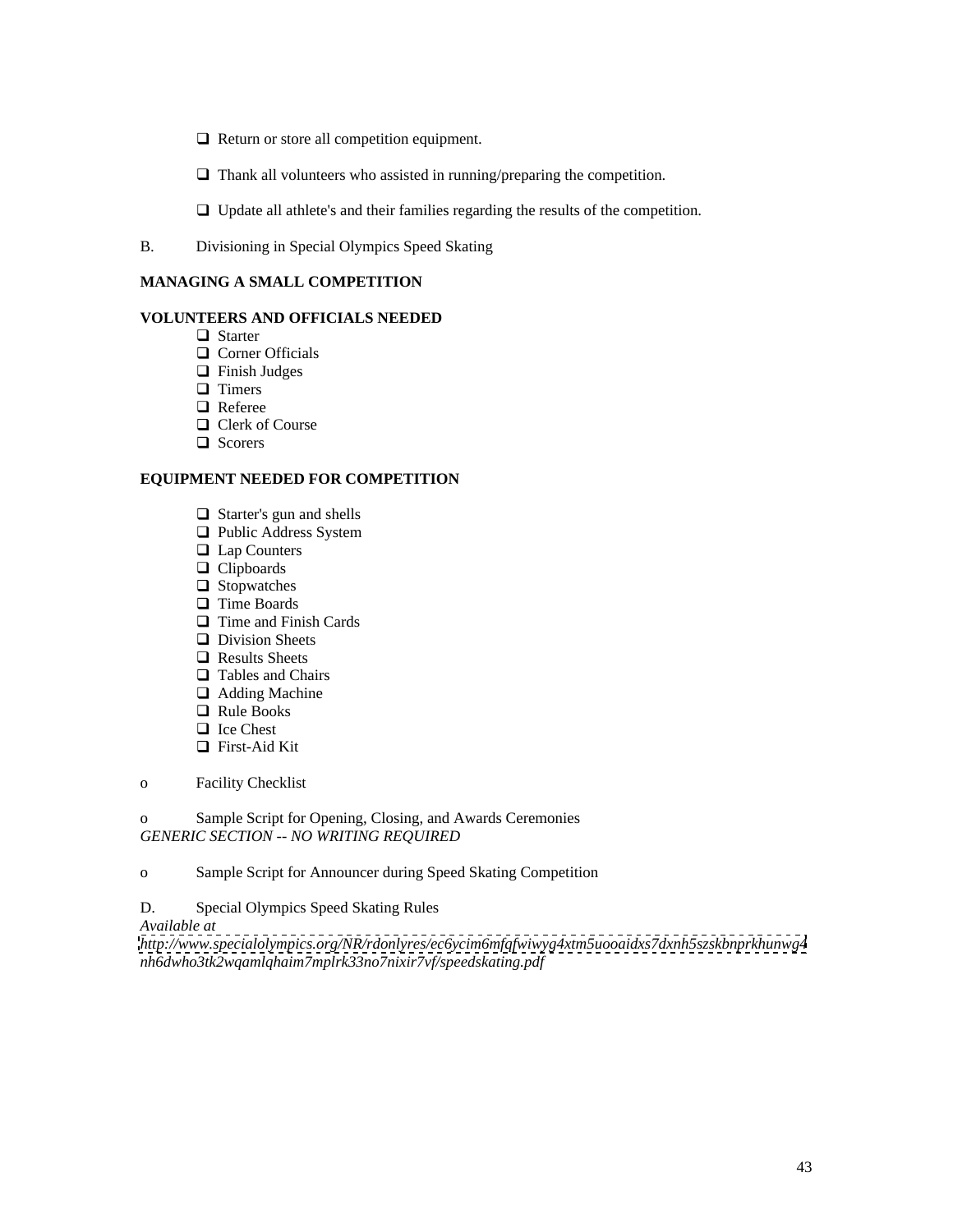- ❑ Return or store all competition equipment.
- ❑ Thank all volunteers who assisted in running/preparing the competition.
- ❑ Update all athlete's and their families regarding the results of the competition.

B. Divisioning in Special Olympics Speed Skating

**MANAGING A SMALL COMPETITION**

**VOLUNTEERS AND OFFICIALS NEEDED**

- ❑ Starter
- ❑ Corner Officials
- ❑ Finish Judges
- ❑ Timers
- ❑ Referee
- ❑ Clerk of Course
- ❑ Scorers

**EQUIPMENT NEEDED FOR COMPETITION**

- ❑ Starter's gun and shells
- ❑ Public Address System
- ❑ Lap Counters
- ❑ Clipboards
- ❑ Stopwatches
- ❑ Time Boards
- ❑ Time and Finish Cards
- ❑ Division Sheets
- ❑ Results Sheets
- ❑ Tables and Chairs
- ❑ Adding Machine
- ❑ Rule Books
- ❑ Ice Chest
- ❑ First-Aid Kit

o Facility Checklist

o Sample Script for Opening, Closing, and Awards Ceremonies
*GENERIC SECTION -- NO WRITING REQUIRED*

o Sample Script for Announcer during Speed Skating Competition

D. Special Olympics Speed Skating Rules
*Available at*
*http://www.specialolympics.org/NR/rdonlyres/ec6ycim6mfqfwiwyg4xtm5uooaidxs7dxnh5szskbnprkhunwg4nh6dwho3tk2wqamlqhaim7mplrk33no7nixir7vf/speedskating.pdf*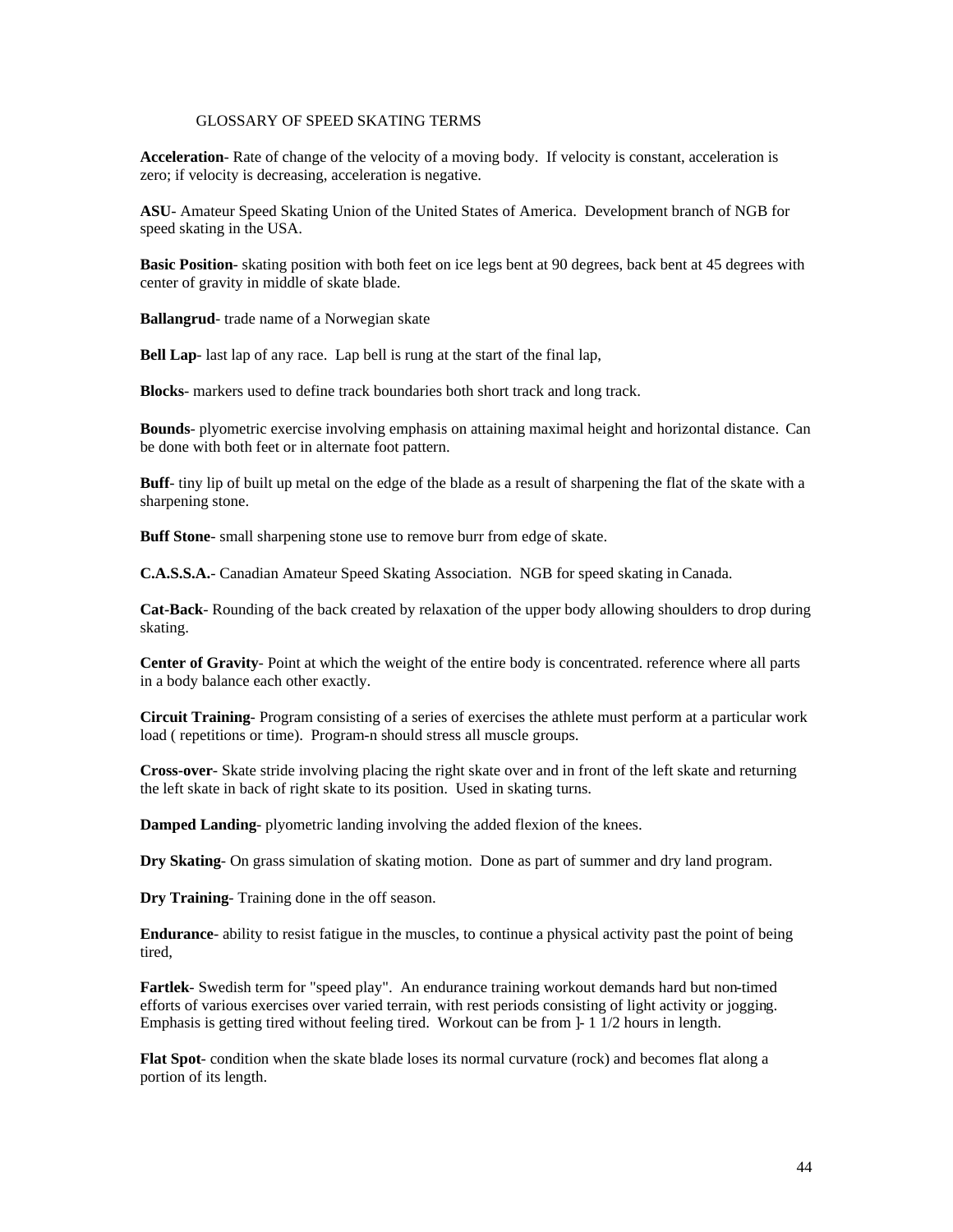## GLOSSARY OF SPEED SKATING TERMS

**Acceleration**- Rate of change of the velocity of a moving body. If velocity is constant, acceleration is zero; if velocity is decreasing, acceleration is negative.

**ASU**- Amateur Speed Skating Union of the United States of America. Development branch of NGB for speed skating in the USA.

**Basic Position**- skating position with both feet on ice legs bent at 90 degrees, back bent at 45 degrees with center of gravity in middle of skate blade.

**Ballangrud**- trade name of a Norwegian skate

**Bell Lap**- last lap of any race. Lap bell is rung at the start of the final lap,

**Blocks**- markers used to define track boundaries both short track and long track.

**Bounds**- plyometric exercise involving emphasis on attaining maximal height and horizontal distance. Can be done with both feet or in alternate foot pattern.

**Buff**- tiny lip of built up metal on the edge of the blade as a result of sharpening the flat of the skate with a sharpening stone.

**Buff Stone**- small sharpening stone use to remove burr from edge of skate.

**C.A.S.S.A.**- Canadian Amateur Speed Skating Association. NGB for speed skating in Canada.

**Cat-Back**- Rounding of the back created by relaxation of the upper body allowing shoulders to drop during skating.

**Center of Gravity**- Point at which the weight of the entire body is concentrated. reference where all parts in a body balance each other exactly.

**Circuit Training**- Program consisting of a series of exercises the athlete must perform at a particular work load ( repetitions or time). Program-n should stress all muscle groups.

**Cross-over**- Skate stride involving placing the right skate over and in front of the left skate and returning the left skate in back of right skate to its position. Used in skating turns.

**Damped Landing**- plyometric landing involving the added flexion of the knees.

**Dry Skating**- On grass simulation of skating motion. Done as part of summer and dry land program.

**Dry Training**- Training done in the off season.

**Endurance**- ability to resist fatigue in the muscles, to continue a physical activity past the point of being tired,

**Fartlek**- Swedish term for "speed play". An endurance training workout demands hard but non-timed efforts of various exercises over varied terrain, with rest periods consisting of light activity or jogging. Emphasis is getting tired without feeling tired. Workout can be from ]- 1 1/2 hours in length.

**Flat Spot**- condition when the skate blade loses its normal curvature (rock) and becomes flat along a portion of its length.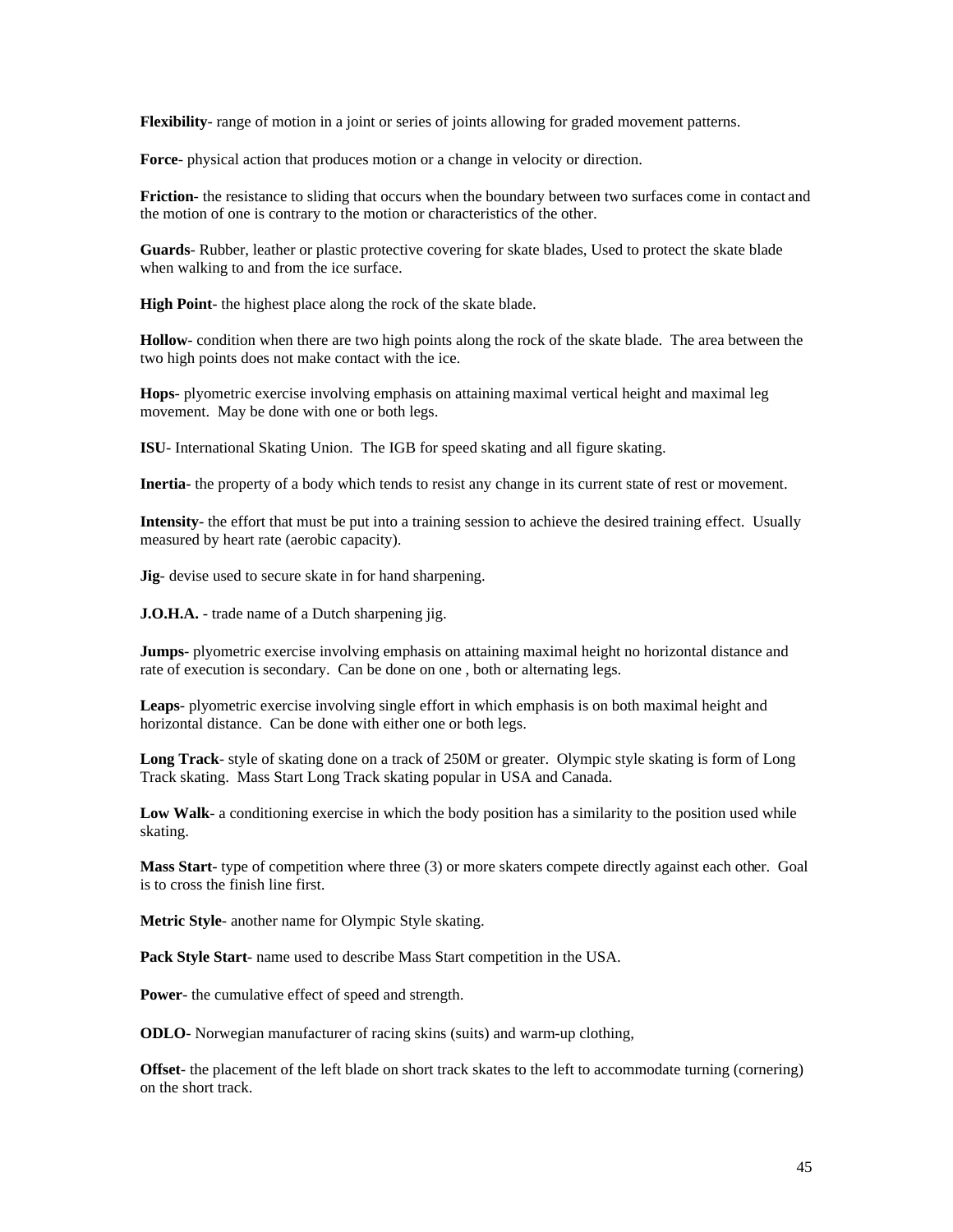**Flexibility**- range of motion in a joint or series of joints allowing for graded movement patterns.

**Force**- physical action that produces motion or a change in velocity or direction.

**Friction**- the resistance to sliding that occurs when the boundary between two surfaces come in contact and the motion of one is contrary to the motion or characteristics of the other.

**Guards**- Rubber, leather or plastic protective covering for skate blades, Used to protect the skate blade when walking to and from the ice surface.

**High Point**- the highest place along the rock of the skate blade.

**Hollow**- condition when there are two high points along the rock of the skate blade. The area between the two high points does not make contact with the ice.

**Hops**- plyometric exercise involving emphasis on attaining maximal vertical height and maximal leg movement. May be done with one or both legs.

**ISU**- International Skating Union. The IGB for speed skating and all figure skating.

**Inertia-** the property of a body which tends to resist any change in its current state of rest or movement.

**Intensity**- the effort that must be put into a training session to achieve the desired training effect. Usually measured by heart rate (aerobic capacity).

**Jig**- devise used to secure skate in for hand sharpening.

**J.O.H.A.** - trade name of a Dutch sharpening jig.

**Jumps**- plyometric exercise involving emphasis on attaining maximal height no horizontal distance and rate of execution is secondary. Can be done on one , both or alternating legs.

**Leaps**- plyometric exercise involving single effort in which emphasis is on both maximal height and horizontal distance. Can be done with either one or both legs.

**Long Track**- style of skating done on a track of 250M or greater. Olympic style skating is form of Long Track skating. Mass Start Long Track skating popular in USA and Canada.

**Low Walk**- a conditioning exercise in which the body position has a similarity to the position used while skating.

**Mass Start**- type of competition where three (3) or more skaters compete directly against each other. Goal is to cross the finish line first.

**Metric Style**- another name for Olympic Style skating.

**Pack Style Start**- name used to describe Mass Start competition in the USA.

**Power**- the cumulative effect of speed and strength.

**ODLO**- Norwegian manufacturer of racing skins (suits) and warm-up clothing,

**Offset**- the placement of the left blade on short track skates to the left to accommodate turning (cornering) on the short track.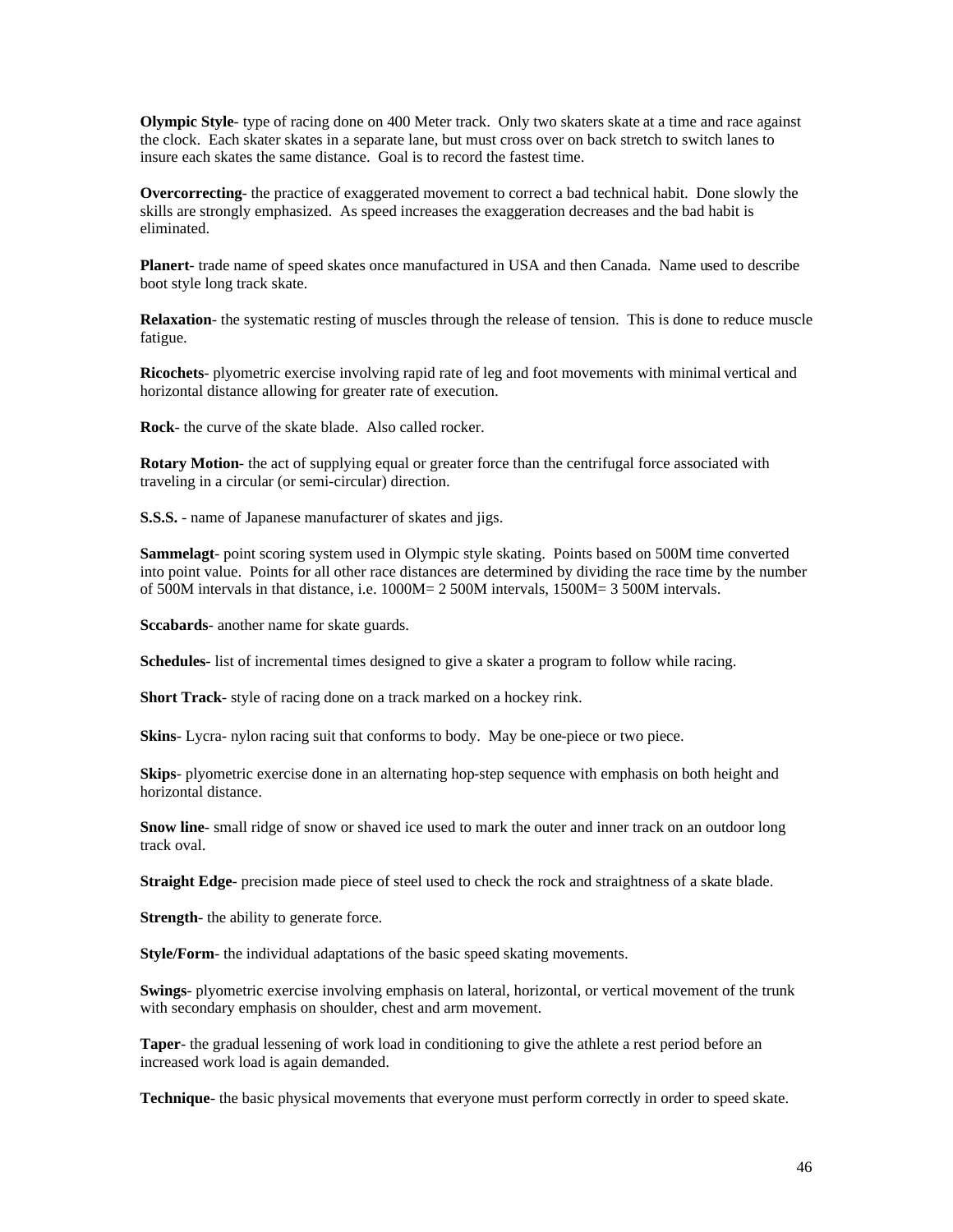**Olympic Style**- type of racing done on 400 Meter track. Only two skaters skate at a time and race against the clock. Each skater skates in a separate lane, but must cross over on back stretch to switch lanes to insure each skates the same distance. Goal is to record the fastest time.

**Overcorrecting**- the practice of exaggerated movement to correct a bad technical habit. Done slowly the skills are strongly emphasized. As speed increases the exaggeration decreases and the bad habit is eliminated.

**Planert**- trade name of speed skates once manufactured in USA and then Canada. Name used to describe boot style long track skate.

**Relaxation**- the systematic resting of muscles through the release of tension. This is done to reduce muscle fatigue.

**Ricochets**- plyometric exercise involving rapid rate of leg and foot movements with minimal vertical and horizontal distance allowing for greater rate of execution.

**Rock**- the curve of the skate blade. Also called rocker.

**Rotary Motion**- the act of supplying equal or greater force than the centrifugal force associated with traveling in a circular (or semi-circular) direction.

**S.S.S.** - name of Japanese manufacturer of skates and jigs.

**Sammelagt**- point scoring system used in Olympic style skating. Points based on 500M time converted into point value. Points for all other race distances are determined by dividing the race time by the number of 500M intervals in that distance, i.e. 1000M= 2 500M intervals, 1500M= 3 500M intervals.

**Sccabards**- another name for skate guards.

**Schedules**- list of incremental times designed to give a skater a program to follow while racing.

**Short Track**- style of racing done on a track marked on a hockey rink.

**Skins**- Lycra- nylon racing suit that conforms to body. May be one-piece or two piece.

**Skips**- plyometric exercise done in an alternating hop-step sequence with emphasis on both height and horizontal distance.

**Snow line**- small ridge of snow or shaved ice used to mark the outer and inner track on an outdoor long track oval.

**Straight Edge**- precision made piece of steel used to check the rock and straightness of a skate blade.

**Strength**- the ability to generate force.

**Style/Form**- the individual adaptations of the basic speed skating movements.

**Swings**- plyometric exercise involving emphasis on lateral, horizontal, or vertical movement of the trunk with secondary emphasis on shoulder, chest and arm movement.

**Taper**- the gradual lessening of work load in conditioning to give the athlete a rest period before an increased work load is again demanded.

**Technique**- the basic physical movements that everyone must perform correctly in order to speed skate.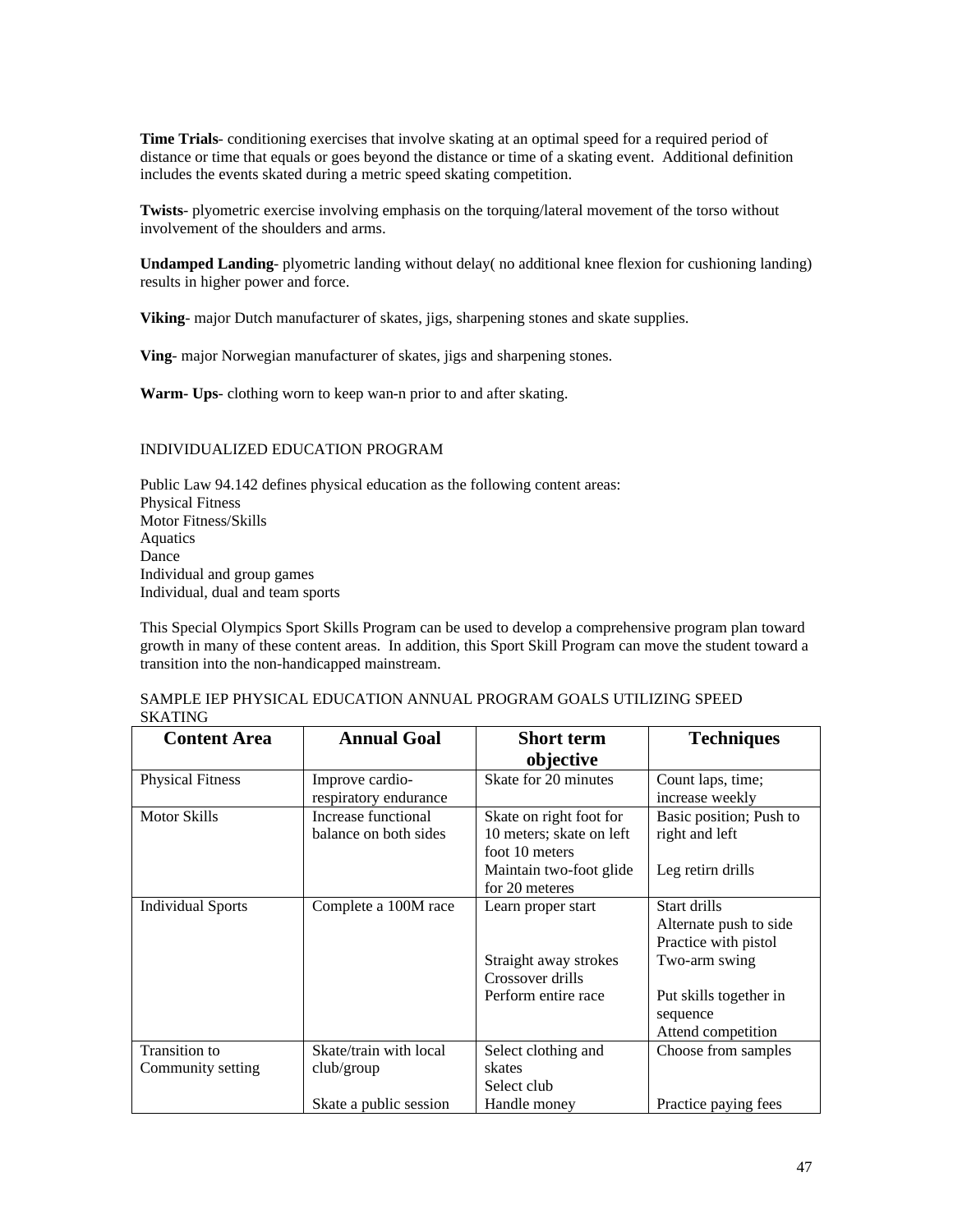**Time Trials**- conditioning exercises that involve skating at an optimal speed for a required period of distance or time that equals or goes beyond the distance or time of a skating event. Additional definition includes the events skated during a metric speed skating competition.

**Twists**- plyometric exercise involving emphasis on the torquing/lateral movement of the torso without involvement of the shoulders and arms.

**Undamped Landing**- plyometric landing without delay( no additional knee flexion for cushioning landing) results in higher power and force.

**Viking**- major Dutch manufacturer of skates, jigs, sharpening stones and skate supplies.

**Ving**- major Norwegian manufacturer of skates, jigs and sharpening stones.

**Warm- Ups**- clothing worn to keep wan-n prior to and after skating.

INDIVIDUALIZED EDUCATION PROGRAM

Public Law 94.142 defines physical education as the following content areas:
Physical Fitness
Motor Fitness/Skills
Aquatics
Dance
Individual and group games
Individual, dual and team sports

This Special Olympics Sport Skills Program can be used to develop a comprehensive program plan toward growth in many of these content areas. In addition, this Sport Skill Program can move the student toward a transition into the non-handicapped mainstream.

SAMPLE IEP PHYSICAL EDUCATION ANNUAL PROGRAM GOALS UTILIZING SPEED SKATING

| Content Area | Annual Goal | Short term objective | Techniques |
|---|---|---|---|
| Physical Fitness | Improve cardio-respiratory endurance | Skate for 20 minutes | Count laps, time; increase weekly |
| Motor Skills | Increase functional balance on both sides | Skate on right foot for 10 meters; skate on left foot 10 meters<br>Maintain two-foot glide for 20 meteres | Basic position; Push to right and left<br><br>Leg retirn drills |
| Individual Sports | Complete a 100M race | Learn proper start<br><br><br>Straight away strokes<br>Crossover drills<br>Perform entire race | Start drills<br>Alternate push to side<br>Practice with pistol<br>Two-arm swing<br><br>Put skills together in sequence<br>Attend competition |
| Transition to Community setting | Skate/train with local club/group<br><br>Skate a public session | Select clothing and skates<br>Select club<br>Handle money | Choose from samples<br><br><br>Practice paying fees |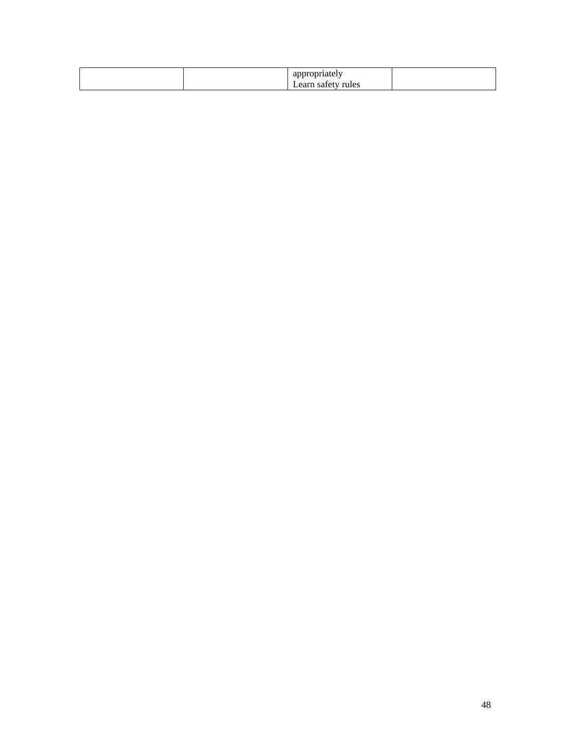| | | | |
|---|---|---|---|
| | | appropriately<br>Learn safety rules | |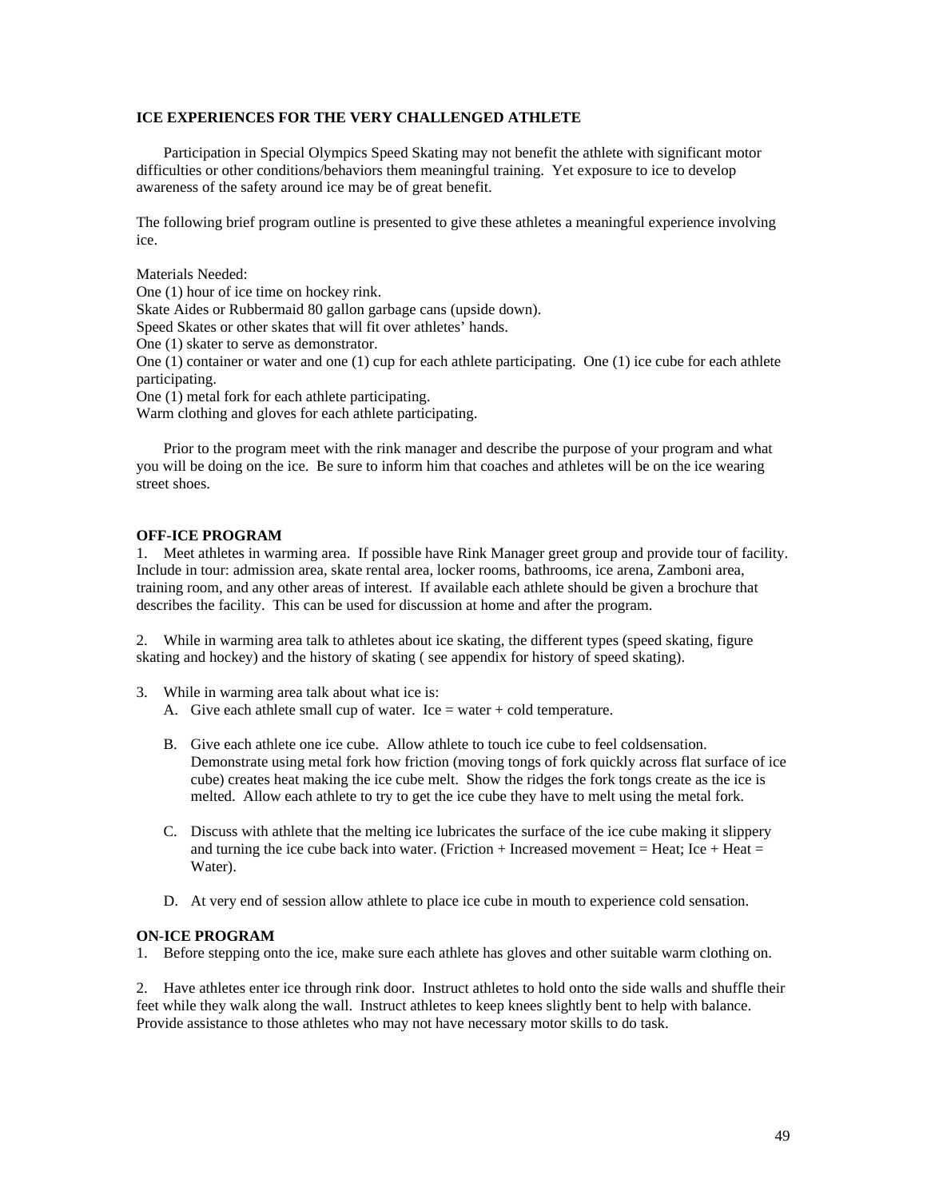### ICE EXPERIENCES FOR THE VERY CHALLENGED ATHLETE

Participation in Special Olympics Speed Skating may not benefit the athlete with significant motor difficulties or other conditions/behaviors them meaningful training. Yet exposure to ice to develop awareness of the safety around ice may be of great benefit.

The following brief program outline is presented to give these athletes a meaningful experience involving ice.

Materials Needed:
One (1) hour of ice time on hockey rink.
Skate Aides or Rubbermaid 80 gallon garbage cans (upside down).
Speed Skates or other skates that will fit over athletes' hands.
One (1) skater to serve as demonstrator.
One (1) container or water and one (1) cup for each athlete participating. One (1) ice cube for each athlete participating.
One (1) metal fork for each athlete participating.
Warm clothing and gloves for each athlete participating.

Prior to the program meet with the rink manager and describe the purpose of your program and what you will be doing on the ice. Be sure to inform him that coaches and athletes will be on the ice wearing street shoes.

### OFF-ICE PROGRAM

1. Meet athletes in warming area. If possible have Rink Manager greet group and provide tour of facility. Include in tour: admission area, skate rental area, locker rooms, bathrooms, ice arena, Zamboni area, training room, and any other areas of interest. If available each athlete should be given a brochure that describes the facility. This can be used for discussion at home and after the program.

2. While in warming area talk to athletes about ice skating, the different types (speed skating, figure skating and hockey) and the history of skating ( see appendix for history of speed skating).

3. While in warming area talk about what ice is:
   A. Give each athlete small cup of water. Ice = water + cold temperature.

   B. Give each athlete one ice cube. Allow athlete to touch ice cube to feel coldsensation. Demonstrate using metal fork how friction (moving tongs of fork quickly across flat surface of ice cube) creates heat making the ice cube melt. Show the ridges the fork tongs create as the ice is melted. Allow each athlete to try to get the ice cube they have to melt using the metal fork.

   C. Discuss with athlete that the melting ice lubricates the surface of the ice cube making it slippery and turning the ice cube back into water. (Friction + Increased movement = Heat; Ice + Heat = Water).

   D. At very end of session allow athlete to place ice cube in mouth to experience cold sensation.

### ON-ICE PROGRAM

1. Before stepping onto the ice, make sure each athlete has gloves and other suitable warm clothing on.

2. Have athletes enter ice through rink door. Instruct athletes to hold onto the side walls and shuffle their feet while they walk along the wall. Instruct athletes to keep knees slightly bent to help with balance. Provide assistance to those athletes who may not have necessary motor skills to do task.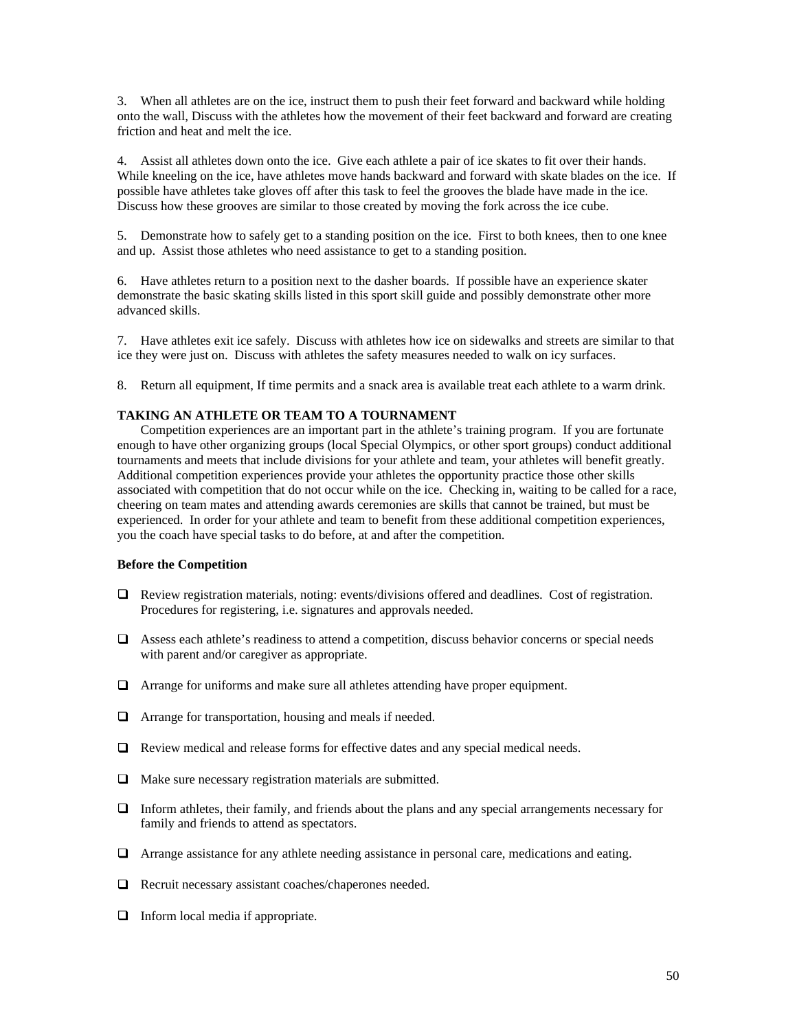3. When all athletes are on the ice, instruct them to push their feet forward and backward while holding onto the wall, Discuss with the athletes how the movement of their feet backward and forward are creating friction and heat and melt the ice.

4. Assist all athletes down onto the ice. Give each athlete a pair of ice skates to fit over their hands. While kneeling on the ice, have athletes move hands backward and forward with skate blades on the ice. If possible have athletes take gloves off after this task to feel the grooves the blade have made in the ice. Discuss how these grooves are similar to those created by moving the fork across the ice cube.

5. Demonstrate how to safely get to a standing position on the ice. First to both knees, then to one knee and up. Assist those athletes who need assistance to get to a standing position.

6. Have athletes return to a position next to the dasher boards. If possible have an experience skater demonstrate the basic skating skills listed in this sport skill guide and possibly demonstrate other more advanced skills.

7. Have athletes exit ice safely. Discuss with athletes how ice on sidewalks and streets are similar to that ice they were just on. Discuss with athletes the safety measures needed to walk on icy surfaces.

8. Return all equipment, If time permits and a snack area is available treat each athlete to a warm drink.

**TAKING AN ATHLETE OR TEAM TO A TOURNAMENT**

Competition experiences are an important part in the athlete's training program. If you are fortunate enough to have other organizing groups (local Special Olympics, or other sport groups) conduct additional tournaments and meets that include divisions for your athlete and team, your athletes will benefit greatly. Additional competition experiences provide your athletes the opportunity practice those other skills associated with competition that do not occur while on the ice. Checking in, waiting to be called for a race, cheering on team mates and attending awards ceremonies are skills that cannot be trained, but must be experienced. In order for your athlete and team to benefit from these additional competition experiences, you the coach have special tasks to do before, at and after the competition.

**Before the Competition**

- ❑ Review registration materials, noting: events/divisions offered and deadlines. Cost of registration. Procedures for registering, i.e. signatures and approvals needed.
- ❑ Assess each athlete's readiness to attend a competition, discuss behavior concerns or special needs with parent and/or caregiver as appropriate.
- ❑ Arrange for uniforms and make sure all athletes attending have proper equipment.
- ❑ Arrange for transportation, housing and meals if needed.
- ❑ Review medical and release forms for effective dates and any special medical needs.
- ❑ Make sure necessary registration materials are submitted.
- ❑ Inform athletes, their family, and friends about the plans and any special arrangements necessary for family and friends to attend as spectators.
- ❑ Arrange assistance for any athlete needing assistance in personal care, medications and eating.
- ❑ Recruit necessary assistant coaches/chaperones needed.
- ❑ Inform local media if appropriate.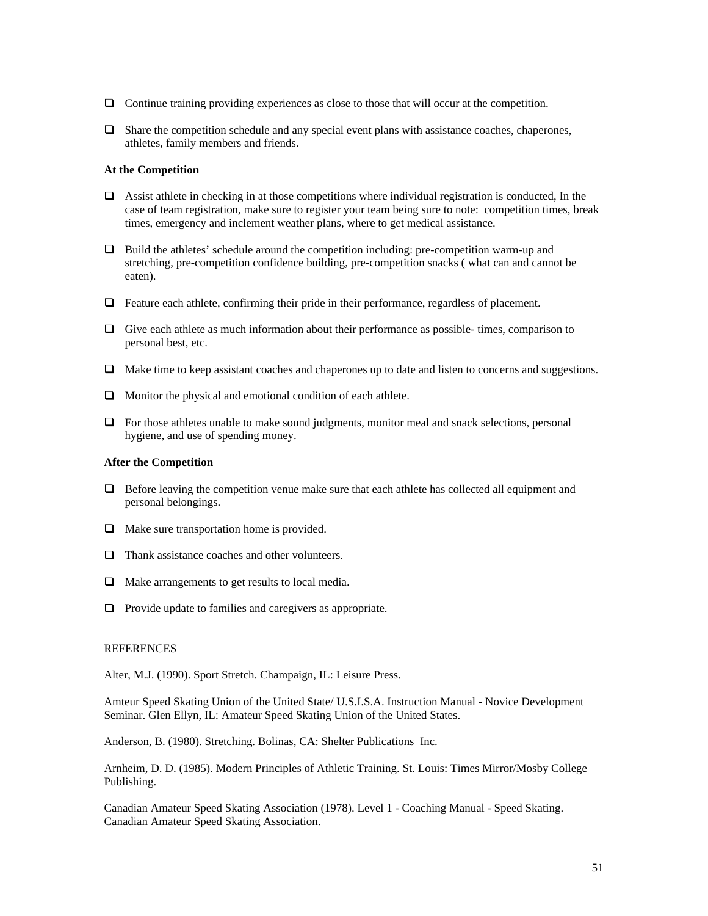- ❑ Continue training providing experiences as close to those that will occur at the competition.
- ❑ Share the competition schedule and any special event plans with assistance coaches, chaperones, athletes, family members and friends.

**At the Competition**

- ❑ Assist athlete in checking in at those competitions where individual registration is conducted, In the case of team registration, make sure to register your team being sure to note: competition times, break times, emergency and inclement weather plans, where to get medical assistance.
- ❑ Build the athletes' schedule around the competition including: pre-competition warm-up and stretching, pre-competition confidence building, pre-competition snacks ( what can and cannot be eaten).
- ❑ Feature each athlete, confirming their pride in their performance, regardless of placement.
- ❑ Give each athlete as much information about their performance as possible- times, comparison to personal best, etc.
- ❑ Make time to keep assistant coaches and chaperones up to date and listen to concerns and suggestions.
- ❑ Monitor the physical and emotional condition of each athlete.
- ❑ For those athletes unable to make sound judgments, monitor meal and snack selections, personal hygiene, and use of spending money.

**After the Competition**

- ❑ Before leaving the competition venue make sure that each athlete has collected all equipment and personal belongings.
- ❑ Make sure transportation home is provided.
- ❑ Thank assistance coaches and other volunteers.
- ❑ Make arrangements to get results to local media.
- ❑ Provide update to families and caregivers as appropriate.

REFERENCES

Alter, M.J. (1990). Sport Stretch. Champaign, IL: Leisure Press.

Amteur Speed Skating Union of the United State/ U.S.I.S.A. Instruction Manual - Novice Development Seminar. Glen Ellyn, IL: Amateur Speed Skating Union of the United States.

Anderson, B. (1980). Stretching. Bolinas, CA: Shelter Publications Inc.

Arnheim, D. D. (1985). Modern Principles of Athletic Training. St. Louis: Times Mirror/Mosby College Publishing.

Canadian Amateur Speed Skating Association (1978). Level 1 - Coaching Manual - Speed Skating. Canadian Amateur Speed Skating Association.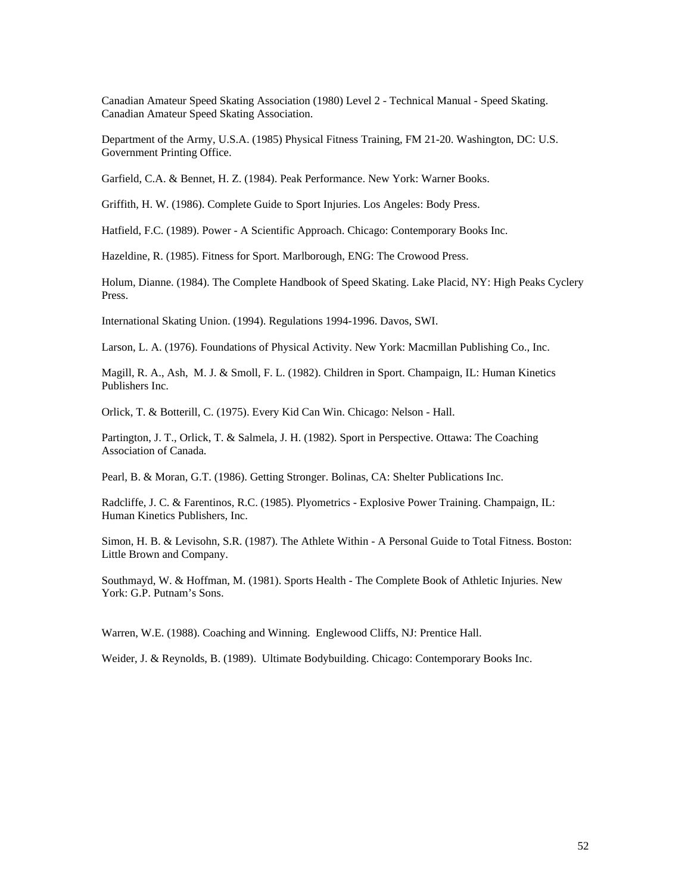Canadian Amateur Speed Skating Association (1980) Level 2 - Technical Manual - Speed Skating. Canadian Amateur Speed Skating Association.

Department of the Army, U.S.A. (1985) Physical Fitness Training, FM 21-20. Washington, DC: U.S. Government Printing Office.

Garfield, C.A. & Bennet, H. Z. (1984). Peak Performance. New York: Warner Books.

Griffith, H. W. (1986). Complete Guide to Sport Injuries. Los Angeles: Body Press.

Hatfield, F.C. (1989). Power - A Scientific Approach. Chicago: Contemporary Books Inc.

Hazeldine, R. (1985). Fitness for Sport. Marlborough, ENG: The Crowood Press.

Holum, Dianne. (1984). The Complete Handbook of Speed Skating. Lake Placid, NY: High Peaks Cyclery Press.

International Skating Union. (1994). Regulations 1994-1996. Davos, SWI.

Larson, L. A. (1976). Foundations of Physical Activity. New York: Macmillan Publishing Co., Inc.

Magill, R. A., Ash, M. J. & Smoll, F. L. (1982). Children in Sport. Champaign, IL: Human Kinetics Publishers Inc.

Orlick, T. & Botterill, C. (1975). Every Kid Can Win. Chicago: Nelson - Hall.

Partington, J. T., Orlick, T. & Salmela, J. H. (1982). Sport in Perspective. Ottawa: The Coaching Association of Canada.

Pearl, B. & Moran, G.T. (1986). Getting Stronger. Bolinas, CA: Shelter Publications Inc.

Radcliffe, J. C. & Farentinos, R.C. (1985). Plyometrics - Explosive Power Training. Champaign, IL: Human Kinetics Publishers, Inc.

Simon, H. B. & Levisohn, S.R. (1987). The Athlete Within - A Personal Guide to Total Fitness. Boston: Little Brown and Company.

Southmayd, W. & Hoffman, M. (1981). Sports Health - The Complete Book of Athletic Injuries. New York: G.P. Putnam's Sons.

Warren, W.E. (1988). Coaching and Winning. Englewood Cliffs, NJ: Prentice Hall.

Weider, J. & Reynolds, B. (1989). Ultimate Bodybuilding. Chicago: Contemporary Books Inc.